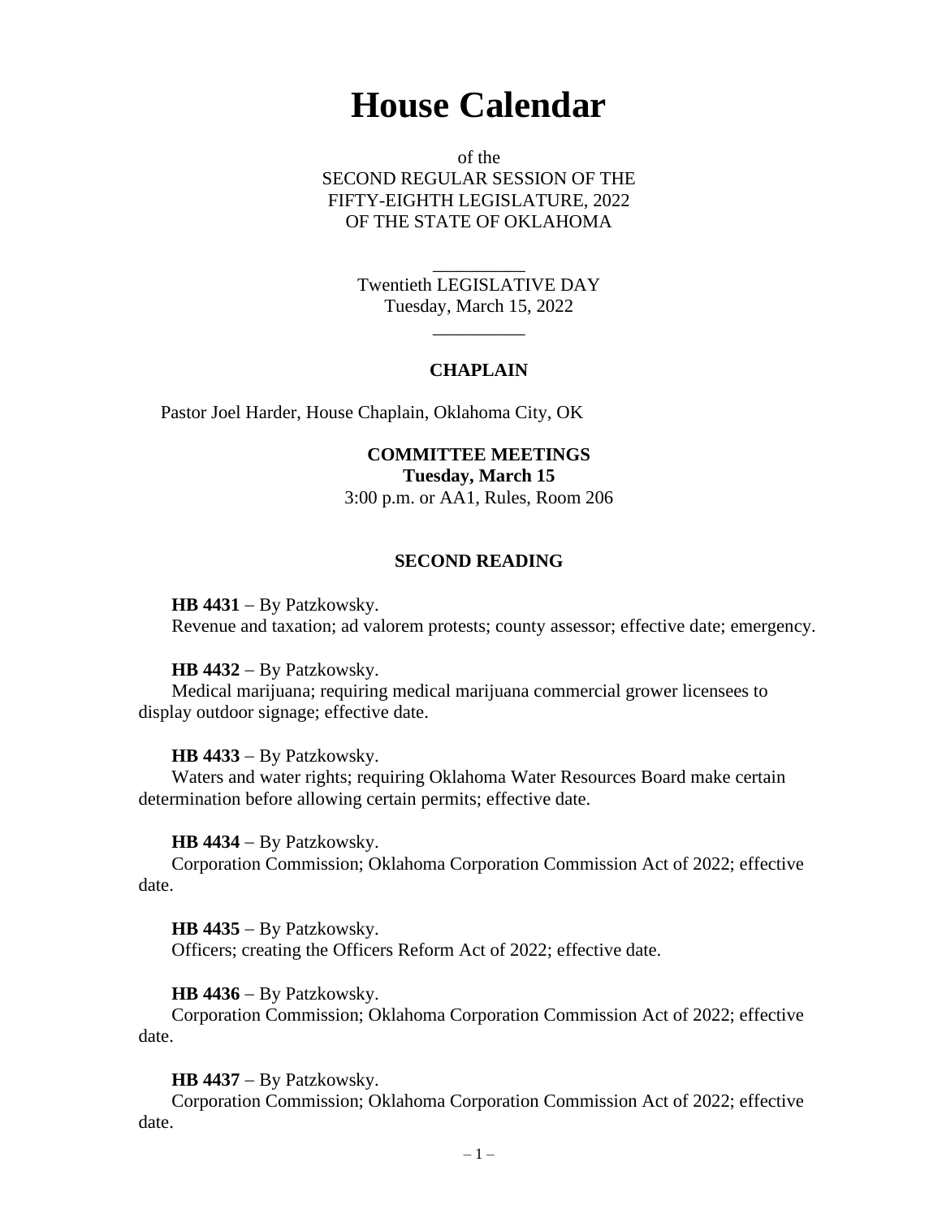# House Calendar

of the
SECOND REGULAR SESSION OF THE
FIFTY-EIGHTH LEGISLATURE, 2022
OF THE STATE OF OKLAHOMA

__________

Twentieth LEGISLATIVE DAY
Tuesday, March 15, 2022

__________

### CHAPLAIN

Pastor Joel Harder, House Chaplain, Oklahoma City, OK

### COMMITTEE MEETINGS

**Tuesday, March 15**
3:00 p.m. or AA1, Rules, Room 206

### SECOND READING

**HB 4431** – By Patzkowsky.
Revenue and taxation; ad valorem protests; county assessor; effective date; emergency.

**HB 4432** – By Patzkowsky.
Medical marijuana; requiring medical marijuana commercial grower licensees to display outdoor signage; effective date.

**HB 4433** – By Patzkowsky.
Waters and water rights; requiring Oklahoma Water Resources Board make certain determination before allowing certain permits; effective date.

**HB 4434** – By Patzkowsky.
Corporation Commission; Oklahoma Corporation Commission Act of 2022; effective date.

**HB 4435** – By Patzkowsky.
Officers; creating the Officers Reform Act of 2022; effective date.

**HB 4436** – By Patzkowsky.
Corporation Commission; Oklahoma Corporation Commission Act of 2022; effective date.

**HB 4437** – By Patzkowsky.
Corporation Commission; Oklahoma Corporation Commission Act of 2022; effective date.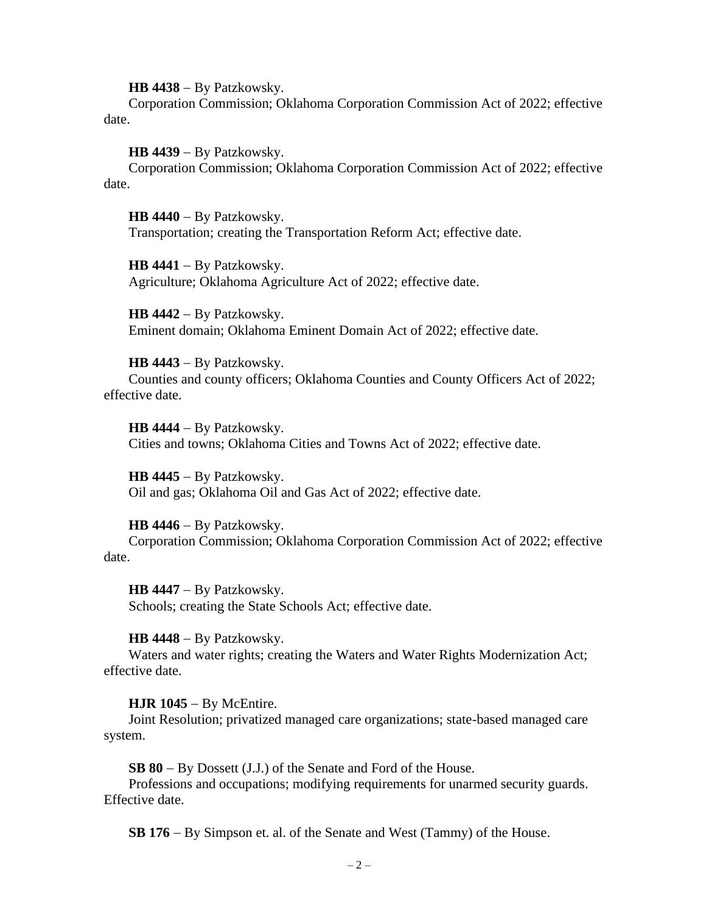**HB 4438** – By Patzkowsky.
Corporation Commission; Oklahoma Corporation Commission Act of 2022; effective date.

**HB 4439** – By Patzkowsky.
Corporation Commission; Oklahoma Corporation Commission Act of 2022; effective date.

**HB 4440** – By Patzkowsky.
Transportation; creating the Transportation Reform Act; effective date.

**HB 4441** – By Patzkowsky.
Agriculture; Oklahoma Agriculture Act of 2022; effective date.

**HB 4442** – By Patzkowsky.
Eminent domain; Oklahoma Eminent Domain Act of 2022; effective date.

**HB 4443** – By Patzkowsky.
Counties and county officers; Oklahoma Counties and County Officers Act of 2022; effective date.

**HB 4444** – By Patzkowsky.
Cities and towns; Oklahoma Cities and Towns Act of 2022; effective date.

**HB 4445** – By Patzkowsky.
Oil and gas; Oklahoma Oil and Gas Act of 2022; effective date.

**HB 4446** – By Patzkowsky.
Corporation Commission; Oklahoma Corporation Commission Act of 2022; effective date.

**HB 4447** – By Patzkowsky.
Schools; creating the State Schools Act; effective date.

**HB 4448** – By Patzkowsky.
Waters and water rights; creating the Waters and Water Rights Modernization Act; effective date.

**HJR 1045** – By McEntire.
Joint Resolution; privatized managed care organizations; state-based managed care system.

**SB 80** – By Dossett (J.J.) of the Senate and Ford of the House.
Professions and occupations; modifying requirements for unarmed security guards. Effective date.

**SB 176** – By Simpson et. al. of the Senate and West (Tammy) of the House.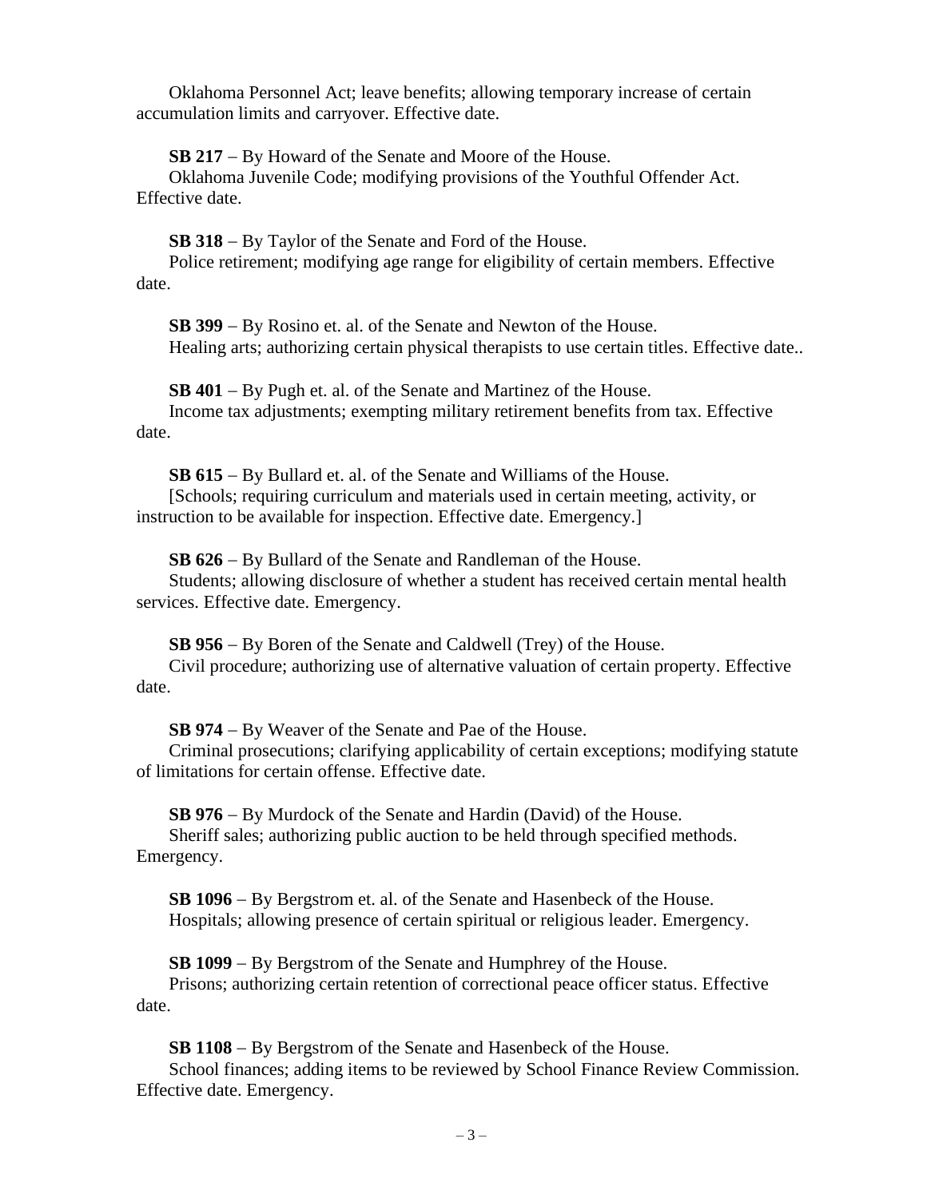Oklahoma Personnel Act; leave benefits; allowing temporary increase of certain accumulation limits and carryover. Effective date.

**SB 217** – By Howard of the Senate and Moore of the House.
Oklahoma Juvenile Code; modifying provisions of the Youthful Offender Act. Effective date.

**SB 318** – By Taylor of the Senate and Ford of the House.
Police retirement; modifying age range for eligibility of certain members. Effective date.

**SB 399** – By Rosino et. al. of the Senate and Newton of the House.
Healing arts; authorizing certain physical therapists to use certain titles. Effective date..

**SB 401** – By Pugh et. al. of the Senate and Martinez of the House.
Income tax adjustments; exempting military retirement benefits from tax. Effective date.

**SB 615** – By Bullard et. al. of the Senate and Williams of the House.
[Schools; requiring curriculum and materials used in certain meeting, activity, or instruction to be available for inspection. Effective date. Emergency.]

**SB 626** – By Bullard of the Senate and Randleman of the House.
Students; allowing disclosure of whether a student has received certain mental health services. Effective date. Emergency.

**SB 956** – By Boren of the Senate and Caldwell (Trey) of the House.
Civil procedure; authorizing use of alternative valuation of certain property. Effective date.

**SB 974** – By Weaver of the Senate and Pae of the House.
Criminal prosecutions; clarifying applicability of certain exceptions; modifying statute of limitations for certain offense. Effective date.

**SB 976** – By Murdock of the Senate and Hardin (David) of the House.
Sheriff sales; authorizing public auction to be held through specified methods. Emergency.

**SB 1096** – By Bergstrom et. al. of the Senate and Hasenbeck of the House.
Hospitals; allowing presence of certain spiritual or religious leader. Emergency.

**SB 1099** – By Bergstrom of the Senate and Humphrey of the House.
Prisons; authorizing certain retention of correctional peace officer status. Effective date.

**SB 1108** – By Bergstrom of the Senate and Hasenbeck of the House.
School finances; adding items to be reviewed by School Finance Review Commission. Effective date. Emergency.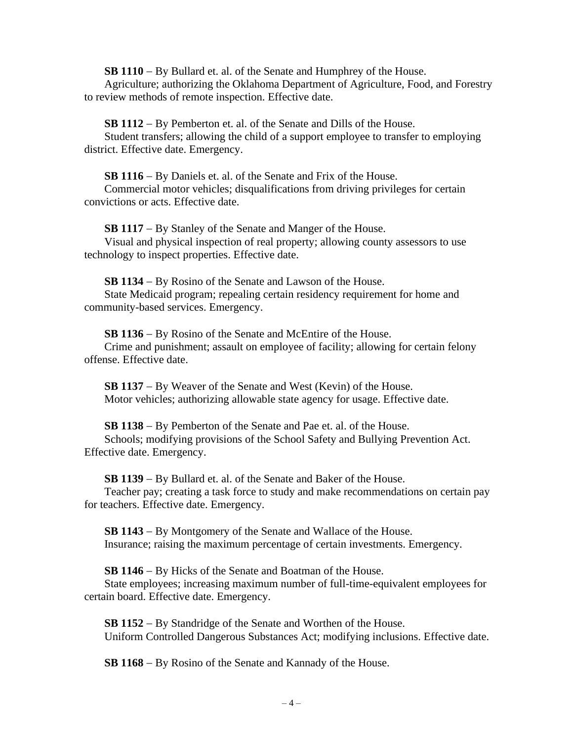**SB 1110** – By Bullard et. al. of the Senate and Humphrey of the House.
Agriculture; authorizing the Oklahoma Department of Agriculture, Food, and Forestry to review methods of remote inspection. Effective date.

**SB 1112** – By Pemberton et. al. of the Senate and Dills of the House.
Student transfers; allowing the child of a support employee to transfer to employing district. Effective date. Emergency.

**SB 1116** – By Daniels et. al. of the Senate and Frix of the House.
Commercial motor vehicles; disqualifications from driving privileges for certain convictions or acts. Effective date.

**SB 1117** – By Stanley of the Senate and Manger of the House.
Visual and physical inspection of real property; allowing county assessors to use technology to inspect properties. Effective date.

**SB 1134** – By Rosino of the Senate and Lawson of the House.
State Medicaid program; repealing certain residency requirement for home and community-based services. Emergency.

**SB 1136** – By Rosino of the Senate and McEntire of the House.
Crime and punishment; assault on employee of facility; allowing for certain felony offense. Effective date.

**SB 1137** – By Weaver of the Senate and West (Kevin) of the House.
Motor vehicles; authorizing allowable state agency for usage. Effective date.

**SB 1138** – By Pemberton of the Senate and Pae et. al. of the House.
Schools; modifying provisions of the School Safety and Bullying Prevention Act. Effective date. Emergency.

**SB 1139** – By Bullard et. al. of the Senate and Baker of the House.
Teacher pay; creating a task force to study and make recommendations on certain pay for teachers. Effective date. Emergency.

**SB 1143** – By Montgomery of the Senate and Wallace of the House.
Insurance; raising the maximum percentage of certain investments. Emergency.

**SB 1146** – By Hicks of the Senate and Boatman of the House.
State employees; increasing maximum number of full-time-equivalent employees for certain board. Effective date. Emergency.

**SB 1152** – By Standridge of the Senate and Worthen of the House.
Uniform Controlled Dangerous Substances Act; modifying inclusions. Effective date.

**SB 1168** – By Rosino of the Senate and Kannady of the House.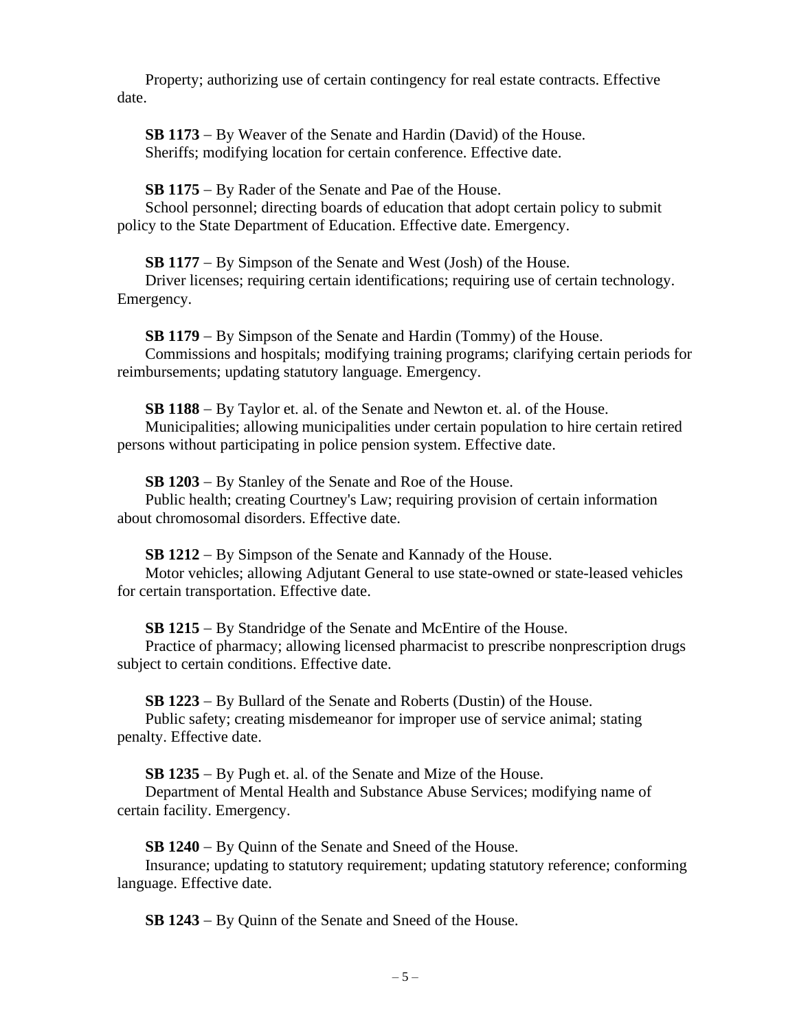Property; authorizing use of certain contingency for real estate contracts. Effective date.

**SB 1173** – By Weaver of the Senate and Hardin (David) of the House.
Sheriffs; modifying location for certain conference. Effective date.

**SB 1175** – By Rader of the Senate and Pae of the House.
School personnel; directing boards of education that adopt certain policy to submit policy to the State Department of Education. Effective date. Emergency.

**SB 1177** – By Simpson of the Senate and West (Josh) of the House.
Driver licenses; requiring certain identifications; requiring use of certain technology. Emergency.

**SB 1179** – By Simpson of the Senate and Hardin (Tommy) of the House.
Commissions and hospitals; modifying training programs; clarifying certain periods for reimbursements; updating statutory language. Emergency.

**SB 1188** – By Taylor et. al. of the Senate and Newton et. al. of the House.
Municipalities; allowing municipalities under certain population to hire certain retired persons without participating in police pension system. Effective date.

**SB 1203** – By Stanley of the Senate and Roe of the House.
Public health; creating Courtney's Law; requiring provision of certain information about chromosomal disorders. Effective date.

**SB 1212** – By Simpson of the Senate and Kannady of the House.
Motor vehicles; allowing Adjutant General to use state-owned or state-leased vehicles for certain transportation. Effective date.

**SB 1215** – By Standridge of the Senate and McEntire of the House.
Practice of pharmacy; allowing licensed pharmacist to prescribe nonprescription drugs subject to certain conditions. Effective date.

**SB 1223** – By Bullard of the Senate and Roberts (Dustin) of the House.
Public safety; creating misdemeanor for improper use of service animal; stating penalty. Effective date.

**SB 1235** – By Pugh et. al. of the Senate and Mize of the House.
Department of Mental Health and Substance Abuse Services; modifying name of certain facility. Emergency.

**SB 1240** – By Quinn of the Senate and Sneed of the House.
Insurance; updating to statutory requirement; updating statutory reference; conforming language. Effective date.

**SB 1243** – By Quinn of the Senate and Sneed of the House.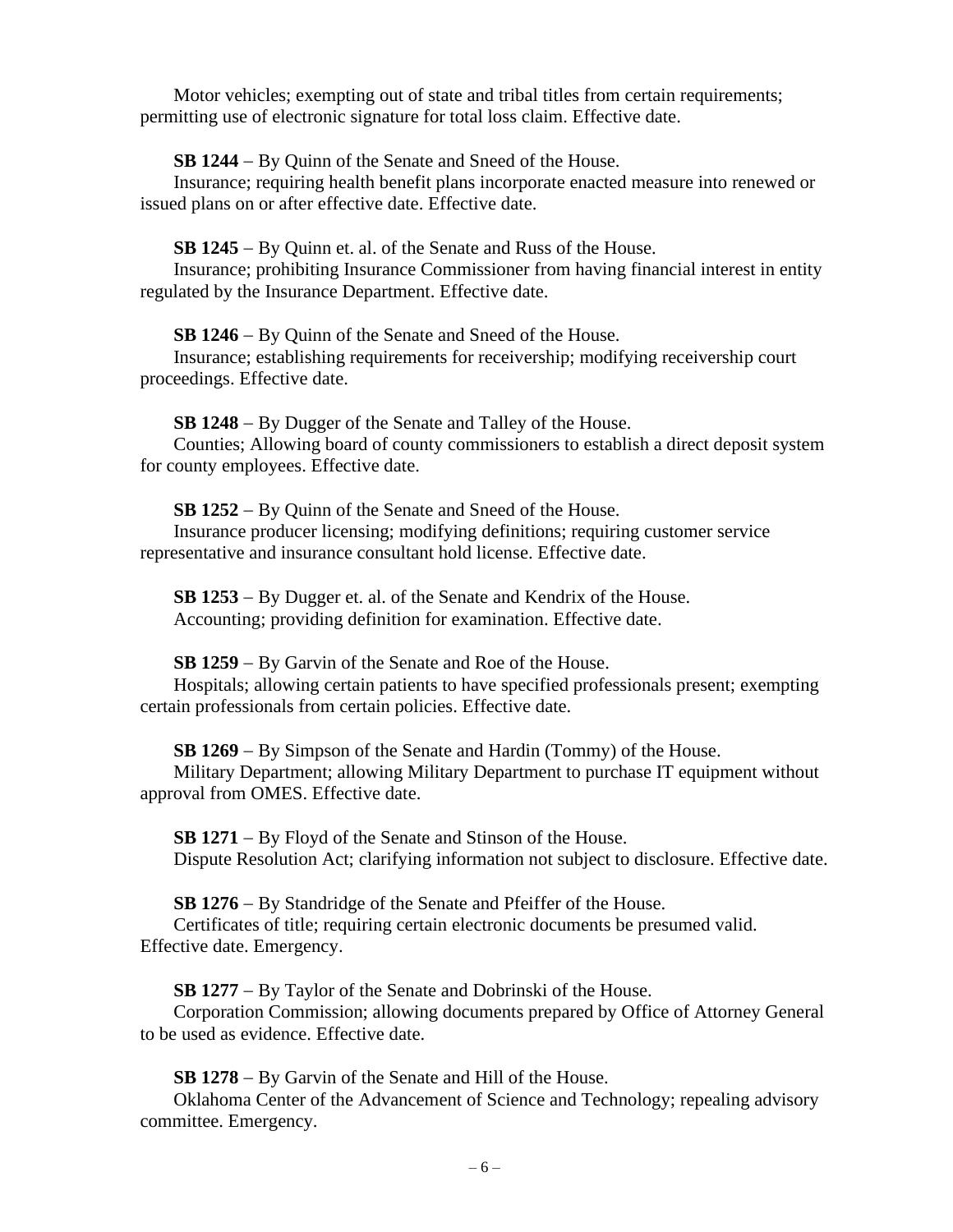Motor vehicles; exempting out of state and tribal titles from certain requirements; permitting use of electronic signature for total loss claim. Effective date.

**SB 1244** – By Quinn of the Senate and Sneed of the House.
Insurance; requiring health benefit plans incorporate enacted measure into renewed or issued plans on or after effective date. Effective date.

**SB 1245** – By Quinn et. al. of the Senate and Russ of the House.
Insurance; prohibiting Insurance Commissioner from having financial interest in entity regulated by the Insurance Department. Effective date.

**SB 1246** – By Quinn of the Senate and Sneed of the House.
Insurance; establishing requirements for receivership; modifying receivership court proceedings. Effective date.

**SB 1248** – By Dugger of the Senate and Talley of the House.
Counties; Allowing board of county commissioners to establish a direct deposit system for county employees. Effective date.

**SB 1252** – By Quinn of the Senate and Sneed of the House.
Insurance producer licensing; modifying definitions; requiring customer service representative and insurance consultant hold license. Effective date.

**SB 1253** – By Dugger et. al. of the Senate and Kendrix of the House.
Accounting; providing definition for examination. Effective date.

**SB 1259** – By Garvin of the Senate and Roe of the House.
Hospitals; allowing certain patients to have specified professionals present; exempting certain professionals from certain policies. Effective date.

**SB 1269** – By Simpson of the Senate and Hardin (Tommy) of the House.
Military Department; allowing Military Department to purchase IT equipment without approval from OMES. Effective date.

**SB 1271** – By Floyd of the Senate and Stinson of the House.
Dispute Resolution Act; clarifying information not subject to disclosure. Effective date.

**SB 1276** – By Standridge of the Senate and Pfeiffer of the House.
Certificates of title; requiring certain electronic documents be presumed valid. Effective date. Emergency.

**SB 1277** – By Taylor of the Senate and Dobrinski of the House.
Corporation Commission; allowing documents prepared by Office of Attorney General to be used as evidence. Effective date.

**SB 1278** – By Garvin of the Senate and Hill of the House.
Oklahoma Center of the Advancement of Science and Technology; repealing advisory committee. Emergency.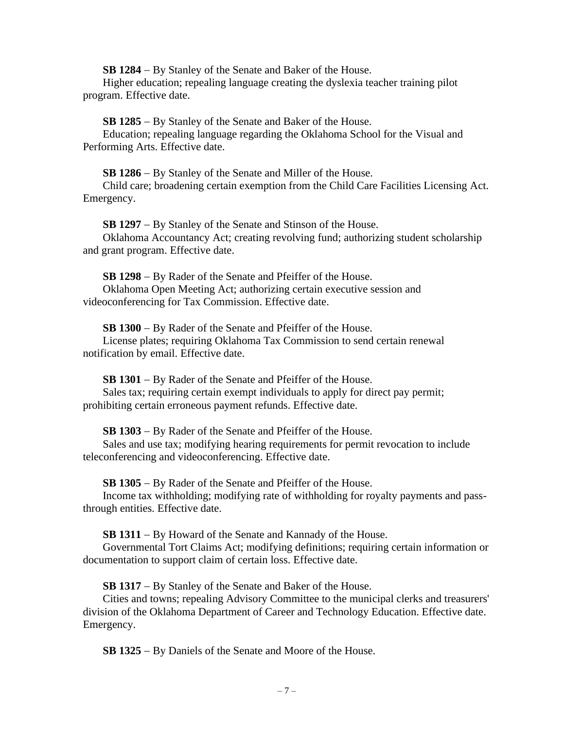**SB 1284** – By Stanley of the Senate and Baker of the House.

Higher education; repealing language creating the dyslexia teacher training pilot program. Effective date.

**SB 1285** – By Stanley of the Senate and Baker of the House.

Education; repealing language regarding the Oklahoma School for the Visual and Performing Arts. Effective date.

**SB 1286** – By Stanley of the Senate and Miller of the House.

Child care; broadening certain exemption from the Child Care Facilities Licensing Act. Emergency.

**SB 1297** – By Stanley of the Senate and Stinson of the House.

Oklahoma Accountancy Act; creating revolving fund; authorizing student scholarship and grant program. Effective date.

**SB 1298** – By Rader of the Senate and Pfeiffer of the House.

Oklahoma Open Meeting Act; authorizing certain executive session and videoconferencing for Tax Commission. Effective date.

**SB 1300** – By Rader of the Senate and Pfeiffer of the House.

License plates; requiring Oklahoma Tax Commission to send certain renewal notification by email. Effective date.

**SB 1301** – By Rader of the Senate and Pfeiffer of the House.

Sales tax; requiring certain exempt individuals to apply for direct pay permit; prohibiting certain erroneous payment refunds. Effective date.

**SB 1303** – By Rader of the Senate and Pfeiffer of the House.

Sales and use tax; modifying hearing requirements for permit revocation to include teleconferencing and videoconferencing. Effective date.

**SB 1305** – By Rader of the Senate and Pfeiffer of the House.

Income tax withholding; modifying rate of withholding for royalty payments and pass-through entities. Effective date.

**SB 1311** – By Howard of the Senate and Kannady of the House.

Governmental Tort Claims Act; modifying definitions; requiring certain information or documentation to support claim of certain loss. Effective date.

**SB 1317** – By Stanley of the Senate and Baker of the House.

Cities and towns; repealing Advisory Committee to the municipal clerks and treasurers' division of the Oklahoma Department of Career and Technology Education. Effective date. Emergency.

**SB 1325** – By Daniels of the Senate and Moore of the House.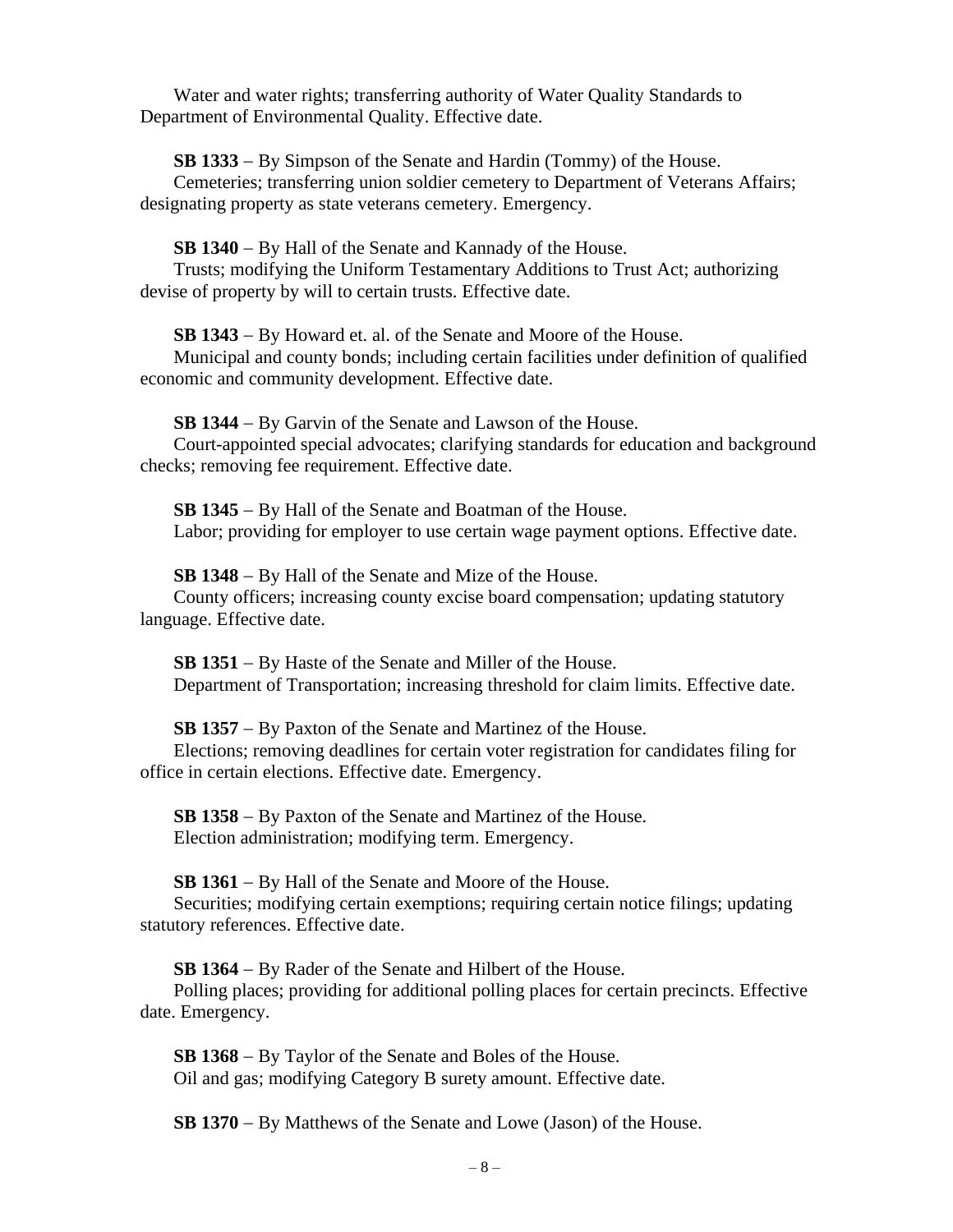Water and water rights; transferring authority of Water Quality Standards to Department of Environmental Quality. Effective date.

**SB 1333** – By Simpson of the Senate and Hardin (Tommy) of the House.
Cemeteries; transferring union soldier cemetery to Department of Veterans Affairs; designating property as state veterans cemetery. Emergency.

**SB 1340** – By Hall of the Senate and Kannady of the House.
Trusts; modifying the Uniform Testamentary Additions to Trust Act; authorizing devise of property by will to certain trusts. Effective date.

**SB 1343** – By Howard et. al. of the Senate and Moore of the House.
Municipal and county bonds; including certain facilities under definition of qualified economic and community development. Effective date.

**SB 1344** – By Garvin of the Senate and Lawson of the House.
Court-appointed special advocates; clarifying standards for education and background checks; removing fee requirement. Effective date.

**SB 1345** – By Hall of the Senate and Boatman of the House.
Labor; providing for employer to use certain wage payment options. Effective date.

**SB 1348** – By Hall of the Senate and Mize of the House.
County officers; increasing county excise board compensation; updating statutory language. Effective date.

**SB 1351** – By Haste of the Senate and Miller of the House.
Department of Transportation; increasing threshold for claim limits. Effective date.

**SB 1357** – By Paxton of the Senate and Martinez of the House.
Elections; removing deadlines for certain voter registration for candidates filing for office in certain elections. Effective date. Emergency.

**SB 1358** – By Paxton of the Senate and Martinez of the House.
Election administration; modifying term. Emergency.

**SB 1361** – By Hall of the Senate and Moore of the House.
Securities; modifying certain exemptions; requiring certain notice filings; updating statutory references. Effective date.

**SB 1364** – By Rader of the Senate and Hilbert of the House.
Polling places; providing for additional polling places for certain precincts. Effective date. Emergency.

**SB 1368** – By Taylor of the Senate and Boles of the House.
Oil and gas; modifying Category B surety amount. Effective date.

**SB 1370** – By Matthews of the Senate and Lowe (Jason) of the House.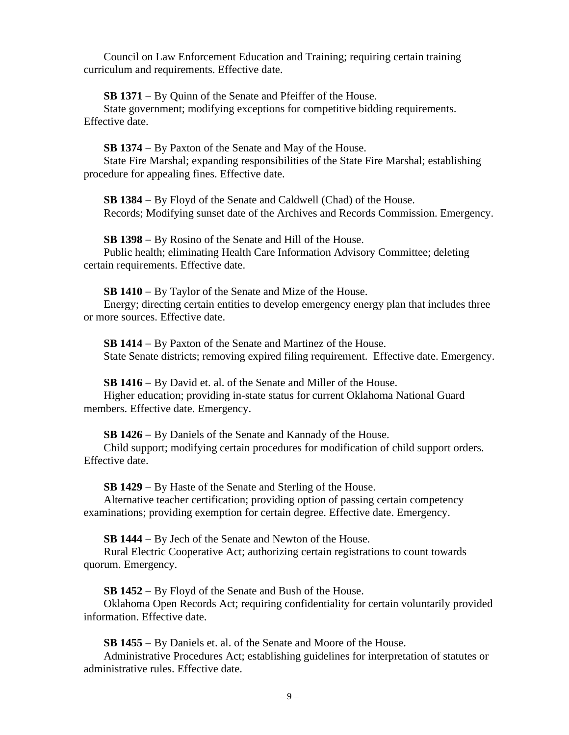Council on Law Enforcement Education and Training; requiring certain training curriculum and requirements. Effective date.

**SB 1371** – By Quinn of the Senate and Pfeiffer of the House.
State government; modifying exceptions for competitive bidding requirements. Effective date.

**SB 1374** – By Paxton of the Senate and May of the House.
State Fire Marshal; expanding responsibilities of the State Fire Marshal; establishing procedure for appealing fines. Effective date.

**SB 1384** – By Floyd of the Senate and Caldwell (Chad) of the House.
Records; Modifying sunset date of the Archives and Records Commission. Emergency.

**SB 1398** – By Rosino of the Senate and Hill of the House.
Public health; eliminating Health Care Information Advisory Committee; deleting certain requirements. Effective date.

**SB 1410** – By Taylor of the Senate and Mize of the House.
Energy; directing certain entities to develop emergency energy plan that includes three or more sources. Effective date.

**SB 1414** – By Paxton of the Senate and Martinez of the House.
State Senate districts; removing expired filing requirement. Effective date. Emergency.

**SB 1416** – By David et. al. of the Senate and Miller of the House.
Higher education; providing in-state status for current Oklahoma National Guard members. Effective date. Emergency.

**SB 1426** – By Daniels of the Senate and Kannady of the House.
Child support; modifying certain procedures for modification of child support orders. Effective date.

**SB 1429** – By Haste of the Senate and Sterling of the House.
Alternative teacher certification; providing option of passing certain competency examinations; providing exemption for certain degree. Effective date. Emergency.

**SB 1444** – By Jech of the Senate and Newton of the House.
Rural Electric Cooperative Act; authorizing certain registrations to count towards quorum. Emergency.

**SB 1452** – By Floyd of the Senate and Bush of the House.
Oklahoma Open Records Act; requiring confidentiality for certain voluntarily provided information. Effective date.

**SB 1455** – By Daniels et. al. of the Senate and Moore of the House.
Administrative Procedures Act; establishing guidelines for interpretation of statutes or administrative rules. Effective date.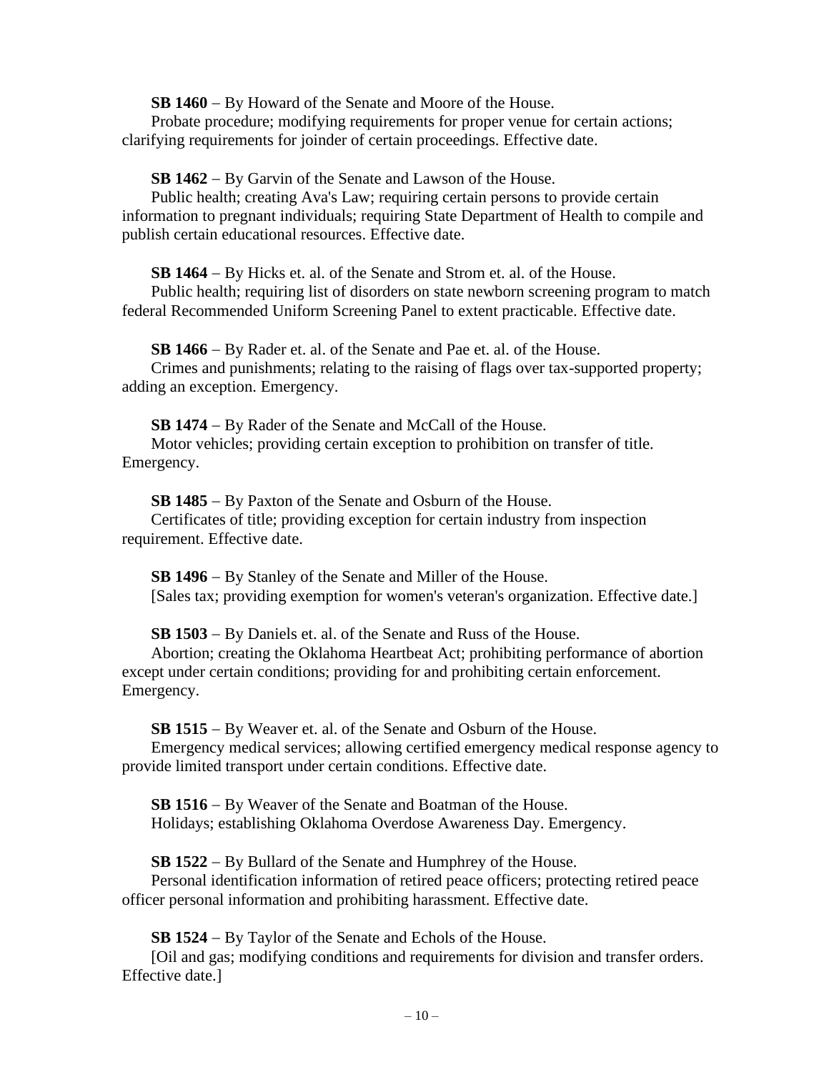**SB 1460** – By Howard of the Senate and Moore of the House.

Probate procedure; modifying requirements for proper venue for certain actions; clarifying requirements for joinder of certain proceedings. Effective date.

**SB 1462** – By Garvin of the Senate and Lawson of the House.

Public health; creating Ava's Law; requiring certain persons to provide certain information to pregnant individuals; requiring State Department of Health to compile and publish certain educational resources. Effective date.

**SB 1464** – By Hicks et. al. of the Senate and Strom et. al. of the House.

Public health; requiring list of disorders on state newborn screening program to match federal Recommended Uniform Screening Panel to extent practicable. Effective date.

**SB 1466** – By Rader et. al. of the Senate and Pae et. al. of the House.

Crimes and punishments; relating to the raising of flags over tax-supported property; adding an exception. Emergency.

**SB 1474** – By Rader of the Senate and McCall of the House.

Motor vehicles; providing certain exception to prohibition on transfer of title. Emergency.

**SB 1485** – By Paxton of the Senate and Osburn of the House.

Certificates of title; providing exception for certain industry from inspection requirement. Effective date.

**SB 1496** – By Stanley of the Senate and Miller of the House.

[Sales tax; providing exemption for women's veteran's organization. Effective date.]

**SB 1503** – By Daniels et. al. of the Senate and Russ of the House.

Abortion; creating the Oklahoma Heartbeat Act; prohibiting performance of abortion except under certain conditions; providing for and prohibiting certain enforcement. Emergency.

**SB 1515** – By Weaver et. al. of the Senate and Osburn of the House.

Emergency medical services; allowing certified emergency medical response agency to provide limited transport under certain conditions. Effective date.

**SB 1516** – By Weaver of the Senate and Boatman of the House.

Holidays; establishing Oklahoma Overdose Awareness Day. Emergency.

**SB 1522** – By Bullard of the Senate and Humphrey of the House.

Personal identification information of retired peace officers; protecting retired peace officer personal information and prohibiting harassment. Effective date.

**SB 1524** – By Taylor of the Senate and Echols of the House.

[Oil and gas; modifying conditions and requirements for division and transfer orders. Effective date.]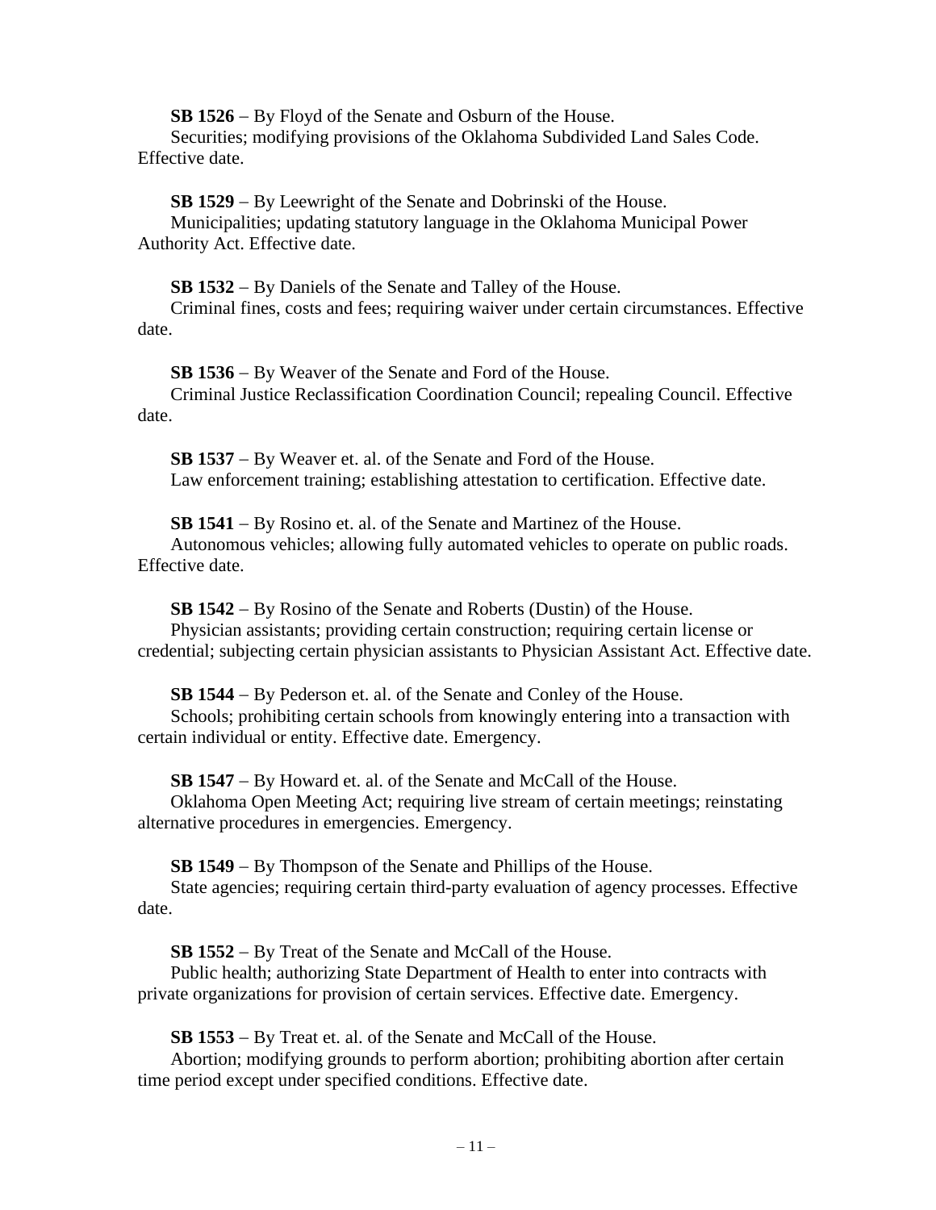**SB 1526** – By Floyd of the Senate and Osburn of the House.
Securities; modifying provisions of the Oklahoma Subdivided Land Sales Code. Effective date.

**SB 1529** – By Leewright of the Senate and Dobrinski of the House.
Municipalities; updating statutory language in the Oklahoma Municipal Power Authority Act. Effective date.

**SB 1532** – By Daniels of the Senate and Talley of the House.
Criminal fines, costs and fees; requiring waiver under certain circumstances. Effective date.

**SB 1536** – By Weaver of the Senate and Ford of the House.
Criminal Justice Reclassification Coordination Council; repealing Council. Effective date.

**SB 1537** – By Weaver et. al. of the Senate and Ford of the House.
Law enforcement training; establishing attestation to certification. Effective date.

**SB 1541** – By Rosino et. al. of the Senate and Martinez of the House.
Autonomous vehicles; allowing fully automated vehicles to operate on public roads. Effective date.

**SB 1542** – By Rosino of the Senate and Roberts (Dustin) of the House.
Physician assistants; providing certain construction; requiring certain license or credential; subjecting certain physician assistants to Physician Assistant Act. Effective date.

**SB 1544** – By Pederson et. al. of the Senate and Conley of the House.
Schools; prohibiting certain schools from knowingly entering into a transaction with certain individual or entity. Effective date. Emergency.

**SB 1547** – By Howard et. al. of the Senate and McCall of the House.
Oklahoma Open Meeting Act; requiring live stream of certain meetings; reinstating alternative procedures in emergencies. Emergency.

**SB 1549** – By Thompson of the Senate and Phillips of the House.
State agencies; requiring certain third-party evaluation of agency processes. Effective date.

**SB 1552** – By Treat of the Senate and McCall of the House.
Public health; authorizing State Department of Health to enter into contracts with private organizations for provision of certain services. Effective date. Emergency.

**SB 1553** – By Treat et. al. of the Senate and McCall of the House.
Abortion; modifying grounds to perform abortion; prohibiting abortion after certain time period except under specified conditions. Effective date.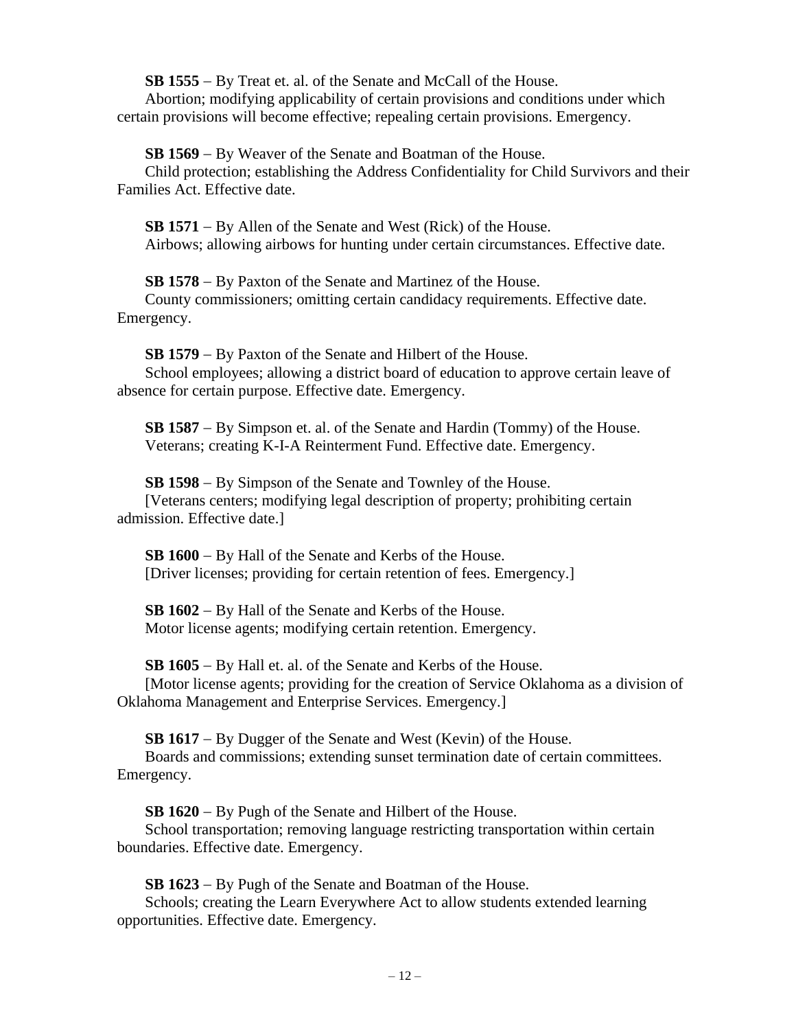**SB 1555** – By Treat et. al. of the Senate and McCall of the House.
Abortion; modifying applicability of certain provisions and conditions under which certain provisions will become effective; repealing certain provisions. Emergency.

**SB 1569** – By Weaver of the Senate and Boatman of the House.
Child protection; establishing the Address Confidentiality for Child Survivors and their Families Act. Effective date.

**SB 1571** – By Allen of the Senate and West (Rick) of the House.
Airbows; allowing airbows for hunting under certain circumstances. Effective date.

**SB 1578** – By Paxton of the Senate and Martinez of the House.
County commissioners; omitting certain candidacy requirements. Effective date. Emergency.

**SB 1579** – By Paxton of the Senate and Hilbert of the House.
School employees; allowing a district board of education to approve certain leave of absence for certain purpose. Effective date. Emergency.

**SB 1587** – By Simpson et. al. of the Senate and Hardin (Tommy) of the House.
Veterans; creating K-I-A Reinterment Fund. Effective date. Emergency.

**SB 1598** – By Simpson of the Senate and Townley of the House.
[Veterans centers; modifying legal description of property; prohibiting certain admission. Effective date.]

**SB 1600** – By Hall of the Senate and Kerbs of the House.
[Driver licenses; providing for certain retention of fees. Emergency.]

**SB 1602** – By Hall of the Senate and Kerbs of the House.
Motor license agents; modifying certain retention. Emergency.

**SB 1605** – By Hall et. al. of the Senate and Kerbs of the House.
[Motor license agents; providing for the creation of Service Oklahoma as a division of Oklahoma Management and Enterprise Services. Emergency.]

**SB 1617** – By Dugger of the Senate and West (Kevin) of the House.
Boards and commissions; extending sunset termination date of certain committees. Emergency.

**SB 1620** – By Pugh of the Senate and Hilbert of the House.
School transportation; removing language restricting transportation within certain boundaries. Effective date. Emergency.

**SB 1623** – By Pugh of the Senate and Boatman of the House.
Schools; creating the Learn Everywhere Act to allow students extended learning opportunities. Effective date. Emergency.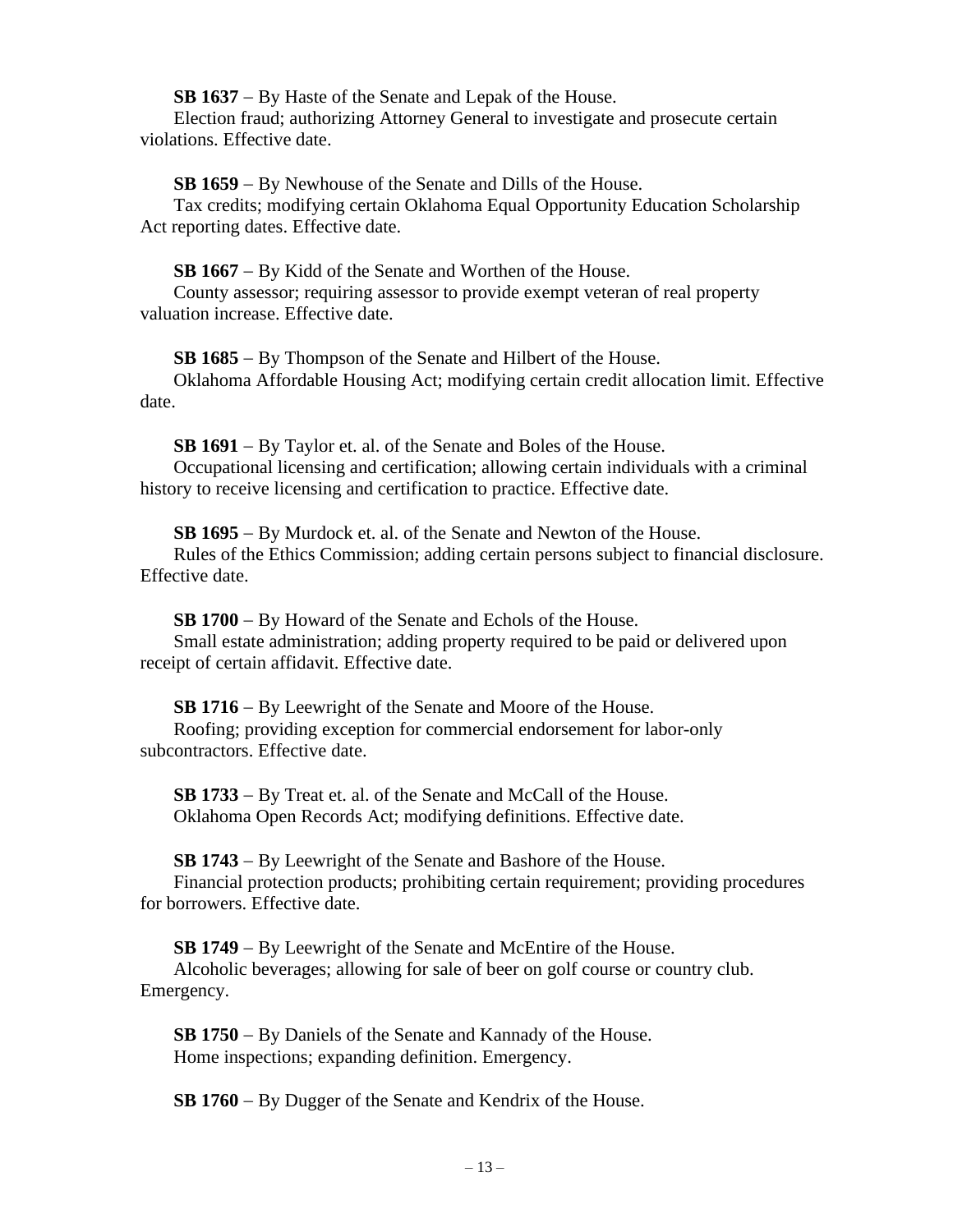**SB 1637** – By Haste of the Senate and Lepak of the House.
Election fraud; authorizing Attorney General to investigate and prosecute certain violations. Effective date.

**SB 1659** – By Newhouse of the Senate and Dills of the House.
Tax credits; modifying certain Oklahoma Equal Opportunity Education Scholarship Act reporting dates. Effective date.

**SB 1667** – By Kidd of the Senate and Worthen of the House.
County assessor; requiring assessor to provide exempt veteran of real property valuation increase. Effective date.

**SB 1685** – By Thompson of the Senate and Hilbert of the House.
Oklahoma Affordable Housing Act; modifying certain credit allocation limit. Effective date.

**SB 1691** – By Taylor et. al. of the Senate and Boles of the House.
Occupational licensing and certification; allowing certain individuals with a criminal history to receive licensing and certification to practice. Effective date.

**SB 1695** – By Murdock et. al. of the Senate and Newton of the House.
Rules of the Ethics Commission; adding certain persons subject to financial disclosure. Effective date.

**SB 1700** – By Howard of the Senate and Echols of the House.
Small estate administration; adding property required to be paid or delivered upon receipt of certain affidavit. Effective date.

**SB 1716** – By Leewright of the Senate and Moore of the House.
Roofing; providing exception for commercial endorsement for labor-only subcontractors. Effective date.

**SB 1733** – By Treat et. al. of the Senate and McCall of the House.
Oklahoma Open Records Act; modifying definitions. Effective date.

**SB 1743** – By Leewright of the Senate and Bashore of the House.
Financial protection products; prohibiting certain requirement; providing procedures for borrowers. Effective date.

**SB 1749** – By Leewright of the Senate and McEntire of the House.
Alcoholic beverages; allowing for sale of beer on golf course or country club. Emergency.

**SB 1750** – By Daniels of the Senate and Kannady of the House.
Home inspections; expanding definition. Emergency.

**SB 1760** – By Dugger of the Senate and Kendrix of the House.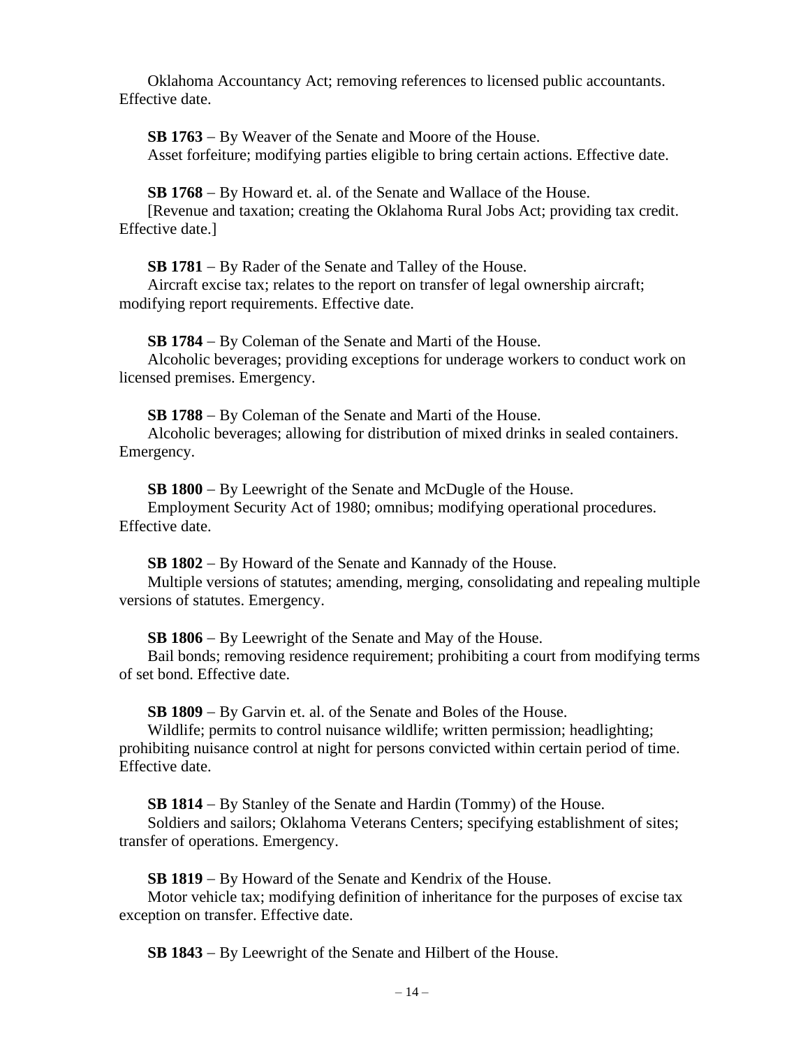Oklahoma Accountancy Act; removing references to licensed public accountants. Effective date.

**SB 1763** – By Weaver of the Senate and Moore of the House.
Asset forfeiture; modifying parties eligible to bring certain actions. Effective date.

**SB 1768** – By Howard et. al. of the Senate and Wallace of the House.
[Revenue and taxation; creating the Oklahoma Rural Jobs Act; providing tax credit. Effective date.]

**SB 1781** – By Rader of the Senate and Talley of the House.
Aircraft excise tax; relates to the report on transfer of legal ownership aircraft; modifying report requirements. Effective date.

**SB 1784** – By Coleman of the Senate and Marti of the House.
Alcoholic beverages; providing exceptions for underage workers to conduct work on licensed premises. Emergency.

**SB 1788** – By Coleman of the Senate and Marti of the House.
Alcoholic beverages; allowing for distribution of mixed drinks in sealed containers. Emergency.

**SB 1800** – By Leewright of the Senate and McDugle of the House.
Employment Security Act of 1980; omnibus; modifying operational procedures. Effective date.

**SB 1802** – By Howard of the Senate and Kannady of the House.
Multiple versions of statutes; amending, merging, consolidating and repealing multiple versions of statutes. Emergency.

**SB 1806** – By Leewright of the Senate and May of the House.
Bail bonds; removing residence requirement; prohibiting a court from modifying terms of set bond. Effective date.

**SB 1809** – By Garvin et. al. of the Senate and Boles of the House.
Wildlife; permits to control nuisance wildlife; written permission; headlighting; prohibiting nuisance control at night for persons convicted within certain period of time. Effective date.

**SB 1814** – By Stanley of the Senate and Hardin (Tommy) of the House.
Soldiers and sailors; Oklahoma Veterans Centers; specifying establishment of sites; transfer of operations. Emergency.

**SB 1819** – By Howard of the Senate and Kendrix of the House.
Motor vehicle tax; modifying definition of inheritance for the purposes of excise tax exception on transfer. Effective date.

**SB 1843** – By Leewright of the Senate and Hilbert of the House.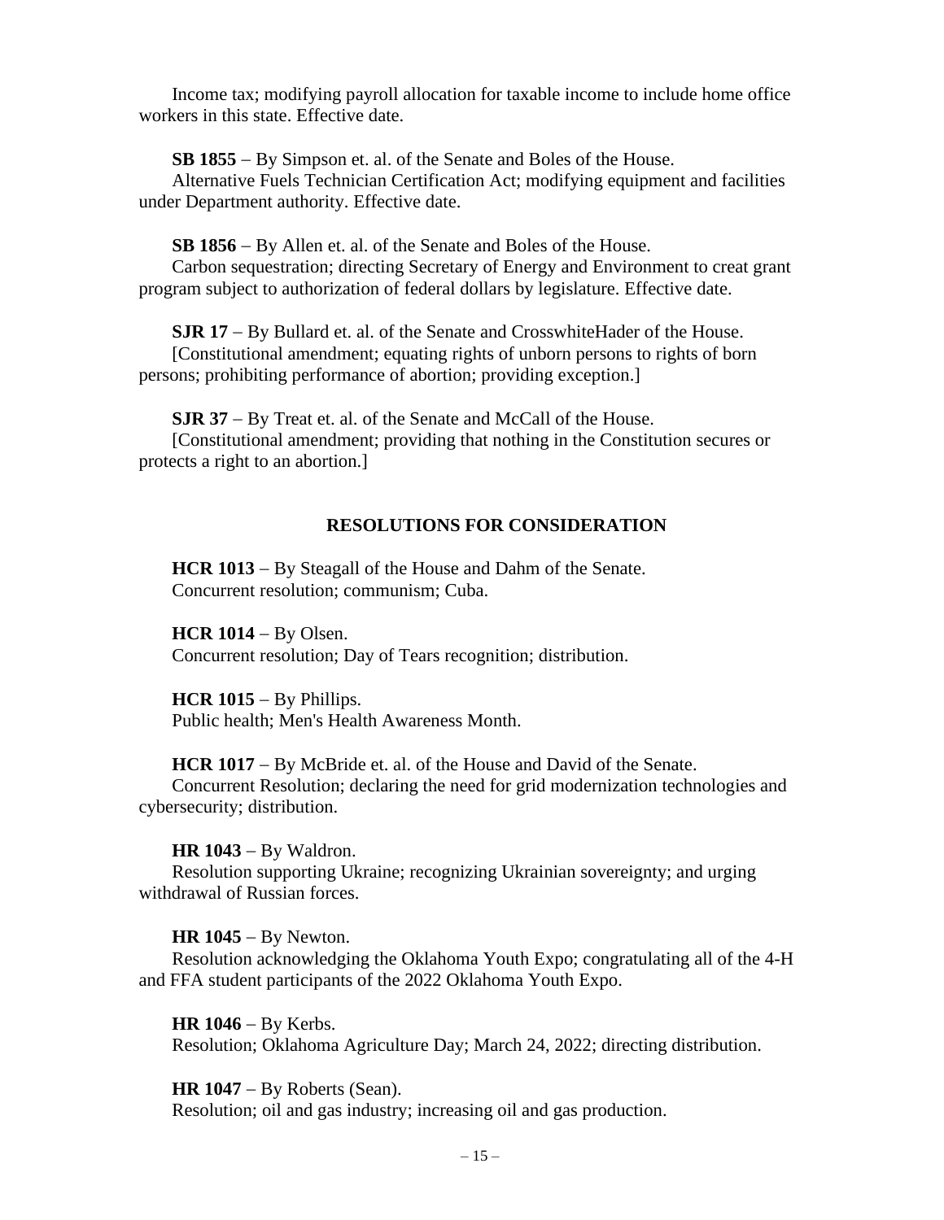Income tax; modifying payroll allocation for taxable income to include home office workers in this state. Effective date.

**SB 1855** – By Simpson et. al. of the Senate and Boles of the House.
Alternative Fuels Technician Certification Act; modifying equipment and facilities under Department authority. Effective date.

**SB 1856** – By Allen et. al. of the Senate and Boles of the House.
Carbon sequestration; directing Secretary of Energy and Environment to creat grant program subject to authorization of federal dollars by legislature. Effective date.

**SJR 17** – By Bullard et. al. of the Senate and CrosswhiteHader of the House.
[Constitutional amendment; equating rights of unborn persons to rights of born persons; prohibiting performance of abortion; providing exception.]

**SJR 37** – By Treat et. al. of the Senate and McCall of the House.
[Constitutional amendment; providing that nothing in the Constitution secures or protects a right to an abortion.]

## RESOLUTIONS FOR CONSIDERATION

**HCR 1013** – By Steagall of the House and Dahm of the Senate.
Concurrent resolution; communism; Cuba.

**HCR 1014** – By Olsen.
Concurrent resolution; Day of Tears recognition; distribution.

**HCR 1015** – By Phillips.
Public health; Men's Health Awareness Month.

**HCR 1017** – By McBride et. al. of the House and David of the Senate.
Concurrent Resolution; declaring the need for grid modernization technologies and cybersecurity; distribution.

**HR 1043** – By Waldron.
Resolution supporting Ukraine; recognizing Ukrainian sovereignty; and urging withdrawal of Russian forces.

**HR 1045** – By Newton.
Resolution acknowledging the Oklahoma Youth Expo; congratulating all of the 4-H and FFA student participants of the 2022 Oklahoma Youth Expo.

**HR 1046** – By Kerbs.
Resolution; Oklahoma Agriculture Day; March 24, 2022; directing distribution.

**HR 1047** – By Roberts (Sean).
Resolution; oil and gas industry; increasing oil and gas production.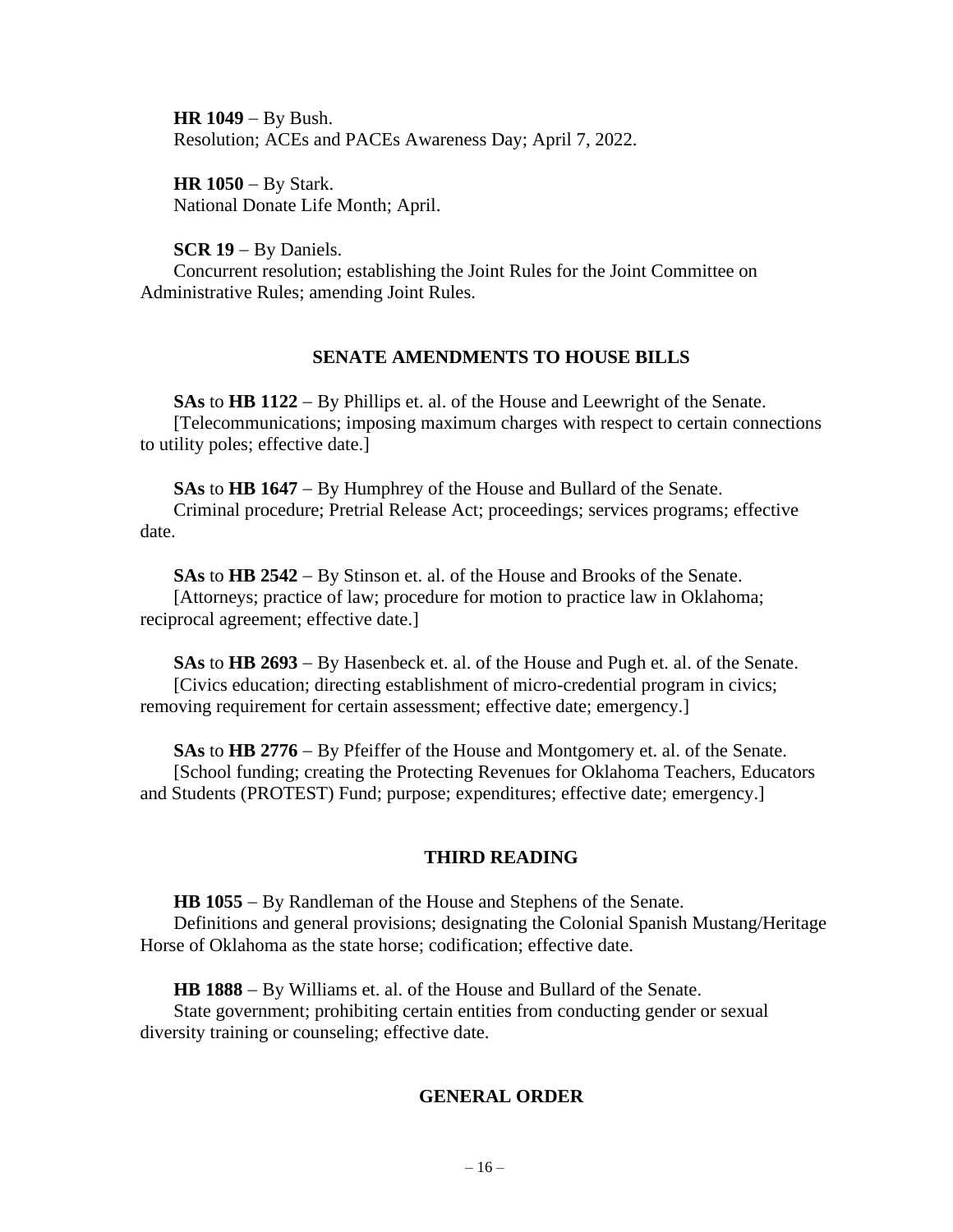**HR 1049** – By Bush.
Resolution; ACEs and PACEs Awareness Day; April 7, 2022.

**HR 1050** – By Stark.
National Donate Life Month; April.

**SCR 19** – By Daniels.
Concurrent resolution; establishing the Joint Rules for the Joint Committee on Administrative Rules; amending Joint Rules.

## SENATE AMENDMENTS TO HOUSE BILLS

**SAs** to **HB 1122** – By Phillips et. al. of the House and Leewright of the Senate.
[Telecommunications; imposing maximum charges with respect to certain connections to utility poles; effective date.]

**SAs** to **HB 1647** – By Humphrey of the House and Bullard of the Senate.
Criminal procedure; Pretrial Release Act; proceedings; services programs; effective date.

**SAs** to **HB 2542** – By Stinson et. al. of the House and Brooks of the Senate.
[Attorneys; practice of law; procedure for motion to practice law in Oklahoma; reciprocal agreement; effective date.]

**SAs** to **HB 2693** – By Hasenbeck et. al. of the House and Pugh et. al. of the Senate.
[Civics education; directing establishment of micro-credential program in civics; removing requirement for certain assessment; effective date; emergency.]

**SAs** to **HB 2776** – By Pfeiffer of the House and Montgomery et. al. of the Senate.
[School funding; creating the Protecting Revenues for Oklahoma Teachers, Educators and Students (PROTEST) Fund; purpose; expenditures; effective date; emergency.]

## THIRD READING

**HB 1055** – By Randleman of the House and Stephens of the Senate.
Definitions and general provisions; designating the Colonial Spanish Mustang/Heritage Horse of Oklahoma as the state horse; codification; effective date.

**HB 1888** – By Williams et. al. of the House and Bullard of the Senate.
State government; prohibiting certain entities from conducting gender or sexual diversity training or counseling; effective date.

## GENERAL ORDER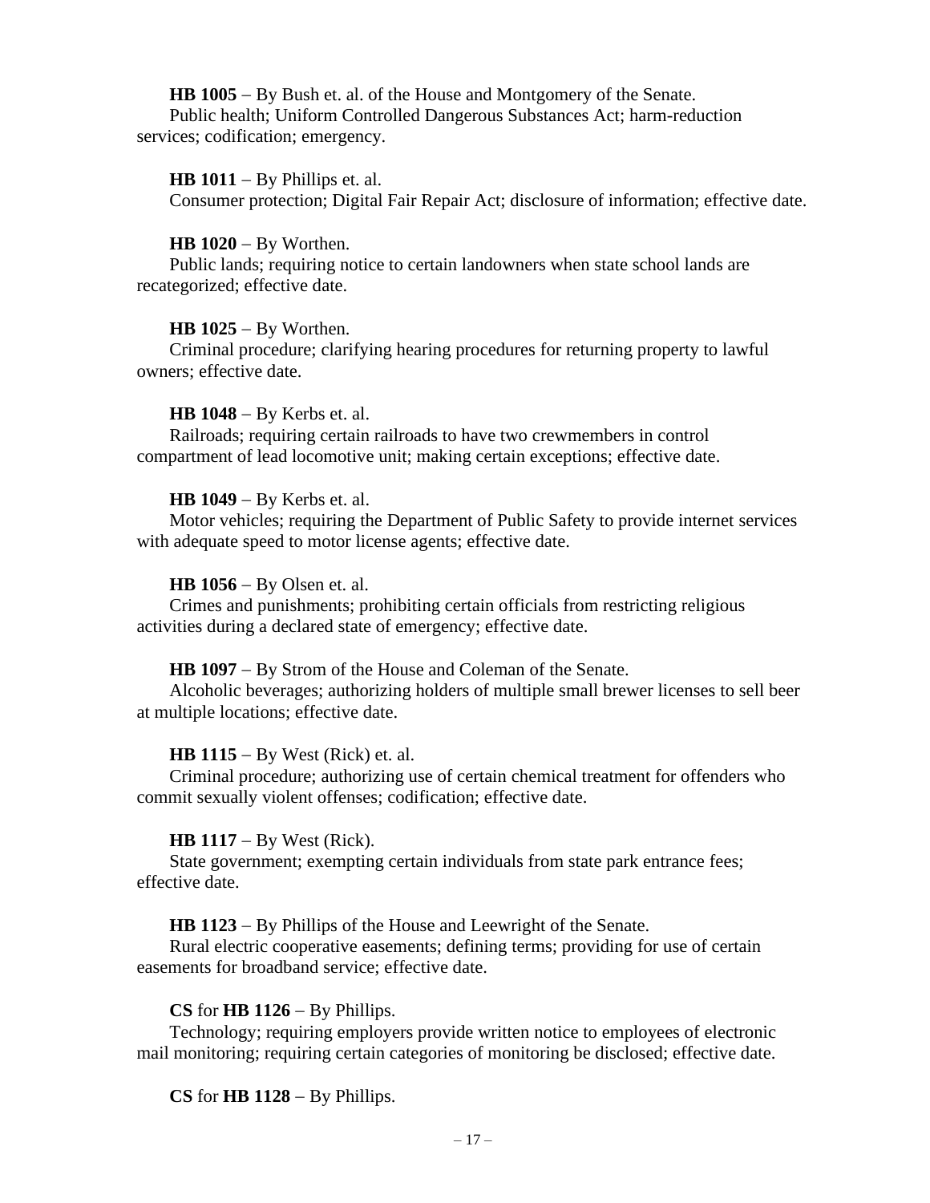**HB 1005** – By Bush et. al. of the House and Montgomery of the Senate.
Public health; Uniform Controlled Dangerous Substances Act; harm-reduction services; codification; emergency.

**HB 1011** – By Phillips et. al.
Consumer protection; Digital Fair Repair Act; disclosure of information; effective date.

**HB 1020** – By Worthen.
Public lands; requiring notice to certain landowners when state school lands are recategorized; effective date.

**HB 1025** – By Worthen.
Criminal procedure; clarifying hearing procedures for returning property to lawful owners; effective date.

**HB 1048** – By Kerbs et. al.
Railroads; requiring certain railroads to have two crewmembers in control compartment of lead locomotive unit; making certain exceptions; effective date.

**HB 1049** – By Kerbs et. al.
Motor vehicles; requiring the Department of Public Safety to provide internet services with adequate speed to motor license agents; effective date.

**HB 1056** – By Olsen et. al.
Crimes and punishments; prohibiting certain officials from restricting religious activities during a declared state of emergency; effective date.

**HB 1097** – By Strom of the House and Coleman of the Senate.
Alcoholic beverages; authorizing holders of multiple small brewer licenses to sell beer at multiple locations; effective date.

**HB 1115** – By West (Rick) et. al.
Criminal procedure; authorizing use of certain chemical treatment for offenders who commit sexually violent offenses; codification; effective date.

**HB 1117** – By West (Rick).
State government; exempting certain individuals from state park entrance fees; effective date.

**HB 1123** – By Phillips of the House and Leewright of the Senate.
Rural electric cooperative easements; defining terms; providing for use of certain easements for broadband service; effective date.

**CS** for **HB 1126** – By Phillips.
Technology; requiring employers provide written notice to employees of electronic mail monitoring; requiring certain categories of monitoring be disclosed; effective date.

**CS** for **HB 1128** – By Phillips.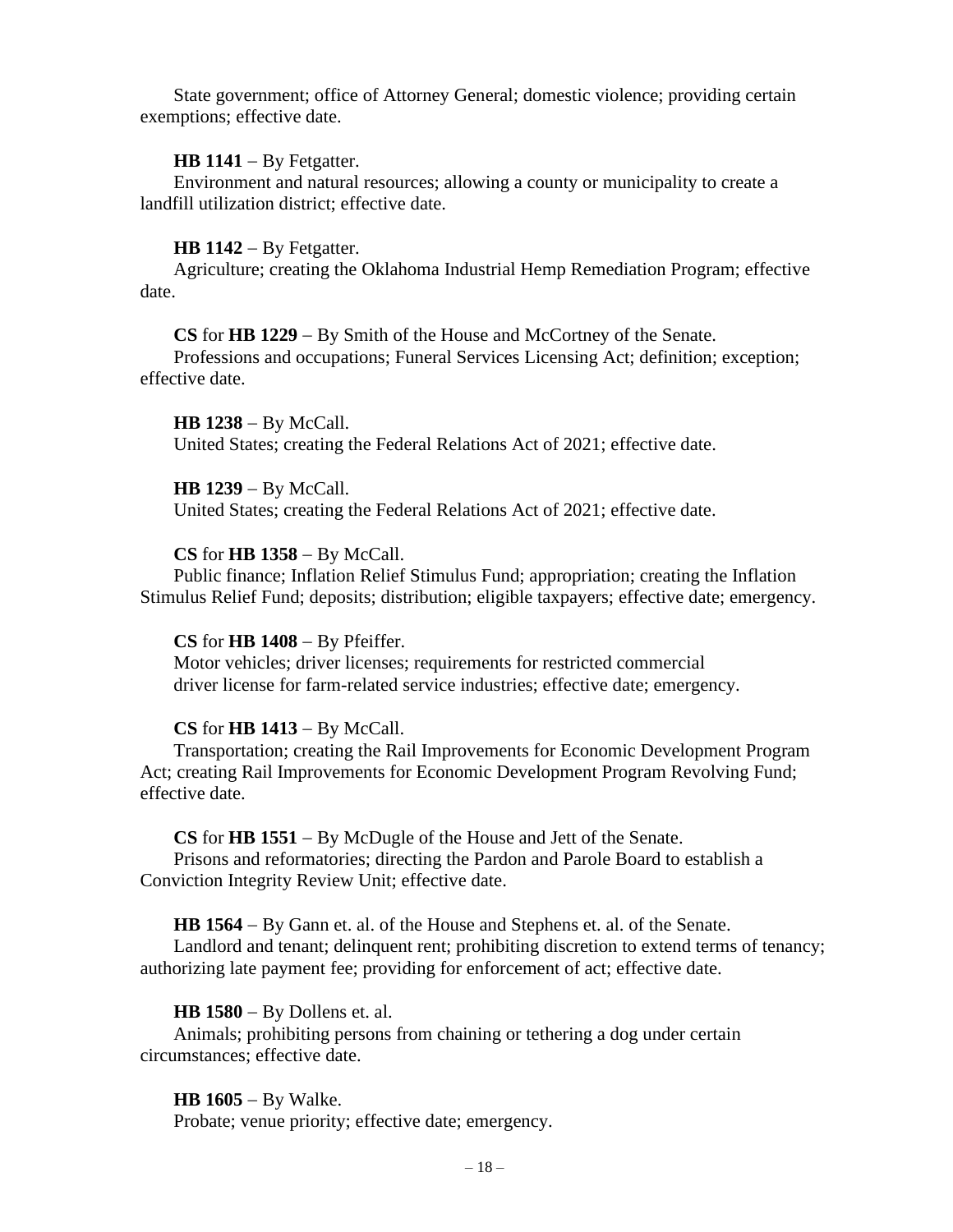State government; office of Attorney General; domestic violence; providing certain exemptions; effective date.

**HB 1141** – By Fetgatter.
Environment and natural resources; allowing a county or municipality to create a landfill utilization district; effective date.

**HB 1142** – By Fetgatter.
Agriculture; creating the Oklahoma Industrial Hemp Remediation Program; effective date.

**CS** for **HB 1229** – By Smith of the House and McCortney of the Senate.
Professions and occupations; Funeral Services Licensing Act; definition; exception; effective date.

**HB 1238** – By McCall.
United States; creating the Federal Relations Act of 2021; effective date.

**HB 1239** – By McCall.
United States; creating the Federal Relations Act of 2021; effective date.

**CS** for **HB 1358** – By McCall.
Public finance; Inflation Relief Stimulus Fund; appropriation; creating the Inflation Stimulus Relief Fund; deposits; distribution; eligible taxpayers; effective date; emergency.

**CS** for **HB 1408** – By Pfeiffer.
Motor vehicles; driver licenses; requirements for restricted commercial driver license for farm-related service industries; effective date; emergency.

**CS** for **HB 1413** – By McCall.
Transportation; creating the Rail Improvements for Economic Development Program Act; creating Rail Improvements for Economic Development Program Revolving Fund; effective date.

**CS** for **HB 1551** – By McDugle of the House and Jett of the Senate.
Prisons and reformatories; directing the Pardon and Parole Board to establish a Conviction Integrity Review Unit; effective date.

**HB 1564** – By Gann et. al. of the House and Stephens et. al. of the Senate.
Landlord and tenant; delinquent rent; prohibiting discretion to extend terms of tenancy; authorizing late payment fee; providing for enforcement of act; effective date.

**HB 1580** – By Dollens et. al.
Animals; prohibiting persons from chaining or tethering a dog under certain circumstances; effective date.

**HB 1605** – By Walke.
Probate; venue priority; effective date; emergency.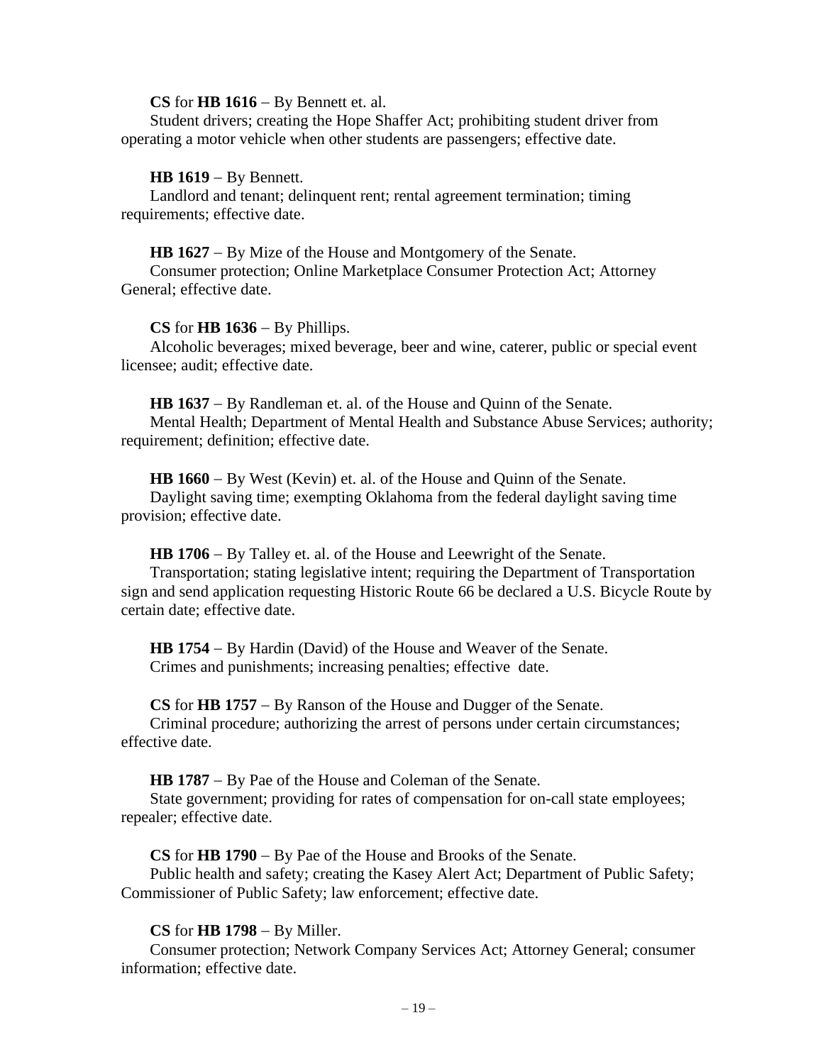**CS** for **HB 1616** – By Bennett et. al.
Student drivers; creating the Hope Shaffer Act; prohibiting student driver from operating a motor vehicle when other students are passengers; effective date.

**HB 1619** – By Bennett.
Landlord and tenant; delinquent rent; rental agreement termination; timing requirements; effective date.

**HB 1627** – By Mize of the House and Montgomery of the Senate.
Consumer protection; Online Marketplace Consumer Protection Act; Attorney General; effective date.

**CS** for **HB 1636** – By Phillips.
Alcoholic beverages; mixed beverage, beer and wine, caterer, public or special event licensee; audit; effective date.

**HB 1637** – By Randleman et. al. of the House and Quinn of the Senate.
Mental Health; Department of Mental Health and Substance Abuse Services; authority; requirement; definition; effective date.

**HB 1660** – By West (Kevin) et. al. of the House and Quinn of the Senate.
Daylight saving time; exempting Oklahoma from the federal daylight saving time provision; effective date.

**HB 1706** – By Talley et. al. of the House and Leewright of the Senate.
Transportation; stating legislative intent; requiring the Department of Transportation sign and send application requesting Historic Route 66 be declared a U.S. Bicycle Route by certain date; effective date.

**HB 1754** – By Hardin (David) of the House and Weaver of the Senate.
Crimes and punishments; increasing penalties; effective date.

**CS** for **HB 1757** – By Ranson of the House and Dugger of the Senate.
Criminal procedure; authorizing the arrest of persons under certain circumstances; effective date.

**HB 1787** – By Pae of the House and Coleman of the Senate.
State government; providing for rates of compensation for on-call state employees; repealer; effective date.

**CS** for **HB 1790** – By Pae of the House and Brooks of the Senate.
Public health and safety; creating the Kasey Alert Act; Department of Public Safety; Commissioner of Public Safety; law enforcement; effective date.

**CS** for **HB 1798** – By Miller.
Consumer protection; Network Company Services Act; Attorney General; consumer information; effective date.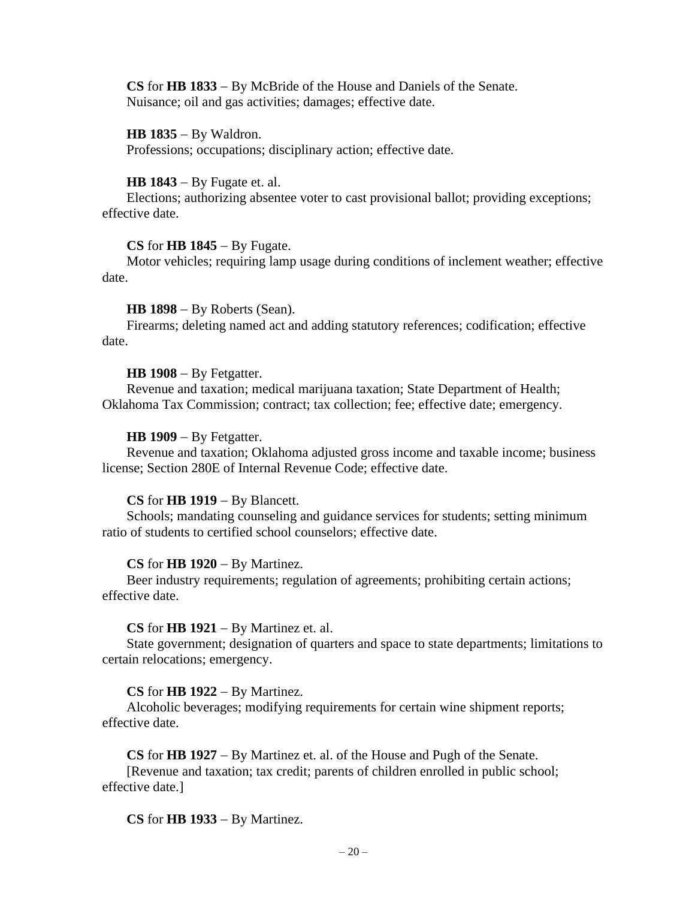**CS** for **HB 1833** – By McBride of the House and Daniels of the Senate.
Nuisance; oil and gas activities; damages; effective date.

**HB 1835** – By Waldron.
Professions; occupations; disciplinary action; effective date.

**HB 1843** – By Fugate et. al.
Elections; authorizing absentee voter to cast provisional ballot; providing exceptions; effective date.

**CS** for **HB 1845** – By Fugate.
Motor vehicles; requiring lamp usage during conditions of inclement weather; effective date.

**HB 1898** – By Roberts (Sean).
Firearms; deleting named act and adding statutory references; codification; effective date.

**HB 1908** – By Fetgatter.
Revenue and taxation; medical marijuana taxation; State Department of Health; Oklahoma Tax Commission; contract; tax collection; fee; effective date; emergency.

**HB 1909** – By Fetgatter.
Revenue and taxation; Oklahoma adjusted gross income and taxable income; business license; Section 280E of Internal Revenue Code; effective date.

**CS** for **HB 1919** – By Blancett.
Schools; mandating counseling and guidance services for students; setting minimum ratio of students to certified school counselors; effective date.

**CS** for **HB 1920** – By Martinez.
Beer industry requirements; regulation of agreements; prohibiting certain actions; effective date.

**CS** for **HB 1921** – By Martinez et. al.
State government; designation of quarters and space to state departments; limitations to certain relocations; emergency.

**CS** for **HB 1922** – By Martinez.
Alcoholic beverages; modifying requirements for certain wine shipment reports; effective date.

**CS** for **HB 1927** – By Martinez et. al. of the House and Pugh of the Senate.
[Revenue and taxation; tax credit; parents of children enrolled in public school; effective date.]

**CS** for **HB 1933** – By Martinez.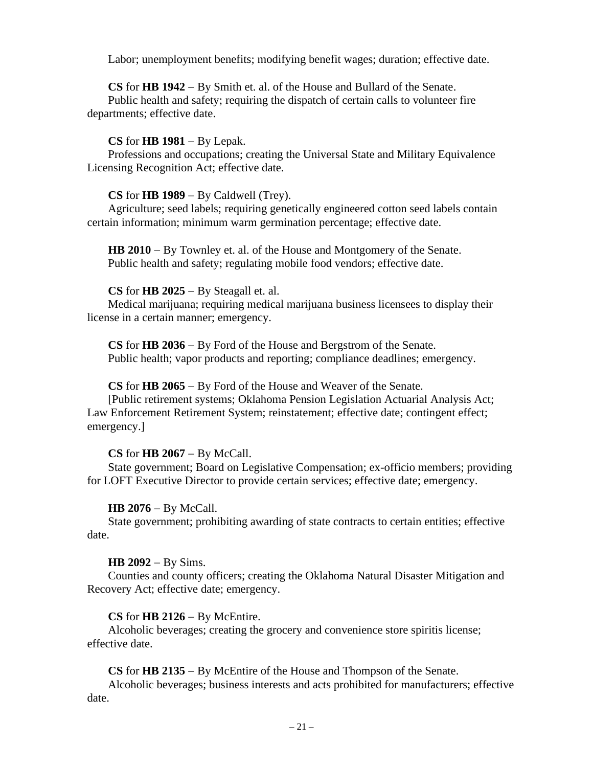Labor; unemployment benefits; modifying benefit wages; duration; effective date.

**CS** for **HB 1942** – By Smith et. al. of the House and Bullard of the Senate.
Public health and safety; requiring the dispatch of certain calls to volunteer fire departments; effective date.

**CS** for **HB 1981** – By Lepak.
Professions and occupations; creating the Universal State and Military Equivalence Licensing Recognition Act; effective date.

**CS** for **HB 1989** – By Caldwell (Trey).
Agriculture; seed labels; requiring genetically engineered cotton seed labels contain certain information; minimum warm germination percentage; effective date.

**HB 2010** – By Townley et. al. of the House and Montgomery of the Senate.
Public health and safety; regulating mobile food vendors; effective date.

**CS** for **HB 2025** – By Steagall et. al.
Medical marijuana; requiring medical marijuana business licensees to display their license in a certain manner; emergency.

**CS** for **HB 2036** – By Ford of the House and Bergstrom of the Senate.
Public health; vapor products and reporting; compliance deadlines; emergency.

**CS** for **HB 2065** – By Ford of the House and Weaver of the Senate.
[Public retirement systems; Oklahoma Pension Legislation Actuarial Analysis Act; Law Enforcement Retirement System; reinstatement; effective date; contingent effect; emergency.]

**CS** for **HB 2067** – By McCall.
State government; Board on Legislative Compensation; ex-officio members; providing for LOFT Executive Director to provide certain services; effective date; emergency.

**HB 2076** – By McCall.
State government; prohibiting awarding of state contracts to certain entities; effective date.

**HB 2092** – By Sims.
Counties and county officers; creating the Oklahoma Natural Disaster Mitigation and Recovery Act; effective date; emergency.

**CS** for **HB 2126** – By McEntire.
Alcoholic beverages; creating the grocery and convenience store spiritis license; effective date.

**CS** for **HB 2135** – By McEntire of the House and Thompson of the Senate.
Alcoholic beverages; business interests and acts prohibited for manufacturers; effective date.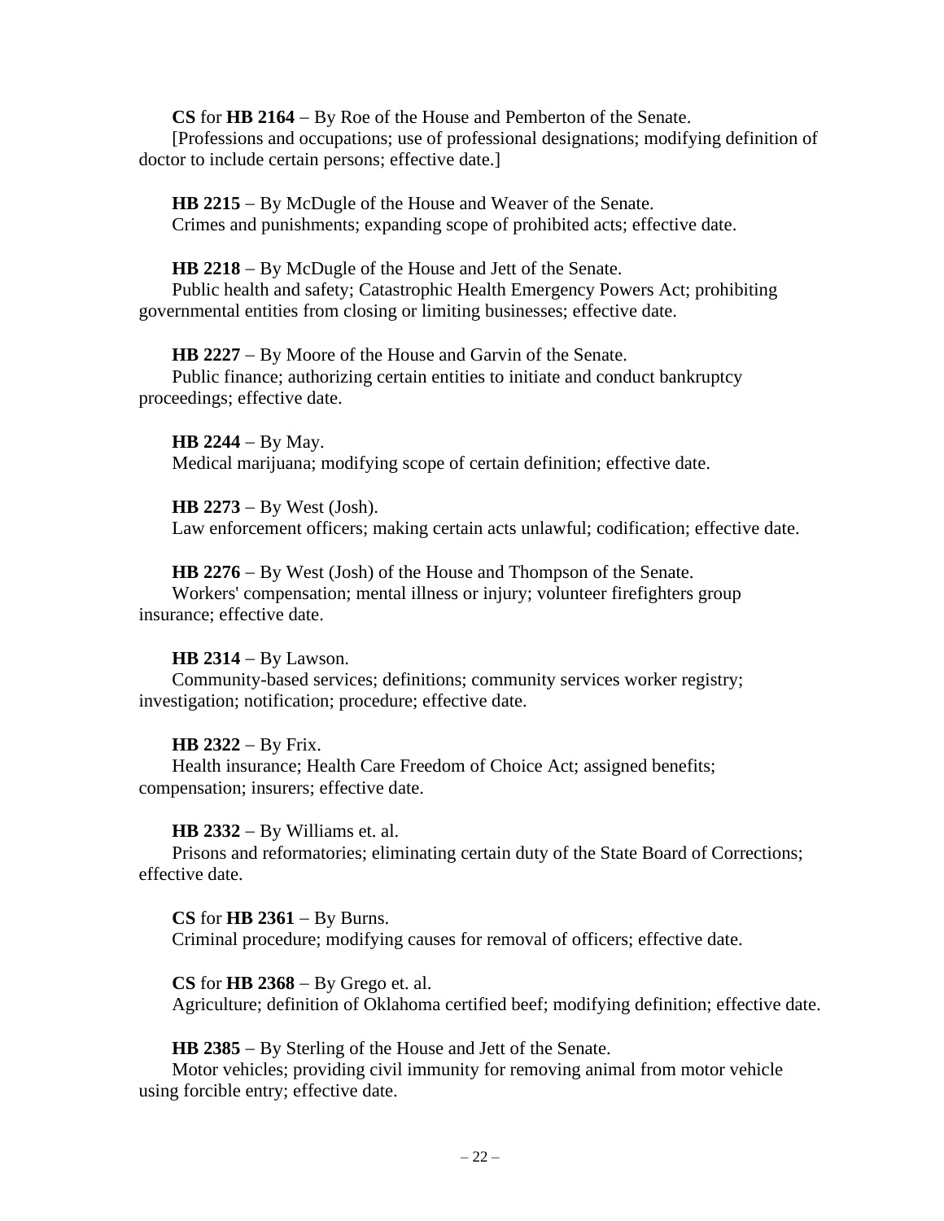**CS** for **HB 2164** – By Roe of the House and Pemberton of the Senate.
[Professions and occupations; use of professional designations; modifying definition of doctor to include certain persons; effective date.]

**HB 2215** – By McDugle of the House and Weaver of the Senate.
Crimes and punishments; expanding scope of prohibited acts; effective date.

**HB 2218** – By McDugle of the House and Jett of the Senate.
Public health and safety; Catastrophic Health Emergency Powers Act; prohibiting governmental entities from closing or limiting businesses; effective date.

**HB 2227** – By Moore of the House and Garvin of the Senate.
Public finance; authorizing certain entities to initiate and conduct bankruptcy proceedings; effective date.

**HB 2244** – By May.
Medical marijuana; modifying scope of certain definition; effective date.

**HB 2273** – By West (Josh).
Law enforcement officers; making certain acts unlawful; codification; effective date.

**HB 2276** – By West (Josh) of the House and Thompson of the Senate.
Workers' compensation; mental illness or injury; volunteer firefighters group insurance; effective date.

**HB 2314** – By Lawson.
Community-based services; definitions; community services worker registry; investigation; notification; procedure; effective date.

**HB 2322** – By Frix.
Health insurance; Health Care Freedom of Choice Act; assigned benefits; compensation; insurers; effective date.

**HB 2332** – By Williams et. al.
Prisons and reformatories; eliminating certain duty of the State Board of Corrections; effective date.

**CS** for **HB 2361** – By Burns.
Criminal procedure; modifying causes for removal of officers; effective date.

**CS** for **HB 2368** – By Grego et. al.
Agriculture; definition of Oklahoma certified beef; modifying definition; effective date.

**HB 2385** – By Sterling of the House and Jett of the Senate.
Motor vehicles; providing civil immunity for removing animal from motor vehicle using forcible entry; effective date.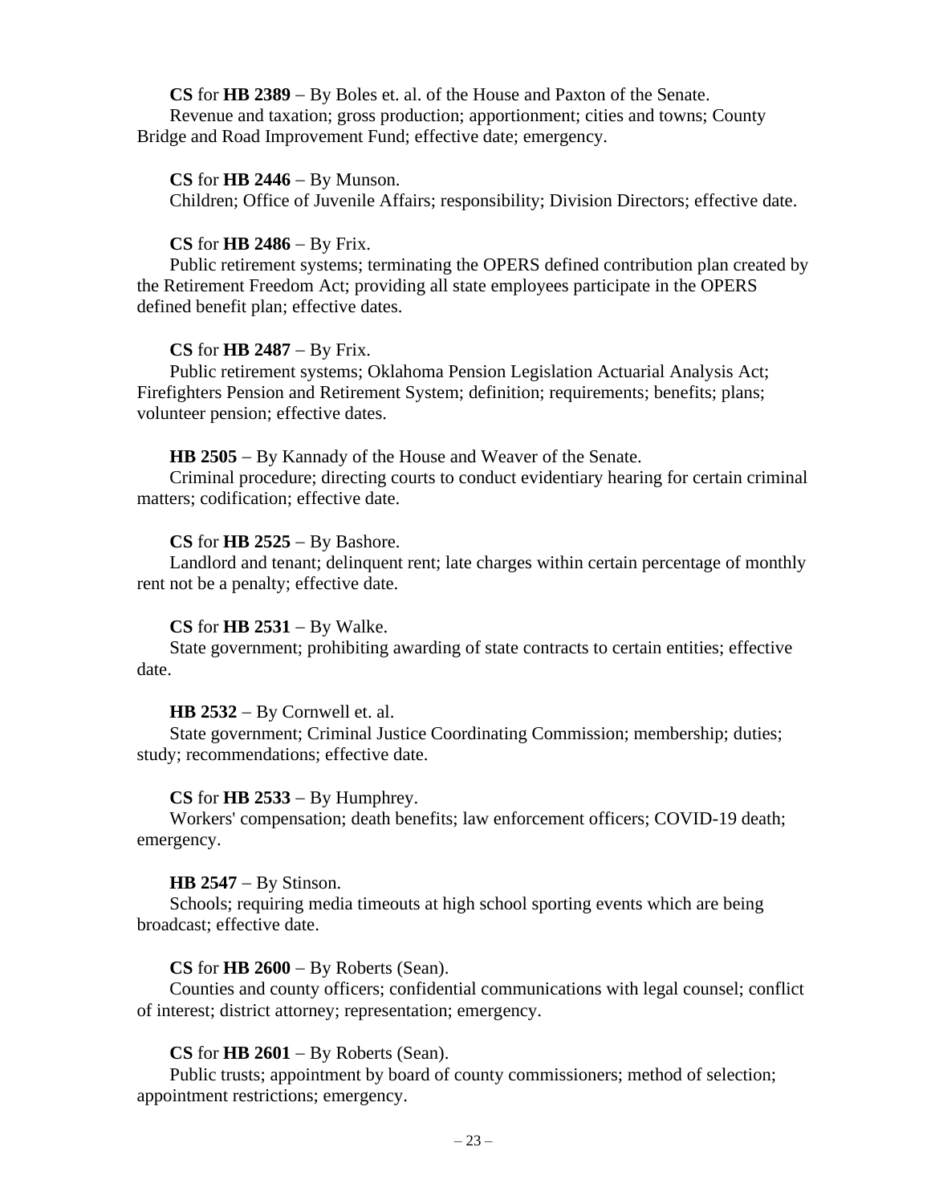**CS** for **HB 2389** – By Boles et. al. of the House and Paxton of the Senate.
Revenue and taxation; gross production; apportionment; cities and towns; County Bridge and Road Improvement Fund; effective date; emergency.

**CS** for **HB 2446** – By Munson.
Children; Office of Juvenile Affairs; responsibility; Division Directors; effective date.

**CS** for **HB 2486** – By Frix.
Public retirement systems; terminating the OPERS defined contribution plan created by the Retirement Freedom Act; providing all state employees participate in the OPERS defined benefit plan; effective dates.

**CS** for **HB 2487** – By Frix.
Public retirement systems; Oklahoma Pension Legislation Actuarial Analysis Act; Firefighters Pension and Retirement System; definition; requirements; benefits; plans; volunteer pension; effective dates.

**HB 2505** – By Kannady of the House and Weaver of the Senate.
Criminal procedure; directing courts to conduct evidentiary hearing for certain criminal matters; codification; effective date.

**CS** for **HB 2525** – By Bashore.
Landlord and tenant; delinquent rent; late charges within certain percentage of monthly rent not be a penalty; effective date.

**CS** for **HB 2531** – By Walke.
State government; prohibiting awarding of state contracts to certain entities; effective date.

**HB 2532** – By Cornwell et. al.
State government; Criminal Justice Coordinating Commission; membership; duties; study; recommendations; effective date.

**CS** for **HB 2533** – By Humphrey.
Workers' compensation; death benefits; law enforcement officers; COVID-19 death; emergency.

**HB 2547** – By Stinson.
Schools; requiring media timeouts at high school sporting events which are being broadcast; effective date.

**CS** for **HB 2600** – By Roberts (Sean).
Counties and county officers; confidential communications with legal counsel; conflict of interest; district attorney; representation; emergency.

**CS** for **HB 2601** – By Roberts (Sean).
Public trusts; appointment by board of county commissioners; method of selection; appointment restrictions; emergency.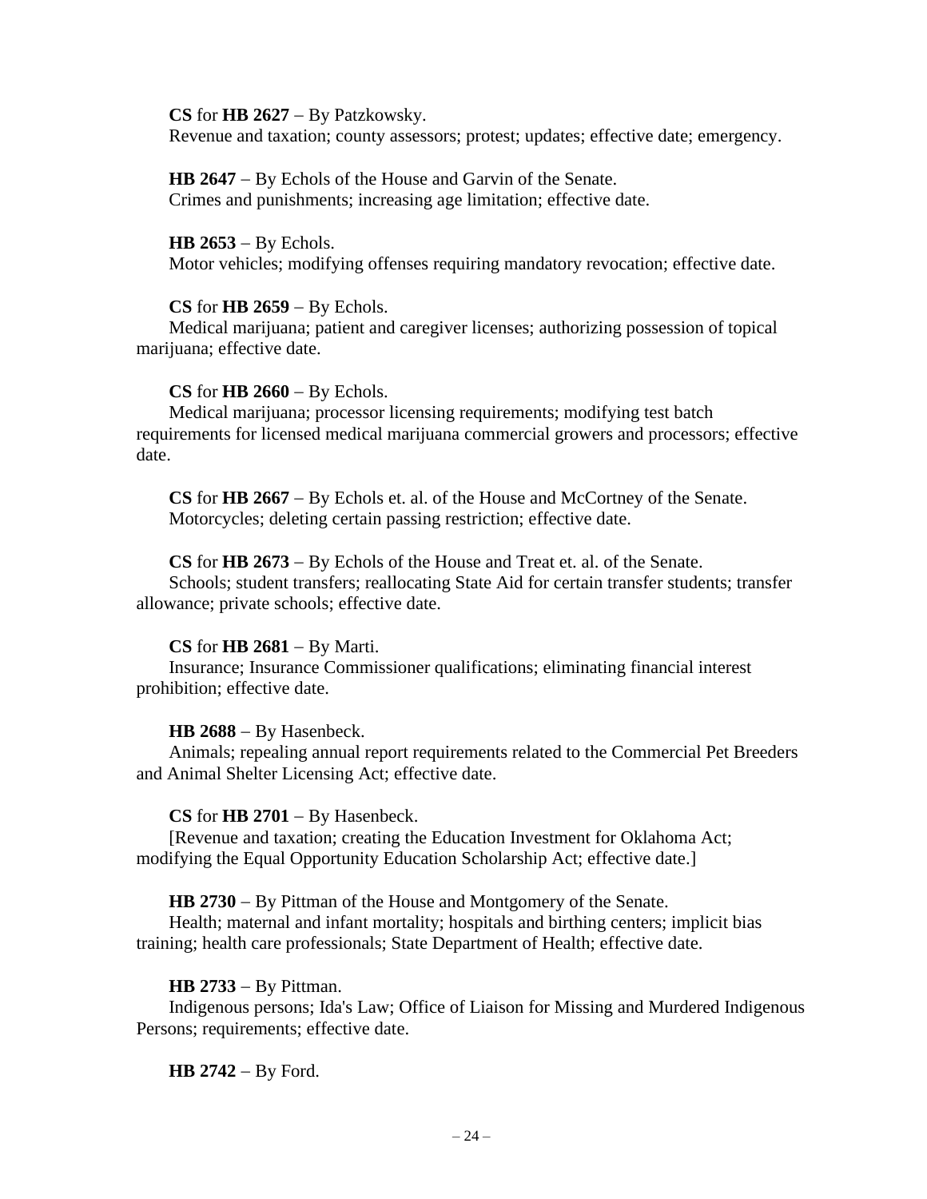**CS** for **HB 2627** – By Patzkowsky.
Revenue and taxation; county assessors; protest; updates; effective date; emergency.

**HB 2647** – By Echols of the House and Garvin of the Senate.
Crimes and punishments; increasing age limitation; effective date.

**HB 2653** – By Echols.
Motor vehicles; modifying offenses requiring mandatory revocation; effective date.

**CS** for **HB 2659** – By Echols.
Medical marijuana; patient and caregiver licenses; authorizing possession of topical marijuana; effective date.

**CS** for **HB 2660** – By Echols.
Medical marijuana; processor licensing requirements; modifying test batch requirements for licensed medical marijuana commercial growers and processors; effective date.

**CS** for **HB 2667** – By Echols et. al. of the House and McCortney of the Senate.
Motorcycles; deleting certain passing restriction; effective date.

**CS** for **HB 2673** – By Echols of the House and Treat et. al. of the Senate.
Schools; student transfers; reallocating State Aid for certain transfer students; transfer allowance; private schools; effective date.

**CS** for **HB 2681** – By Marti.
Insurance; Insurance Commissioner qualifications; eliminating financial interest prohibition; effective date.

**HB 2688** – By Hasenbeck.
Animals; repealing annual report requirements related to the Commercial Pet Breeders and Animal Shelter Licensing Act; effective date.

**CS** for **HB 2701** – By Hasenbeck.
[Revenue and taxation; creating the Education Investment for Oklahoma Act; modifying the Equal Opportunity Education Scholarship Act; effective date.]

**HB 2730** – By Pittman of the House and Montgomery of the Senate.
Health; maternal and infant mortality; hospitals and birthing centers; implicit bias training; health care professionals; State Department of Health; effective date.

**HB 2733** – By Pittman.
Indigenous persons; Ida's Law; Office of Liaison for Missing and Murdered Indigenous Persons; requirements; effective date.

**HB 2742** – By Ford.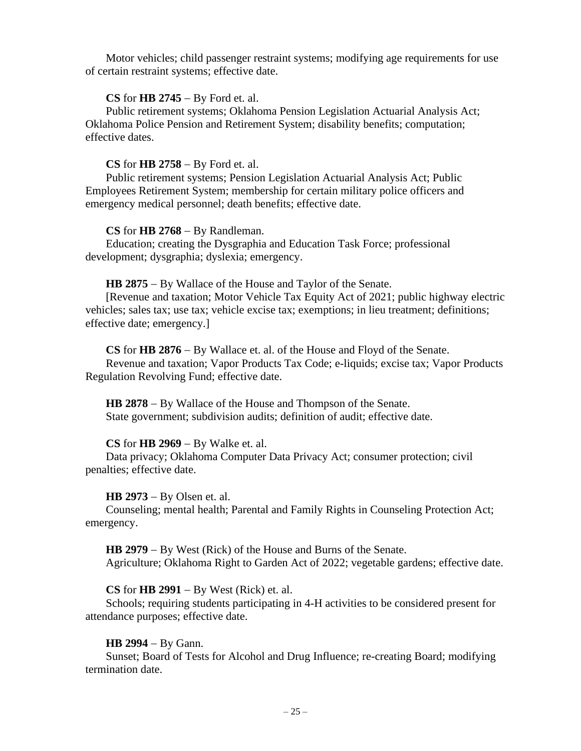Motor vehicles; child passenger restraint systems; modifying age requirements for use of certain restraint systems; effective date.

**CS** for **HB 2745** – By Ford et. al.
Public retirement systems; Oklahoma Pension Legislation Actuarial Analysis Act; Oklahoma Police Pension and Retirement System; disability benefits; computation; effective dates.

**CS** for **HB 2758** – By Ford et. al.
Public retirement systems; Pension Legislation Actuarial Analysis Act; Public Employees Retirement System; membership for certain military police officers and emergency medical personnel; death benefits; effective date.

**CS** for **HB 2768** – By Randleman.
Education; creating the Dysgraphia and Education Task Force; professional development; dysgraphia; dyslexia; emergency.

**HB 2875** – By Wallace of the House and Taylor of the Senate.
[Revenue and taxation; Motor Vehicle Tax Equity Act of 2021; public highway electric vehicles; sales tax; use tax; vehicle excise tax; exemptions; in lieu treatment; definitions; effective date; emergency.]

**CS** for **HB 2876** – By Wallace et. al. of the House and Floyd of the Senate.
Revenue and taxation; Vapor Products Tax Code; e-liquids; excise tax; Vapor Products Regulation Revolving Fund; effective date.

**HB 2878** – By Wallace of the House and Thompson of the Senate.
State government; subdivision audits; definition of audit; effective date.

**CS** for **HB 2969** – By Walke et. al.
Data privacy; Oklahoma Computer Data Privacy Act; consumer protection; civil penalties; effective date.

**HB 2973** – By Olsen et. al.
Counseling; mental health; Parental and Family Rights in Counseling Protection Act; emergency.

**HB 2979** – By West (Rick) of the House and Burns of the Senate.
Agriculture; Oklahoma Right to Garden Act of 2022; vegetable gardens; effective date.

**CS** for **HB 2991** – By West (Rick) et. al.
Schools; requiring students participating in 4-H activities to be considered present for attendance purposes; effective date.

**HB 2994** – By Gann.
Sunset; Board of Tests for Alcohol and Drug Influence; re-creating Board; modifying termination date.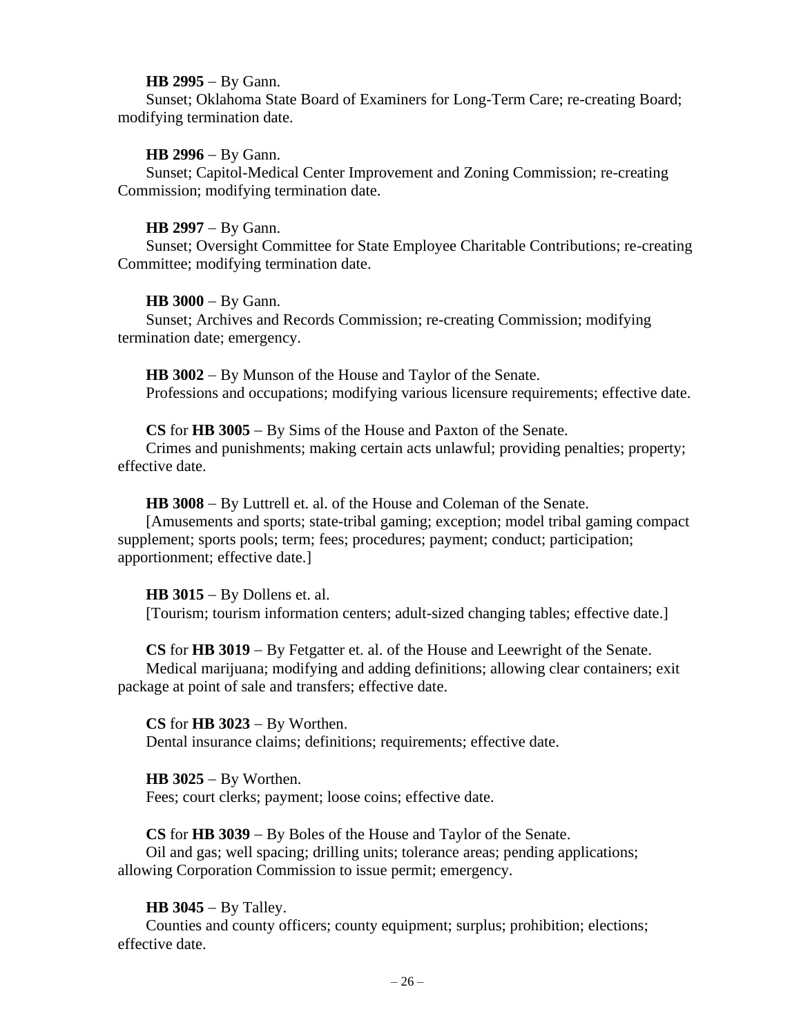**HB 2995** – By Gann.
Sunset; Oklahoma State Board of Examiners for Long-Term Care; re-creating Board; modifying termination date.

**HB 2996** – By Gann.
Sunset; Capitol-Medical Center Improvement and Zoning Commission; re-creating Commission; modifying termination date.

**HB 2997** – By Gann.
Sunset; Oversight Committee for State Employee Charitable Contributions; re-creating Committee; modifying termination date.

**HB 3000** – By Gann.
Sunset; Archives and Records Commission; re-creating Commission; modifying termination date; emergency.

**HB 3002** – By Munson of the House and Taylor of the Senate.
Professions and occupations; modifying various licensure requirements; effective date.

**CS** for **HB 3005** – By Sims of the House and Paxton of the Senate.
Crimes and punishments; making certain acts unlawful; providing penalties; property; effective date.

**HB 3008** – By Luttrell et. al. of the House and Coleman of the Senate.
[Amusements and sports; state-tribal gaming; exception; model tribal gaming compact supplement; sports pools; term; fees; procedures; payment; conduct; participation; apportionment; effective date.]

**HB 3015** – By Dollens et. al.
[Tourism; tourism information centers; adult-sized changing tables; effective date.]

**CS** for **HB 3019** – By Fetgatter et. al. of the House and Leewright of the Senate.
Medical marijuana; modifying and adding definitions; allowing clear containers; exit package at point of sale and transfers; effective date.

**CS** for **HB 3023** – By Worthen.
Dental insurance claims; definitions; requirements; effective date.

**HB 3025** – By Worthen.
Fees; court clerks; payment; loose coins; effective date.

**CS** for **HB 3039** – By Boles of the House and Taylor of the Senate.
Oil and gas; well spacing; drilling units; tolerance areas; pending applications; allowing Corporation Commission to issue permit; emergency.

**HB 3045** – By Talley.
Counties and county officers; county equipment; surplus; prohibition; elections; effective date.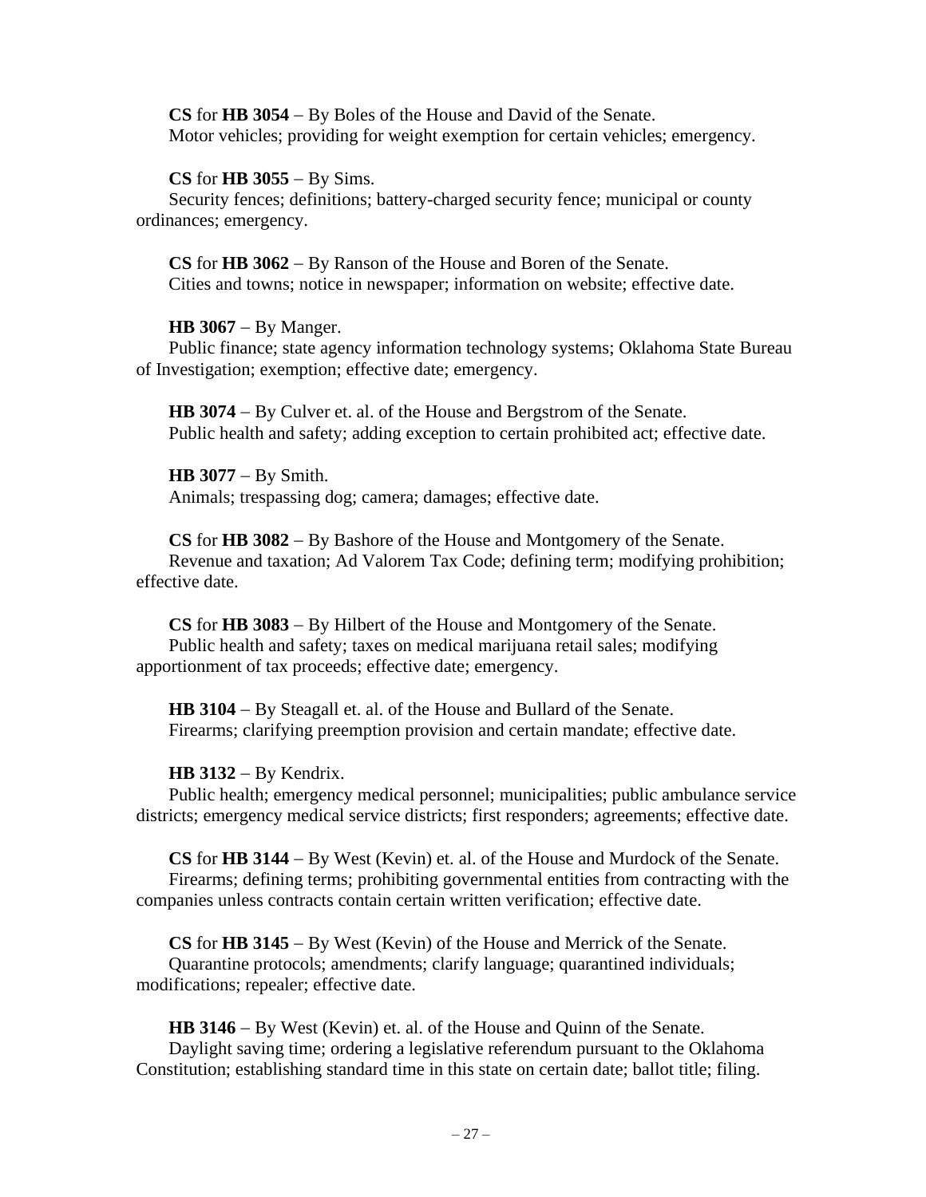**CS** for **HB 3054** – By Boles of the House and David of the Senate.
Motor vehicles; providing for weight exemption for certain vehicles; emergency.

**CS** for **HB 3055** – By Sims.
Security fences; definitions; battery-charged security fence; municipal or county ordinances; emergency.

**CS** for **HB 3062** – By Ranson of the House and Boren of the Senate.
Cities and towns; notice in newspaper; information on website; effective date.

**HB 3067** – By Manger.
Public finance; state agency information technology systems; Oklahoma State Bureau of Investigation; exemption; effective date; emergency.

**HB 3074** – By Culver et. al. of the House and Bergstrom of the Senate.
Public health and safety; adding exception to certain prohibited act; effective date.

**HB 3077** – By Smith.
Animals; trespassing dog; camera; damages; effective date.

**CS** for **HB 3082** – By Bashore of the House and Montgomery of the Senate.
Revenue and taxation; Ad Valorem Tax Code; defining term; modifying prohibition; effective date.

**CS** for **HB 3083** – By Hilbert of the House and Montgomery of the Senate.
Public health and safety; taxes on medical marijuana retail sales; modifying apportionment of tax proceeds; effective date; emergency.

**HB 3104** – By Steagall et. al. of the House and Bullard of the Senate.
Firearms; clarifying preemption provision and certain mandate; effective date.

**HB 3132** – By Kendrix.
Public health; emergency medical personnel; municipalities; public ambulance service districts; emergency medical service districts; first responders; agreements; effective date.

**CS** for **HB 3144** – By West (Kevin) et. al. of the House and Murdock of the Senate.
Firearms; defining terms; prohibiting governmental entities from contracting with the companies unless contracts contain certain written verification; effective date.

**CS** for **HB 3145** – By West (Kevin) of the House and Merrick of the Senate.
Quarantine protocols; amendments; clarify language; quarantined individuals; modifications; repealer; effective date.

**HB 3146** – By West (Kevin) et. al. of the House and Quinn of the Senate.
Daylight saving time; ordering a legislative referendum pursuant to the Oklahoma Constitution; establishing standard time in this state on certain date; ballot title; filing.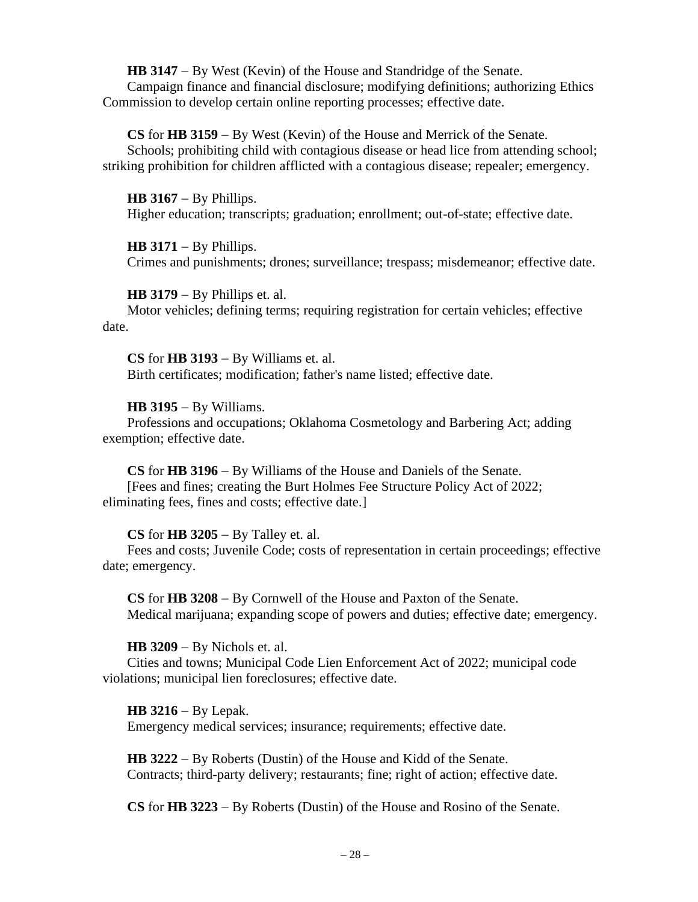**HB 3147** − By West (Kevin) of the House and Standridge of the Senate.
Campaign finance and financial disclosure; modifying definitions; authorizing Ethics Commission to develop certain online reporting processes; effective date.

**CS** for **HB 3159** − By West (Kevin) of the House and Merrick of the Senate.
Schools; prohibiting child with contagious disease or head lice from attending school; striking prohibition for children afflicted with a contagious disease; repealer; emergency.

**HB 3167** − By Phillips.
Higher education; transcripts; graduation; enrollment; out-of-state; effective date.

**HB 3171** − By Phillips.
Crimes and punishments; drones; surveillance; trespass; misdemeanor; effective date.

**HB 3179** − By Phillips et. al.
Motor vehicles; defining terms; requiring registration for certain vehicles; effective date.

**CS** for **HB 3193** − By Williams et. al.
Birth certificates; modification; father's name listed; effective date.

**HB 3195** − By Williams.
Professions and occupations; Oklahoma Cosmetology and Barbering Act; adding exemption; effective date.

**CS** for **HB 3196** − By Williams of the House and Daniels of the Senate.
[Fees and fines; creating the Burt Holmes Fee Structure Policy Act of 2022; eliminating fees, fines and costs; effective date.]

**CS** for **HB 3205** − By Talley et. al.
Fees and costs; Juvenile Code; costs of representation in certain proceedings; effective date; emergency.

**CS** for **HB 3208** − By Cornwell of the House and Paxton of the Senate.
Medical marijuana; expanding scope of powers and duties; effective date; emergency.

**HB 3209** − By Nichols et. al.
Cities and towns; Municipal Code Lien Enforcement Act of 2022; municipal code violations; municipal lien foreclosures; effective date.

**HB 3216** − By Lepak.
Emergency medical services; insurance; requirements; effective date.

**HB 3222** − By Roberts (Dustin) of the House and Kidd of the Senate.
Contracts; third-party delivery; restaurants; fine; right of action; effective date.

**CS** for **HB 3223** − By Roberts (Dustin) of the House and Rosino of the Senate.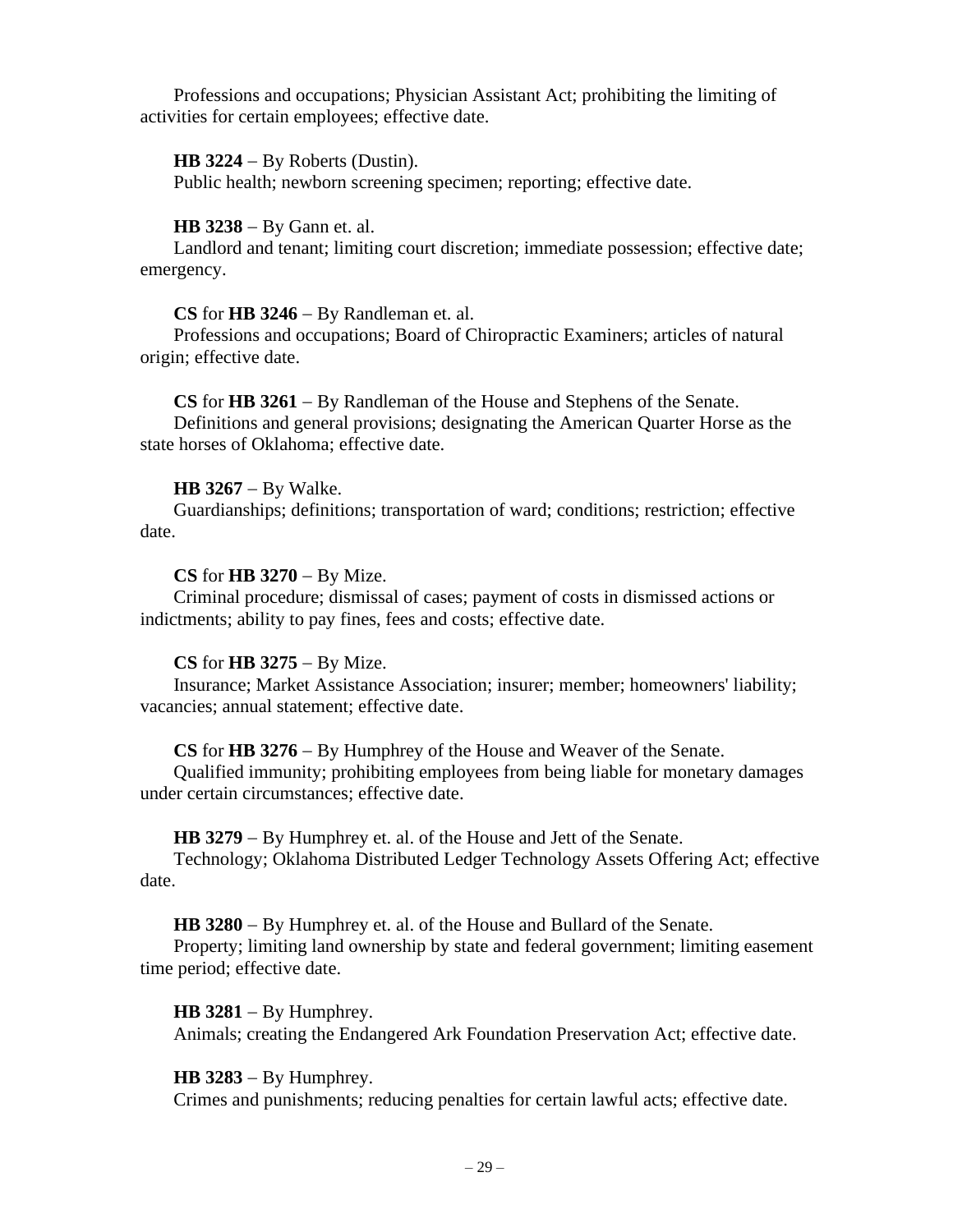Professions and occupations; Physician Assistant Act; prohibiting the limiting of activities for certain employees; effective date.

**HB 3224** – By Roberts (Dustin).
Public health; newborn screening specimen; reporting; effective date.

**HB 3238** – By Gann et. al.
Landlord and tenant; limiting court discretion; immediate possession; effective date; emergency.

**CS** for **HB 3246** – By Randleman et. al.
Professions and occupations; Board of Chiropractic Examiners; articles of natural origin; effective date.

**CS** for **HB 3261** – By Randleman of the House and Stephens of the Senate.
Definitions and general provisions; designating the American Quarter Horse as the state horses of Oklahoma; effective date.

**HB 3267** – By Walke.
Guardianships; definitions; transportation of ward; conditions; restriction; effective date.

**CS** for **HB 3270** – By Mize.
Criminal procedure; dismissal of cases; payment of costs in dismissed actions or indictments; ability to pay fines, fees and costs; effective date.

**CS** for **HB 3275** – By Mize.
Insurance; Market Assistance Association; insurer; member; homeowners' liability; vacancies; annual statement; effective date.

**CS** for **HB 3276** – By Humphrey of the House and Weaver of the Senate.
Qualified immunity; prohibiting employees from being liable for monetary damages under certain circumstances; effective date.

**HB 3279** – By Humphrey et. al. of the House and Jett of the Senate.
Technology; Oklahoma Distributed Ledger Technology Assets Offering Act; effective date.

**HB 3280** – By Humphrey et. al. of the House and Bullard of the Senate.
Property; limiting land ownership by state and federal government; limiting easement time period; effective date.

**HB 3281** – By Humphrey.
Animals; creating the Endangered Ark Foundation Preservation Act; effective date.

**HB 3283** – By Humphrey.
Crimes and punishments; reducing penalties for certain lawful acts; effective date.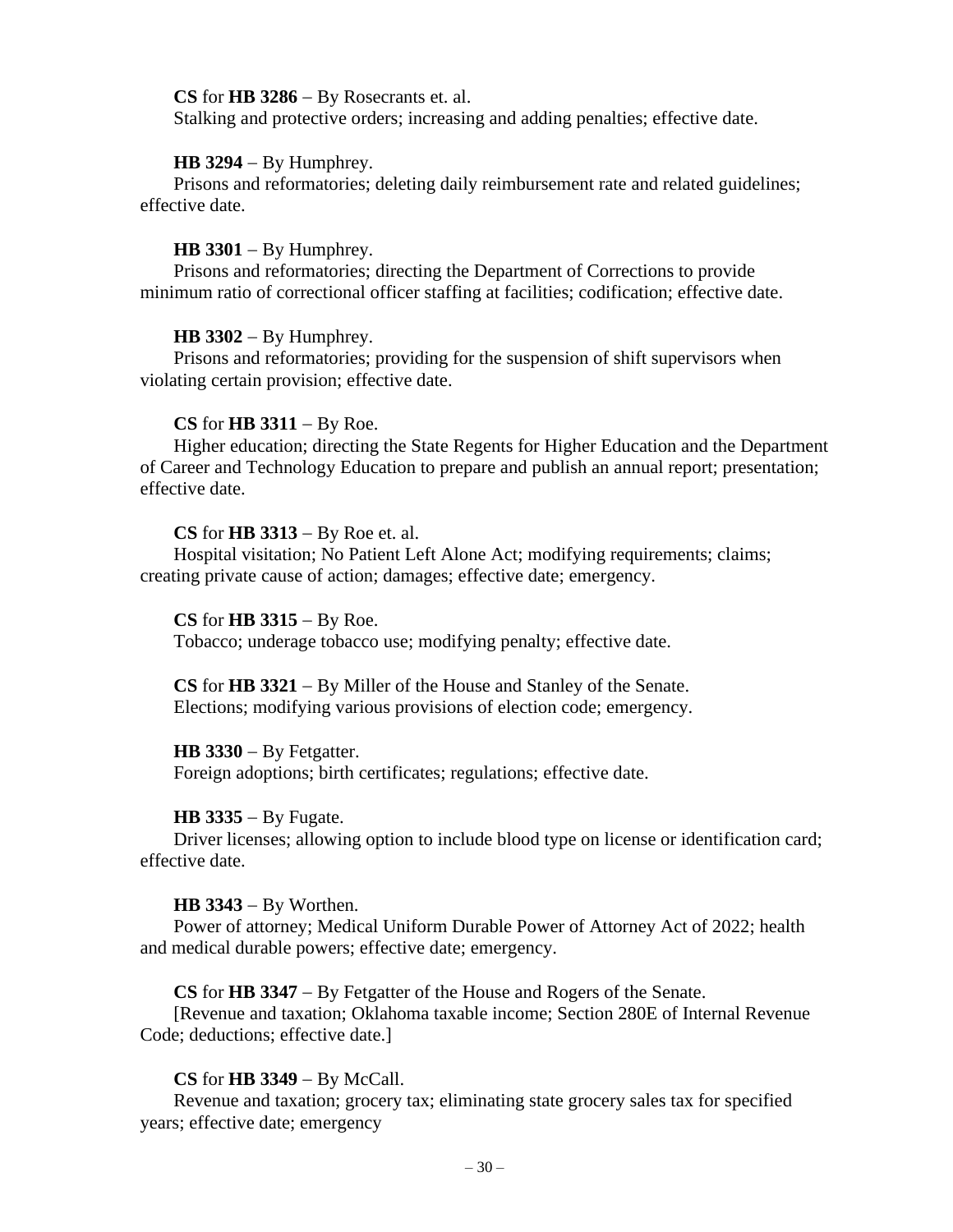**CS** for **HB 3286** – By Rosecrants et. al.
Stalking and protective orders; increasing and adding penalties; effective date.

**HB 3294** – By Humphrey.
Prisons and reformatories; deleting daily reimbursement rate and related guidelines; effective date.

**HB 3301** – By Humphrey.
Prisons and reformatories; directing the Department of Corrections to provide minimum ratio of correctional officer staffing at facilities; codification; effective date.

**HB 3302** – By Humphrey.
Prisons and reformatories; providing for the suspension of shift supervisors when violating certain provision; effective date.

**CS** for **HB 3311** – By Roe.
Higher education; directing the State Regents for Higher Education and the Department of Career and Technology Education to prepare and publish an annual report; presentation; effective date.

**CS** for **HB 3313** – By Roe et. al.
Hospital visitation; No Patient Left Alone Act; modifying requirements; claims; creating private cause of action; damages; effective date; emergency.

**CS** for **HB 3315** – By Roe.
Tobacco; underage tobacco use; modifying penalty; effective date.

**CS** for **HB 3321** – By Miller of the House and Stanley of the Senate.
Elections; modifying various provisions of election code; emergency.

**HB 3330** – By Fetgatter.
Foreign adoptions; birth certificates; regulations; effective date.

**HB 3335** – By Fugate.
Driver licenses; allowing option to include blood type on license or identification card; effective date.

**HB 3343** – By Worthen.
Power of attorney; Medical Uniform Durable Power of Attorney Act of 2022; health and medical durable powers; effective date; emergency.

**CS** for **HB 3347** – By Fetgatter of the House and Rogers of the Senate.
[Revenue and taxation; Oklahoma taxable income; Section 280E of Internal Revenue Code; deductions; effective date.]

**CS** for **HB 3349** – By McCall.
Revenue and taxation; grocery tax; eliminating state grocery sales tax for specified years; effective date; emergency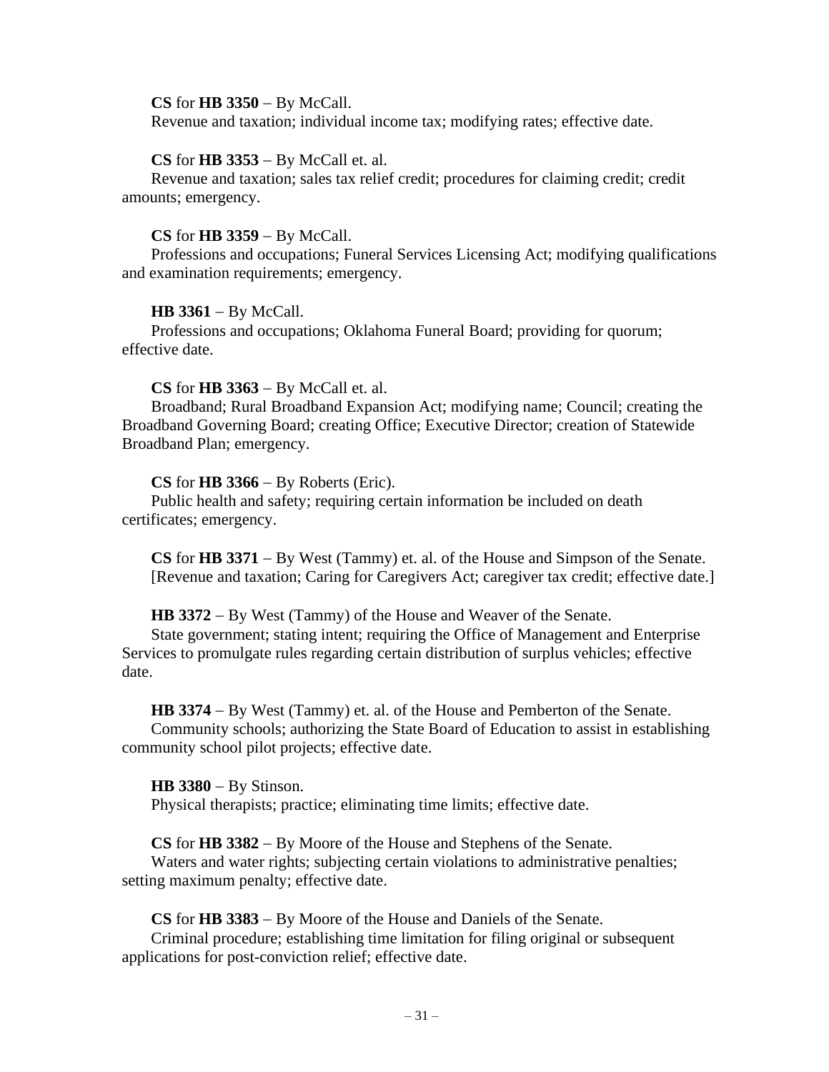**CS** for **HB 3350** – By McCall.
Revenue and taxation; individual income tax; modifying rates; effective date.

**CS** for **HB 3353** – By McCall et. al.
Revenue and taxation; sales tax relief credit; procedures for claiming credit; credit amounts; emergency.

**CS** for **HB 3359** – By McCall.
Professions and occupations; Funeral Services Licensing Act; modifying qualifications and examination requirements; emergency.

**HB 3361** – By McCall.
Professions and occupations; Oklahoma Funeral Board; providing for quorum; effective date.

**CS** for **HB 3363** – By McCall et. al.
Broadband; Rural Broadband Expansion Act; modifying name; Council; creating the Broadband Governing Board; creating Office; Executive Director; creation of Statewide Broadband Plan; emergency.

**CS** for **HB 3366** – By Roberts (Eric).
Public health and safety; requiring certain information be included on death certificates; emergency.

**CS** for **HB 3371** – By West (Tammy) et. al. of the House and Simpson of the Senate.
[Revenue and taxation; Caring for Caregivers Act; caregiver tax credit; effective date.]

**HB 3372** – By West (Tammy) of the House and Weaver of the Senate.
State government; stating intent; requiring the Office of Management and Enterprise Services to promulgate rules regarding certain distribution of surplus vehicles; effective date.

**HB 3374** – By West (Tammy) et. al. of the House and Pemberton of the Senate.
Community schools; authorizing the State Board of Education to assist in establishing community school pilot projects; effective date.

**HB 3380** – By Stinson.
Physical therapists; practice; eliminating time limits; effective date.

**CS** for **HB 3382** – By Moore of the House and Stephens of the Senate.
Waters and water rights; subjecting certain violations to administrative penalties; setting maximum penalty; effective date.

**CS** for **HB 3383** – By Moore of the House and Daniels of the Senate.
Criminal procedure; establishing time limitation for filing original or subsequent applications for post-conviction relief; effective date.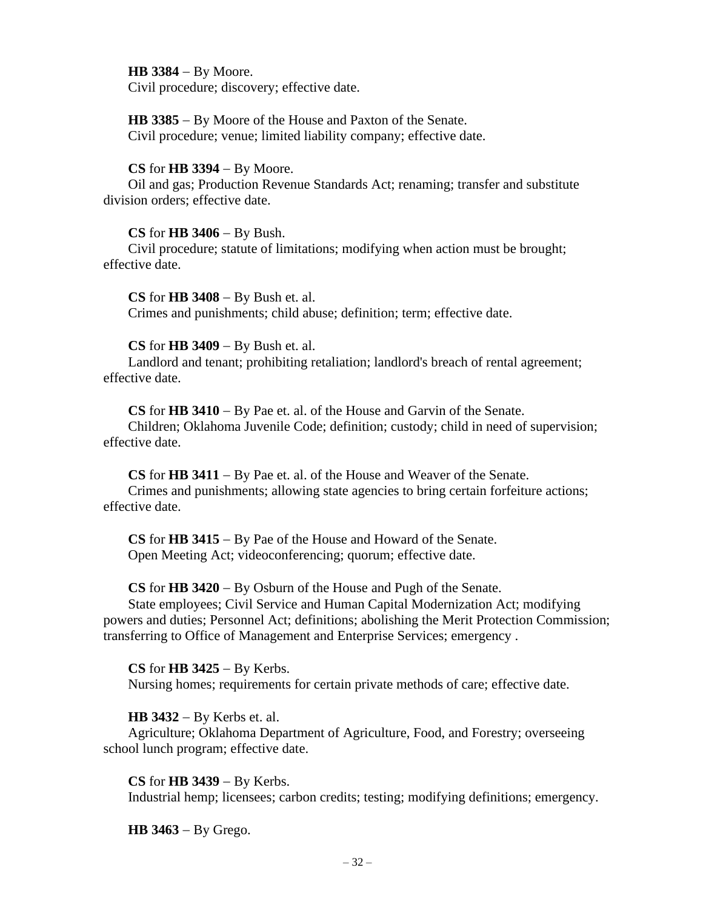**HB 3384** − By Moore.
Civil procedure; discovery; effective date.

**HB 3385** − By Moore of the House and Paxton of the Senate.
Civil procedure; venue; limited liability company; effective date.

**CS** for **HB 3394** − By Moore.
Oil and gas; Production Revenue Standards Act; renaming; transfer and substitute division orders; effective date.

**CS** for **HB 3406** − By Bush.
Civil procedure; statute of limitations; modifying when action must be brought; effective date.

**CS** for **HB 3408** − By Bush et. al.
Crimes and punishments; child abuse; definition; term; effective date.

**CS** for **HB 3409** − By Bush et. al.
Landlord and tenant; prohibiting retaliation; landlord's breach of rental agreement; effective date.

**CS** for **HB 3410** − By Pae et. al. of the House and Garvin of the Senate.
Children; Oklahoma Juvenile Code; definition; custody; child in need of supervision; effective date.

**CS** for **HB 3411** − By Pae et. al. of the House and Weaver of the Senate.
Crimes and punishments; allowing state agencies to bring certain forfeiture actions; effective date.

**CS** for **HB 3415** − By Pae of the House and Howard of the Senate.
Open Meeting Act; videoconferencing; quorum; effective date.

**CS** for **HB 3420** − By Osburn of the House and Pugh of the Senate.
State employees; Civil Service and Human Capital Modernization Act; modifying powers and duties; Personnel Act; definitions; abolishing the Merit Protection Commission; transferring to Office of Management and Enterprise Services; emergency .

**CS** for **HB 3425** − By Kerbs.
Nursing homes; requirements for certain private methods of care; effective date.

**HB 3432** − By Kerbs et. al.
Agriculture; Oklahoma Department of Agriculture, Food, and Forestry; overseeing school lunch program; effective date.

**CS** for **HB 3439** − By Kerbs.
Industrial hemp; licensees; carbon credits; testing; modifying definitions; emergency.

**HB 3463** − By Grego.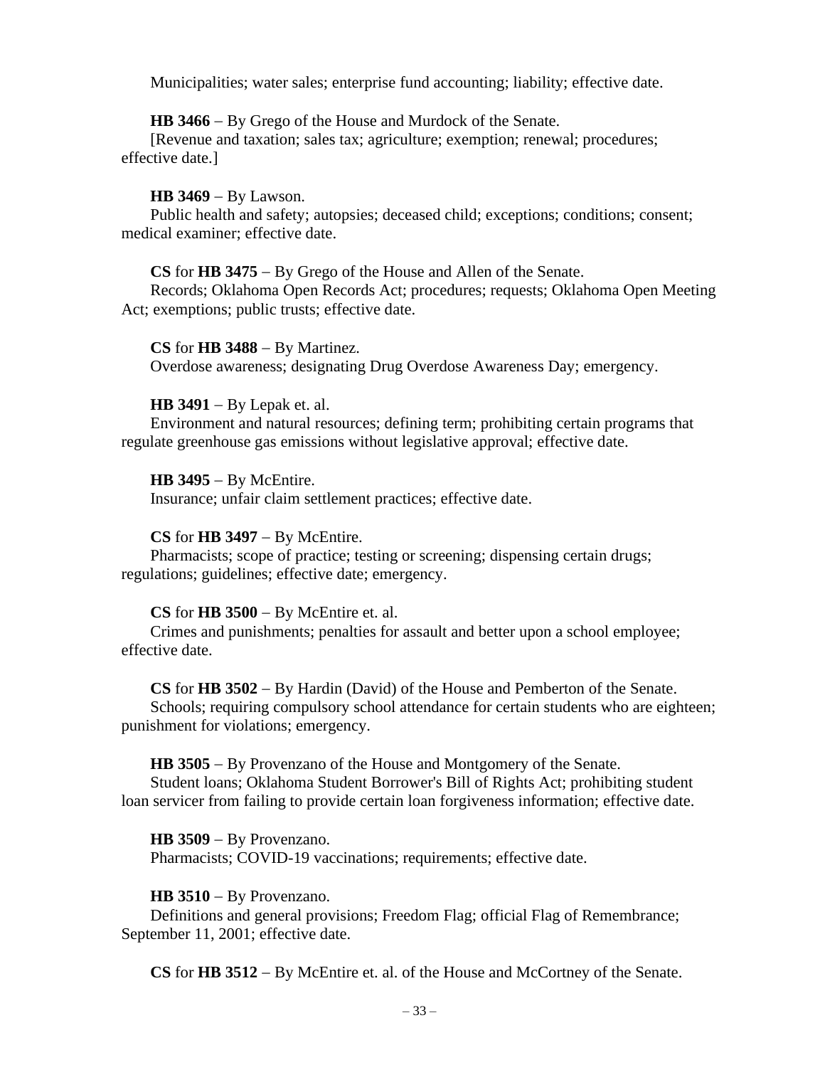Municipalities; water sales; enterprise fund accounting; liability; effective date.

**HB 3466** – By Grego of the House and Murdock of the Senate.
[Revenue and taxation; sales tax; agriculture; exemption; renewal; procedures; effective date.]

**HB 3469** – By Lawson.
Public health and safety; autopsies; deceased child; exceptions; conditions; consent; medical examiner; effective date.

**CS** for **HB 3475** – By Grego of the House and Allen of the Senate.
Records; Oklahoma Open Records Act; procedures; requests; Oklahoma Open Meeting Act; exemptions; public trusts; effective date.

**CS** for **HB 3488** – By Martinez.
Overdose awareness; designating Drug Overdose Awareness Day; emergency.

**HB 3491** – By Lepak et. al.
Environment and natural resources; defining term; prohibiting certain programs that regulate greenhouse gas emissions without legislative approval; effective date.

**HB 3495** – By McEntire.
Insurance; unfair claim settlement practices; effective date.

**CS** for **HB 3497** – By McEntire.
Pharmacists; scope of practice; testing or screening; dispensing certain drugs; regulations; guidelines; effective date; emergency.

**CS** for **HB 3500** – By McEntire et. al.
Crimes and punishments; penalties for assault and better upon a school employee; effective date.

**CS** for **HB 3502** – By Hardin (David) of the House and Pemberton of the Senate.
Schools; requiring compulsory school attendance for certain students who are eighteen; punishment for violations; emergency.

**HB 3505** – By Provenzano of the House and Montgomery of the Senate.
Student loans; Oklahoma Student Borrower's Bill of Rights Act; prohibiting student loan servicer from failing to provide certain loan forgiveness information; effective date.

**HB 3509** – By Provenzano.
Pharmacists; COVID-19 vaccinations; requirements; effective date.

**HB 3510** – By Provenzano.
Definitions and general provisions; Freedom Flag; official Flag of Remembrance; September 11, 2001; effective date.

**CS** for **HB 3512** – By McEntire et. al. of the House and McCortney of the Senate.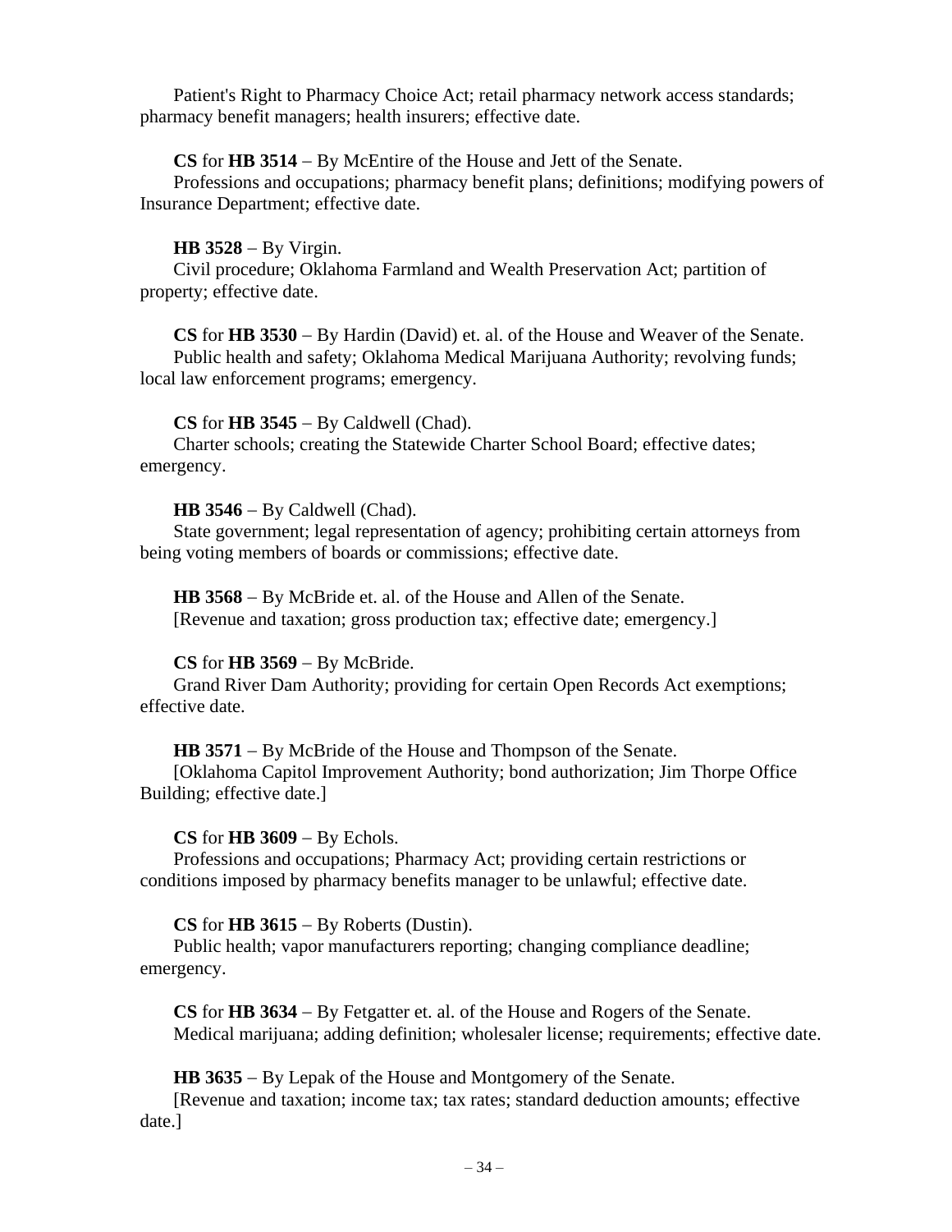Patient's Right to Pharmacy Choice Act; retail pharmacy network access standards; pharmacy benefit managers; health insurers; effective date.

**CS** for **HB 3514** – By McEntire of the House and Jett of the Senate.
Professions and occupations; pharmacy benefit plans; definitions; modifying powers of Insurance Department; effective date.

**HB 3528** – By Virgin.
Civil procedure; Oklahoma Farmland and Wealth Preservation Act; partition of property; effective date.

**CS** for **HB 3530** – By Hardin (David) et. al. of the House and Weaver of the Senate.
Public health and safety; Oklahoma Medical Marijuana Authority; revolving funds; local law enforcement programs; emergency.

**CS** for **HB 3545** – By Caldwell (Chad).
Charter schools; creating the Statewide Charter School Board; effective dates; emergency.

**HB 3546** – By Caldwell (Chad).
State government; legal representation of agency; prohibiting certain attorneys from being voting members of boards or commissions; effective date.

**HB 3568** – By McBride et. al. of the House and Allen of the Senate.
[Revenue and taxation; gross production tax; effective date; emergency.]

**CS** for **HB 3569** – By McBride.
Grand River Dam Authority; providing for certain Open Records Act exemptions; effective date.

**HB 3571** – By McBride of the House and Thompson of the Senate.
[Oklahoma Capitol Improvement Authority; bond authorization; Jim Thorpe Office Building; effective date.]

**CS** for **HB 3609** – By Echols.
Professions and occupations; Pharmacy Act; providing certain restrictions or conditions imposed by pharmacy benefits manager to be unlawful; effective date.

**CS** for **HB 3615** – By Roberts (Dustin).
Public health; vapor manufacturers reporting; changing compliance deadline; emergency.

**CS** for **HB 3634** – By Fetgatter et. al. of the House and Rogers of the Senate.
Medical marijuana; adding definition; wholesaler license; requirements; effective date.

**HB 3635** – By Lepak of the House and Montgomery of the Senate.
[Revenue and taxation; income tax; tax rates; standard deduction amounts; effective date.]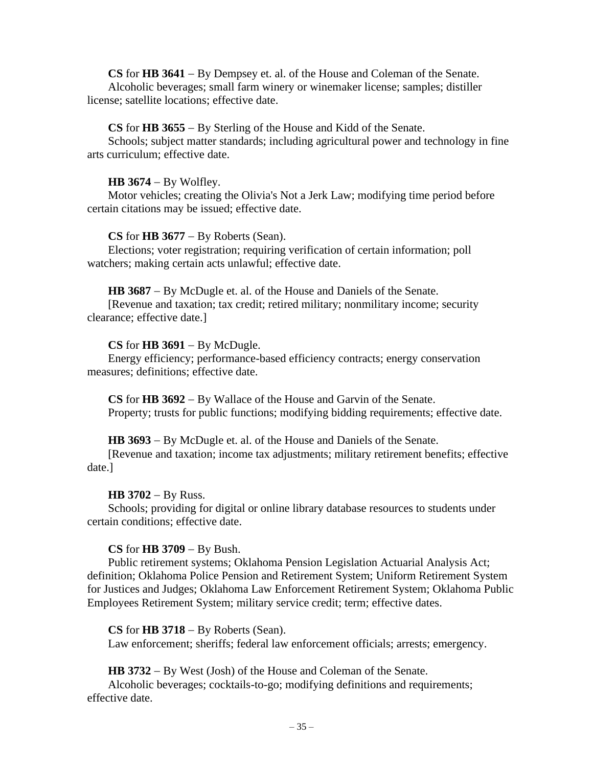**CS** for **HB 3641** – By Dempsey et. al. of the House and Coleman of the Senate.
Alcoholic beverages; small farm winery or winemaker license; samples; distiller license; satellite locations; effective date.

**CS** for **HB 3655** – By Sterling of the House and Kidd of the Senate.
Schools; subject matter standards; including agricultural power and technology in fine arts curriculum; effective date.

**HB 3674** – By Wolfley.
Motor vehicles; creating the Olivia's Not a Jerk Law; modifying time period before certain citations may be issued; effective date.

**CS** for **HB 3677** – By Roberts (Sean).
Elections; voter registration; requiring verification of certain information; poll watchers; making certain acts unlawful; effective date.

**HB 3687** – By McDugle et. al. of the House and Daniels of the Senate.
[Revenue and taxation; tax credit; retired military; nonmilitary income; security clearance; effective date.]

**CS** for **HB 3691** – By McDugle.
Energy efficiency; performance-based efficiency contracts; energy conservation measures; definitions; effective date.

**CS** for **HB 3692** – By Wallace of the House and Garvin of the Senate.
Property; trusts for public functions; modifying bidding requirements; effective date.

**HB 3693** – By McDugle et. al. of the House and Daniels of the Senate.
[Revenue and taxation; income tax adjustments; military retirement benefits; effective date.]

**HB 3702** – By Russ.
Schools; providing for digital or online library database resources to students under certain conditions; effective date.

**CS** for **HB 3709** – By Bush.
Public retirement systems; Oklahoma Pension Legislation Actuarial Analysis Act; definition; Oklahoma Police Pension and Retirement System; Uniform Retirement System for Justices and Judges; Oklahoma Law Enforcement Retirement System; Oklahoma Public Employees Retirement System; military service credit; term; effective dates.

**CS** for **HB 3718** – By Roberts (Sean).
Law enforcement; sheriffs; federal law enforcement officials; arrests; emergency.

**HB 3732** – By West (Josh) of the House and Coleman of the Senate.
Alcoholic beverages; cocktails-to-go; modifying definitions and requirements; effective date.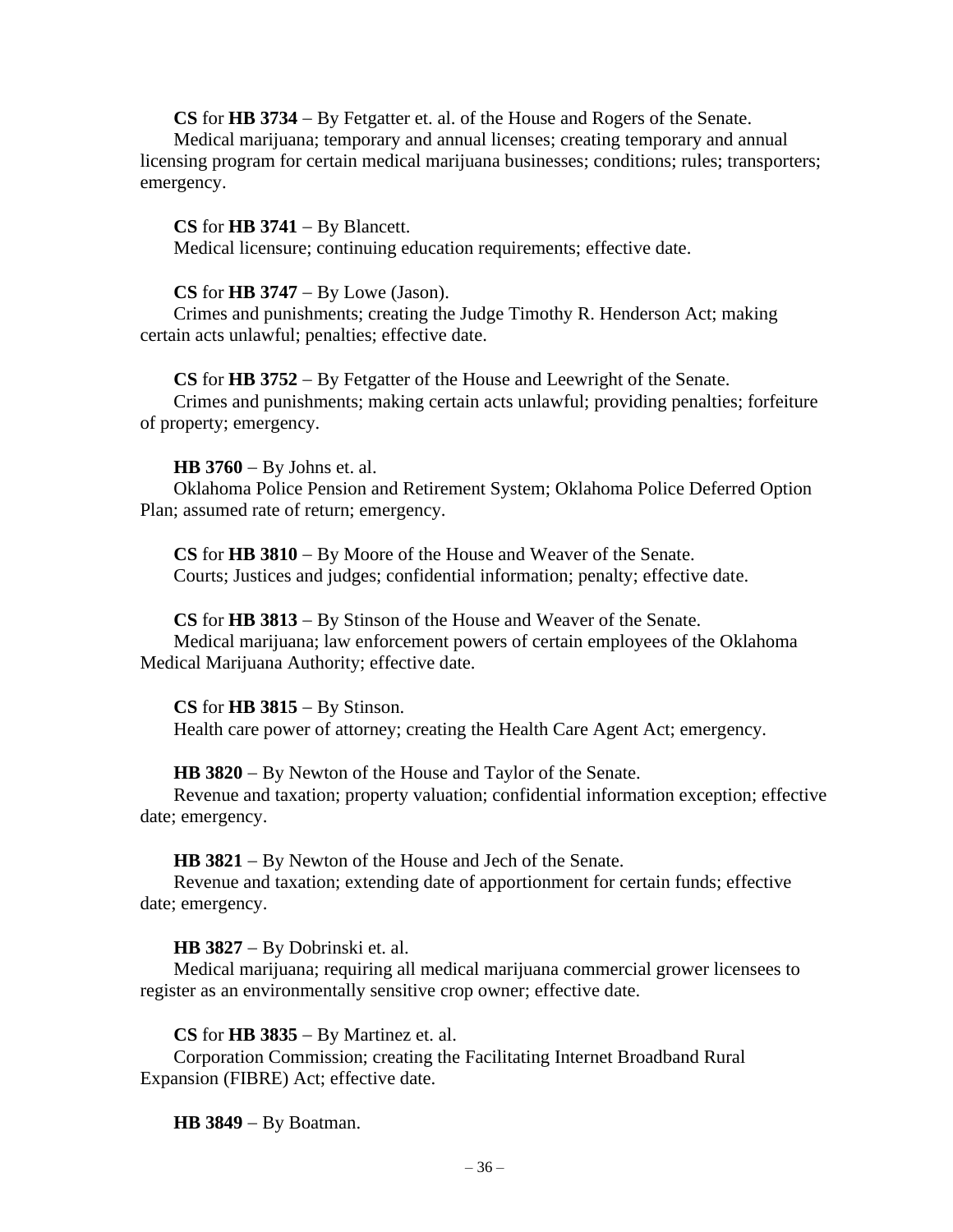**CS** for **HB 3734** – By Fetgatter et. al. of the House and Rogers of the Senate.
Medical marijuana; temporary and annual licenses; creating temporary and annual licensing program for certain medical marijuana businesses; conditions; rules; transporters; emergency.

**CS** for **HB 3741** – By Blancett.
Medical licensure; continuing education requirements; effective date.

**CS** for **HB 3747** – By Lowe (Jason).
Crimes and punishments; creating the Judge Timothy R. Henderson Act; making certain acts unlawful; penalties; effective date.

**CS** for **HB 3752** – By Fetgatter of the House and Leewright of the Senate.
Crimes and punishments; making certain acts unlawful; providing penalties; forfeiture of property; emergency.

**HB 3760** – By Johns et. al.
Oklahoma Police Pension and Retirement System; Oklahoma Police Deferred Option Plan; assumed rate of return; emergency.

**CS** for **HB 3810** – By Moore of the House and Weaver of the Senate.
Courts; Justices and judges; confidential information; penalty; effective date.

**CS** for **HB 3813** – By Stinson of the House and Weaver of the Senate.
Medical marijuana; law enforcement powers of certain employees of the Oklahoma Medical Marijuana Authority; effective date.

**CS** for **HB 3815** – By Stinson.
Health care power of attorney; creating the Health Care Agent Act; emergency.

**HB 3820** – By Newton of the House and Taylor of the Senate.
Revenue and taxation; property valuation; confidential information exception; effective date; emergency.

**HB 3821** – By Newton of the House and Jech of the Senate.
Revenue and taxation; extending date of apportionment for certain funds; effective date; emergency.

**HB 3827** – By Dobrinski et. al.
Medical marijuana; requiring all medical marijuana commercial grower licensees to register as an environmentally sensitive crop owner; effective date.

**CS** for **HB 3835** – By Martinez et. al.
Corporation Commission; creating the Facilitating Internet Broadband Rural Expansion (FIBRE) Act; effective date.

**HB 3849** – By Boatman.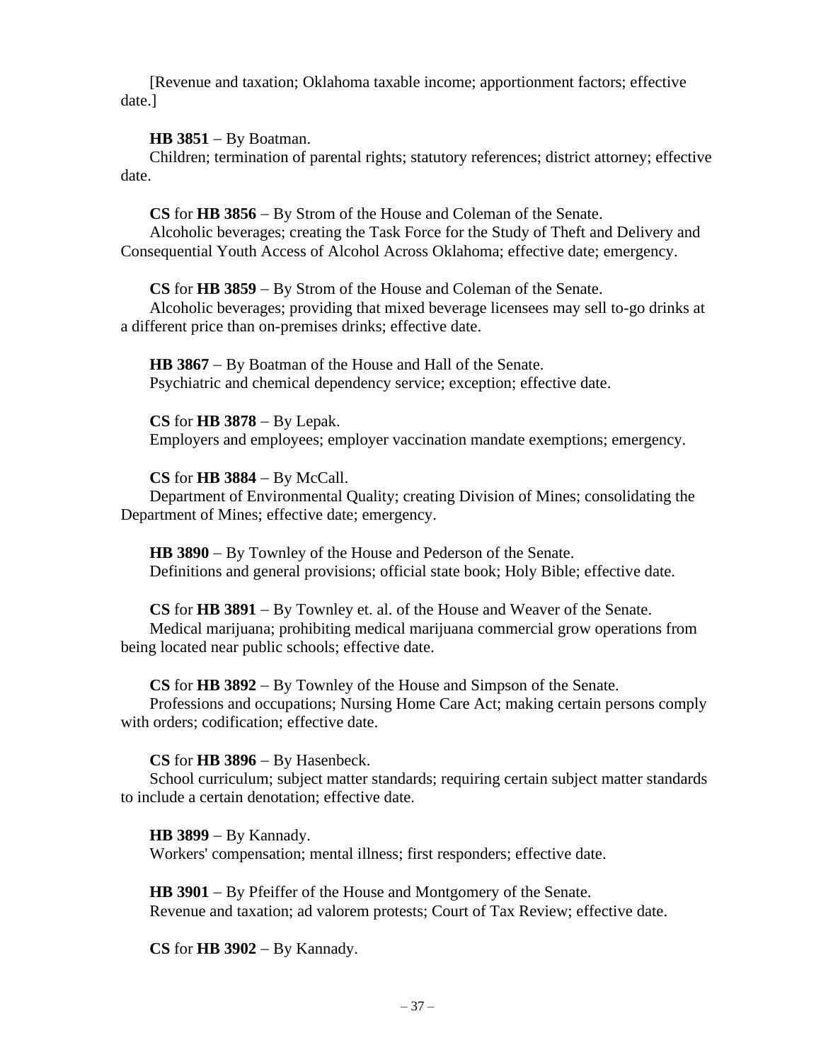[Revenue and taxation; Oklahoma taxable income; apportionment factors; effective date.]

**HB 3851** – By Boatman.
Children; termination of parental rights; statutory references; district attorney; effective date.

**CS** for **HB 3856** – By Strom of the House and Coleman of the Senate.
Alcoholic beverages; creating the Task Force for the Study of Theft and Delivery and Consequential Youth Access of Alcohol Across Oklahoma; effective date; emergency.

**CS** for **HB 3859** – By Strom of the House and Coleman of the Senate.
Alcoholic beverages; providing that mixed beverage licensees may sell to-go drinks at a different price than on-premises drinks; effective date.

**HB 3867** – By Boatman of the House and Hall of the Senate.
Psychiatric and chemical dependency service; exception; effective date.

**CS** for **HB 3878** – By Lepak.
Employers and employees; employer vaccination mandate exemptions; emergency.

**CS** for **HB 3884** – By McCall.
Department of Environmental Quality; creating Division of Mines; consolidating the Department of Mines; effective date; emergency.

**HB 3890** – By Townley of the House and Pederson of the Senate.
Definitions and general provisions; official state book; Holy Bible; effective date.

**CS** for **HB 3891** – By Townley et. al. of the House and Weaver of the Senate.
Medical marijuana; prohibiting medical marijuana commercial grow operations from being located near public schools; effective date.

**CS** for **HB 3892** – By Townley of the House and Simpson of the Senate.
Professions and occupations; Nursing Home Care Act; making certain persons comply with orders; codification; effective date.

**CS** for **HB 3896** – By Hasenbeck.
School curriculum; subject matter standards; requiring certain subject matter standards to include a certain denotation; effective date.

**HB 3899** – By Kannady.
Workers' compensation; mental illness; first responders; effective date.

**HB 3901** – By Pfeiffer of the House and Montgomery of the Senate.
Revenue and taxation; ad valorem protests; Court of Tax Review; effective date.

**CS** for **HB 3902** – By Kannady.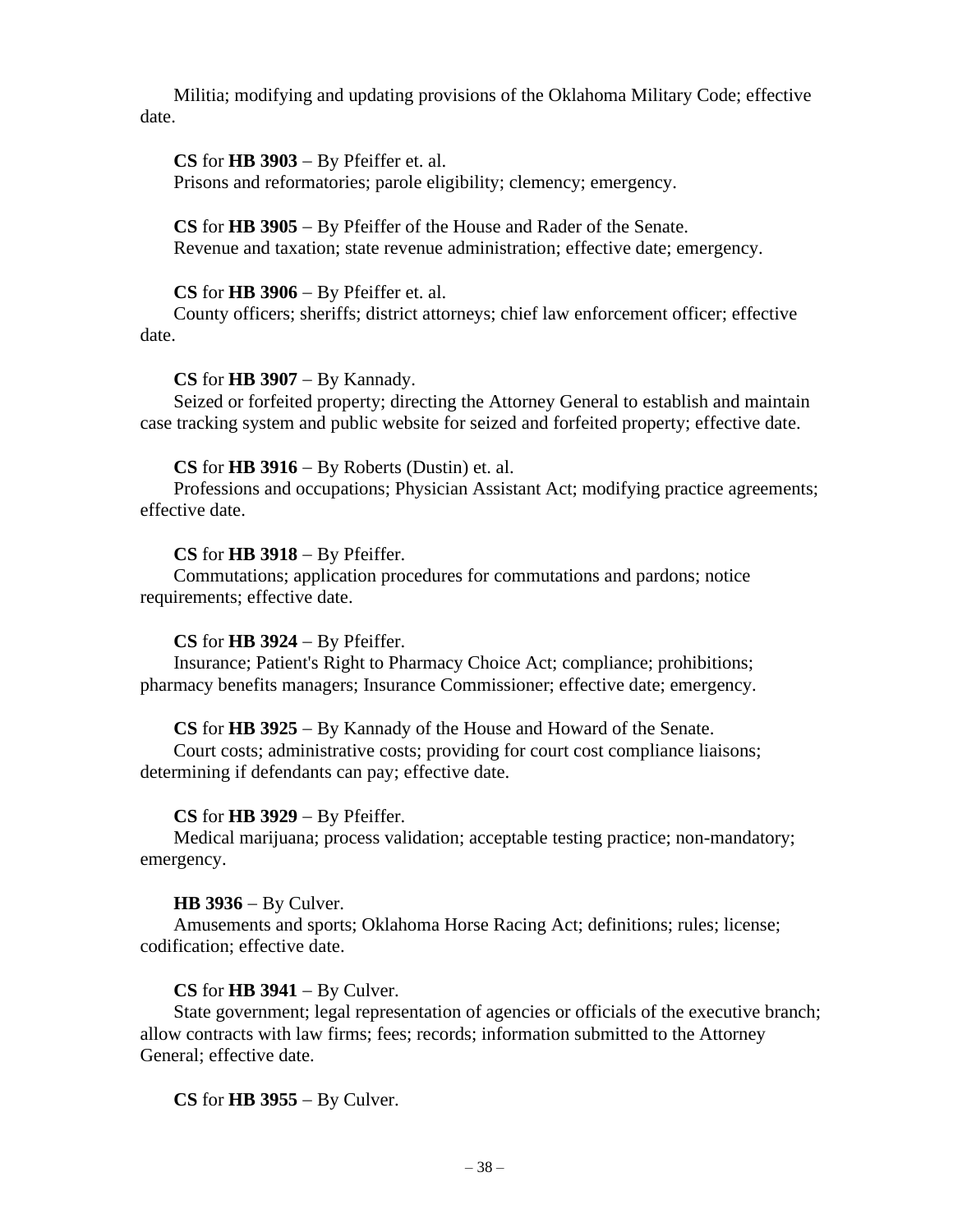Militia; modifying and updating provisions of the Oklahoma Military Code; effective date.

**CS** for **HB 3903** – By Pfeiffer et. al.
Prisons and reformatories; parole eligibility; clemency; emergency.

**CS** for **HB 3905** – By Pfeiffer of the House and Rader of the Senate.
Revenue and taxation; state revenue administration; effective date; emergency.

**CS** for **HB 3906** – By Pfeiffer et. al.
County officers; sheriffs; district attorneys; chief law enforcement officer; effective date.

**CS** for **HB 3907** – By Kannady.
Seized or forfeited property; directing the Attorney General to establish and maintain case tracking system and public website for seized and forfeited property; effective date.

**CS** for **HB 3916** – By Roberts (Dustin) et. al.
Professions and occupations; Physician Assistant Act; modifying practice agreements; effective date.

**CS** for **HB 3918** – By Pfeiffer.
Commutations; application procedures for commutations and pardons; notice requirements; effective date.

**CS** for **HB 3924** – By Pfeiffer.
Insurance; Patient's Right to Pharmacy Choice Act; compliance; prohibitions; pharmacy benefits managers; Insurance Commissioner; effective date; emergency.

**CS** for **HB 3925** – By Kannady of the House and Howard of the Senate.
Court costs; administrative costs; providing for court cost compliance liaisons; determining if defendants can pay; effective date.

**CS** for **HB 3929** – By Pfeiffer.
Medical marijuana; process validation; acceptable testing practice; non-mandatory; emergency.

**HB 3936** – By Culver.
Amusements and sports; Oklahoma Horse Racing Act; definitions; rules; license; codification; effective date.

**CS** for **HB 3941** – By Culver.
State government; legal representation of agencies or officials of the executive branch; allow contracts with law firms; fees; records; information submitted to the Attorney General; effective date.

**CS** for **HB 3955** – By Culver.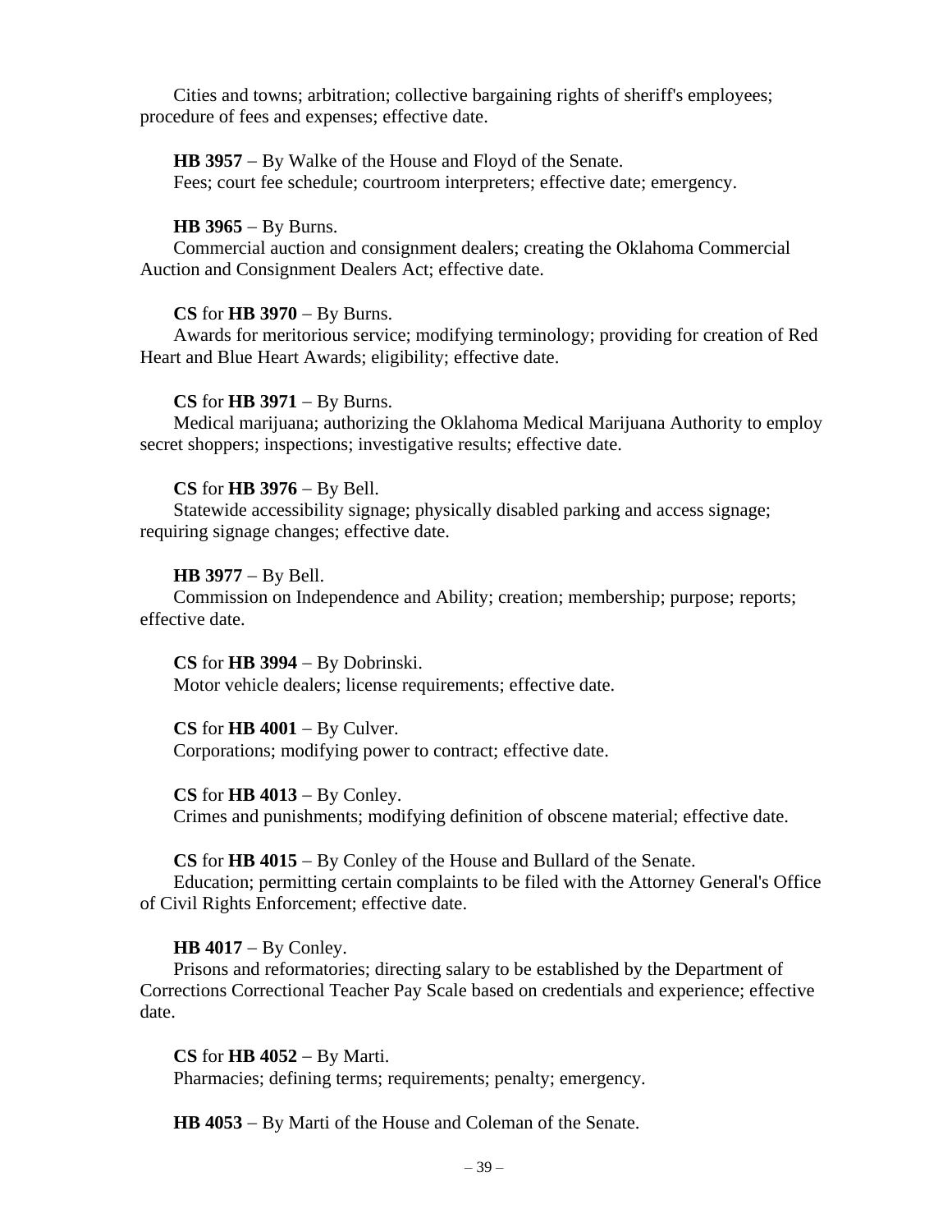Cities and towns; arbitration; collective bargaining rights of sheriff's employees; procedure of fees and expenses; effective date.

**HB 3957** – By Walke of the House and Floyd of the Senate.
Fees; court fee schedule; courtroom interpreters; effective date; emergency.

**HB 3965** – By Burns.
Commercial auction and consignment dealers; creating the Oklahoma Commercial Auction and Consignment Dealers Act; effective date.

**CS** for **HB 3970** – By Burns.
Awards for meritorious service; modifying terminology; providing for creation of Red Heart and Blue Heart Awards; eligibility; effective date.

**CS** for **HB 3971** – By Burns.
Medical marijuana; authorizing the Oklahoma Medical Marijuana Authority to employ secret shoppers; inspections; investigative results; effective date.

**CS** for **HB 3976** – By Bell.
Statewide accessibility signage; physically disabled parking and access signage; requiring signage changes; effective date.

**HB 3977** – By Bell.
Commission on Independence and Ability; creation; membership; purpose; reports; effective date.

**CS** for **HB 3994** – By Dobrinski.
Motor vehicle dealers; license requirements; effective date.

**CS** for **HB 4001** – By Culver.
Corporations; modifying power to contract; effective date.

**CS** for **HB 4013** – By Conley.
Crimes and punishments; modifying definition of obscene material; effective date.

**CS** for **HB 4015** – By Conley of the House and Bullard of the Senate.
Education; permitting certain complaints to be filed with the Attorney General's Office of Civil Rights Enforcement; effective date.

**HB 4017** – By Conley.
Prisons and reformatories; directing salary to be established by the Department of Corrections Correctional Teacher Pay Scale based on credentials and experience; effective date.

**CS** for **HB 4052** – By Marti.
Pharmacies; defining terms; requirements; penalty; emergency.

**HB 4053** – By Marti of the House and Coleman of the Senate.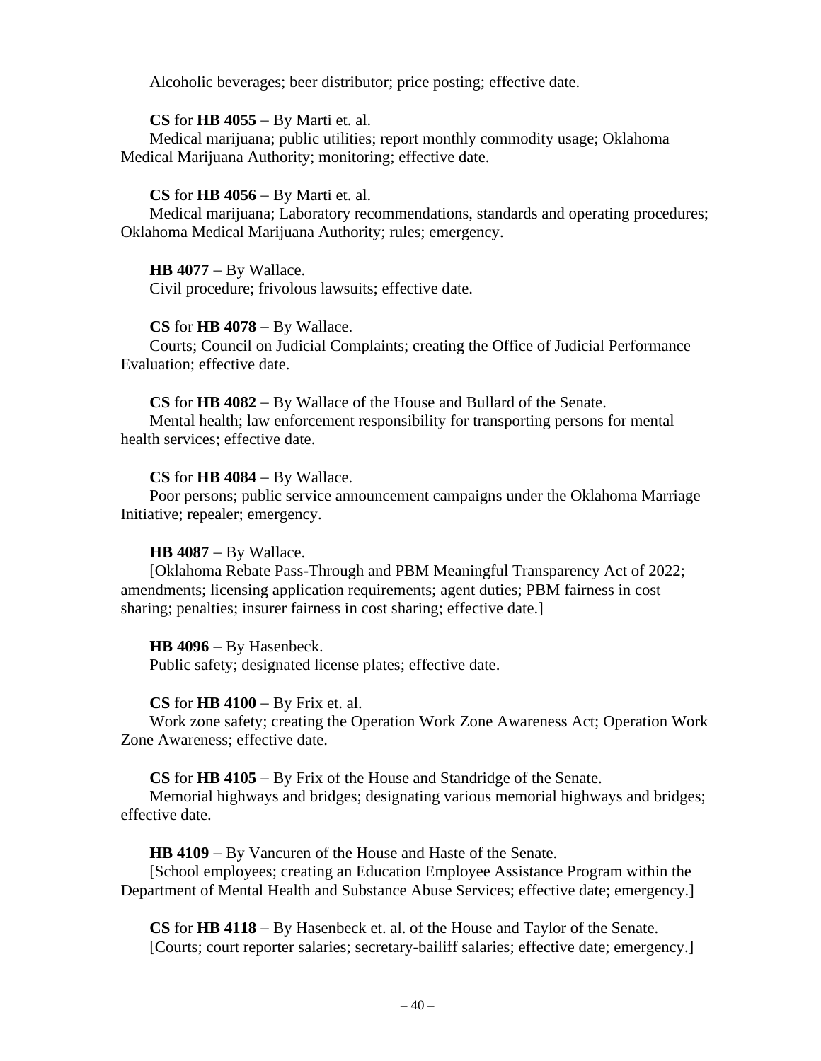Alcoholic beverages; beer distributor; price posting; effective date.

**CS** for **HB 4055** – By Marti et. al.
Medical marijuana; public utilities; report monthly commodity usage; Oklahoma Medical Marijuana Authority; monitoring; effective date.

**CS** for **HB 4056** – By Marti et. al.
Medical marijuana; Laboratory recommendations, standards and operating procedures; Oklahoma Medical Marijuana Authority; rules; emergency.

**HB 4077** – By Wallace.
Civil procedure; frivolous lawsuits; effective date.

**CS** for **HB 4078** – By Wallace.
Courts; Council on Judicial Complaints; creating the Office of Judicial Performance Evaluation; effective date.

**CS** for **HB 4082** – By Wallace of the House and Bullard of the Senate.
Mental health; law enforcement responsibility for transporting persons for mental health services; effective date.

**CS** for **HB 4084** – By Wallace.
Poor persons; public service announcement campaigns under the Oklahoma Marriage Initiative; repealer; emergency.

**HB 4087** – By Wallace.
[Oklahoma Rebate Pass-Through and PBM Meaningful Transparency Act of 2022; amendments; licensing application requirements; agent duties; PBM fairness in cost sharing; penalties; insurer fairness in cost sharing; effective date.]

**HB 4096** – By Hasenbeck.
Public safety; designated license plates; effective date.

**CS** for **HB 4100** – By Frix et. al.
Work zone safety; creating the Operation Work Zone Awareness Act; Operation Work Zone Awareness; effective date.

**CS** for **HB 4105** – By Frix of the House and Standridge of the Senate.
Memorial highways and bridges; designating various memorial highways and bridges; effective date.

**HB 4109** – By Vancuren of the House and Haste of the Senate.
[School employees; creating an Education Employee Assistance Program within the Department of Mental Health and Substance Abuse Services; effective date; emergency.]

**CS** for **HB 4118** – By Hasenbeck et. al. of the House and Taylor of the Senate.
[Courts; court reporter salaries; secretary-bailiff salaries; effective date; emergency.]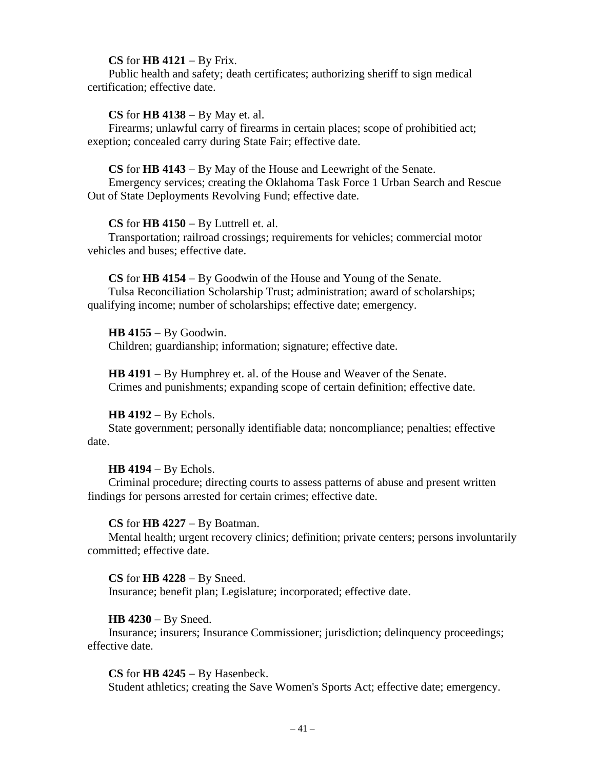**CS** for **HB 4121** – By Frix.
Public health and safety; death certificates; authorizing sheriff to sign medical certification; effective date.

**CS** for **HB 4138** – By May et. al.
Firearms; unlawful carry of firearms in certain places; scope of prohibitied act; exeption; concealed carry during State Fair; effective date.

**CS** for **HB 4143** – By May of the House and Leewright of the Senate.
Emergency services; creating the Oklahoma Task Force 1 Urban Search and Rescue Out of State Deployments Revolving Fund; effective date.

**CS** for **HB 4150** – By Luttrell et. al.
Transportation; railroad crossings; requirements for vehicles; commercial motor vehicles and buses; effective date.

**CS** for **HB 4154** – By Goodwin of the House and Young of the Senate.
Tulsa Reconciliation Scholarship Trust; administration; award of scholarships; qualifying income; number of scholarships; effective date; emergency.

**HB 4155** – By Goodwin.
Children; guardianship; information; signature; effective date.

**HB 4191** – By Humphrey et. al. of the House and Weaver of the Senate.
Crimes and punishments; expanding scope of certain definition; effective date.

**HB 4192** – By Echols.
State government; personally identifiable data; noncompliance; penalties; effective date.

**HB 4194** – By Echols.
Criminal procedure; directing courts to assess patterns of abuse and present written findings for persons arrested for certain crimes; effective date.

**CS** for **HB 4227** – By Boatman.
Mental health; urgent recovery clinics; definition; private centers; persons involuntarily committed; effective date.

**CS** for **HB 4228** – By Sneed.
Insurance; benefit plan; Legislature; incorporated; effective date.

**HB 4230** – By Sneed.
Insurance; insurers; Insurance Commissioner; jurisdiction; delinquency proceedings; effective date.

**CS** for **HB 4245** – By Hasenbeck.
Student athletics; creating the Save Women's Sports Act; effective date; emergency.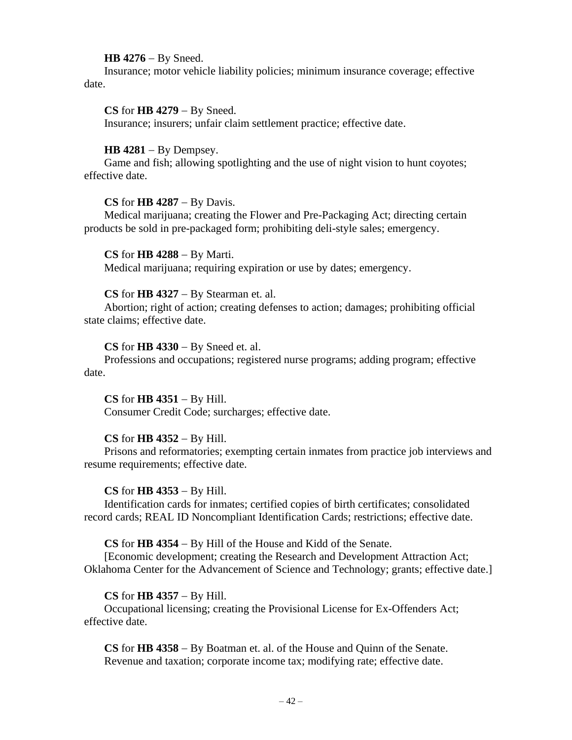**HB 4276** − By Sneed.
Insurance; motor vehicle liability policies; minimum insurance coverage; effective date.

**CS** for **HB 4279** − By Sneed.
Insurance; insurers; unfair claim settlement practice; effective date.

**HB 4281** − By Dempsey.
Game and fish; allowing spotlighting and the use of night vision to hunt coyotes; effective date.

**CS** for **HB 4287** − By Davis.
Medical marijuana; creating the Flower and Pre-Packaging Act; directing certain products be sold in pre-packaged form; prohibiting deli-style sales; emergency.

**CS** for **HB 4288** − By Marti.
Medical marijuana; requiring expiration or use by dates; emergency.

**CS** for **HB 4327** − By Stearman et. al.
Abortion; right of action; creating defenses to action; damages; prohibiting official state claims; effective date.

**CS** for **HB 4330** − By Sneed et. al.
Professions and occupations; registered nurse programs; adding program; effective date.

**CS** for **HB 4351** − By Hill.
Consumer Credit Code; surcharges; effective date.

**CS** for **HB 4352** − By Hill.
Prisons and reformatories; exempting certain inmates from practice job interviews and resume requirements; effective date.

**CS** for **HB 4353** − By Hill.
Identification cards for inmates; certified copies of birth certificates; consolidated record cards; REAL ID Noncompliant Identification Cards; restrictions; effective date.

**CS** for **HB 4354** − By Hill of the House and Kidd of the Senate.
[Economic development; creating the Research and Development Attraction Act; Oklahoma Center for the Advancement of Science and Technology; grants; effective date.]

**CS** for **HB 4357** − By Hill.
Occupational licensing; creating the Provisional License for Ex-Offenders Act; effective date.

**CS** for **HB 4358** − By Boatman et. al. of the House and Quinn of the Senate.
Revenue and taxation; corporate income tax; modifying rate; effective date.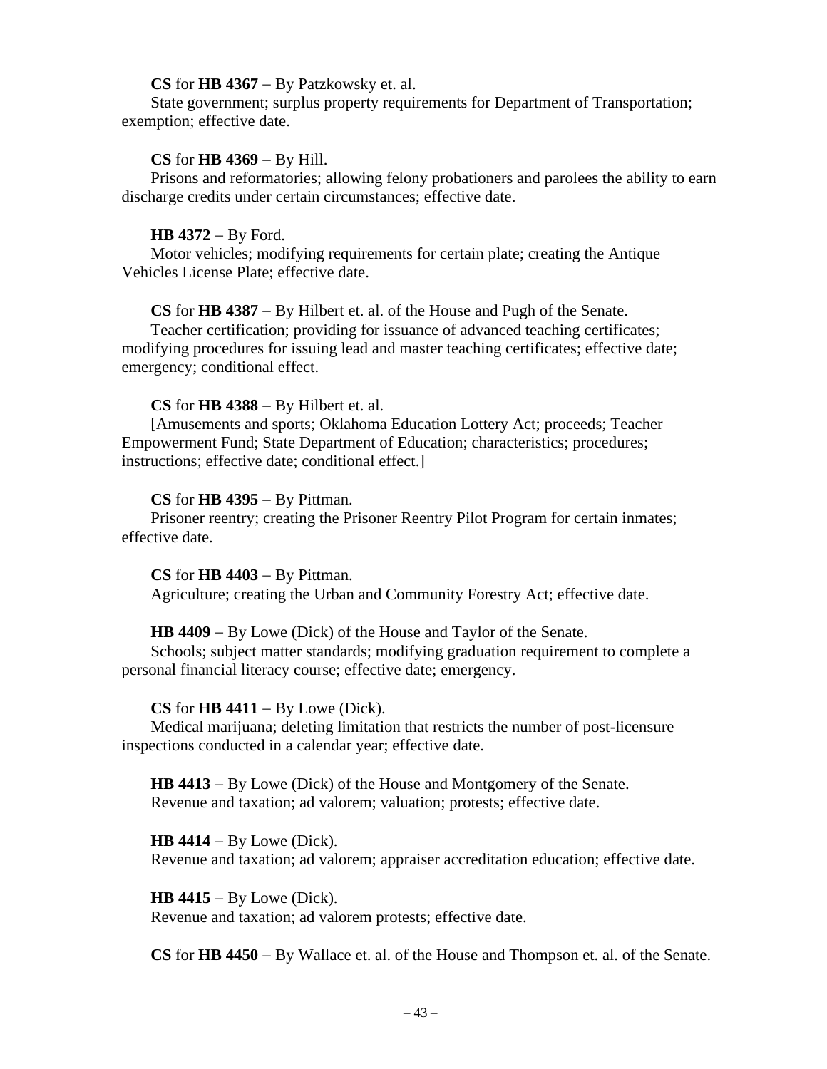**CS** for **HB 4367** – By Patzkowsky et. al.
State government; surplus property requirements for Department of Transportation; exemption; effective date.

**CS** for **HB 4369** – By Hill.
Prisons and reformatories; allowing felony probationers and parolees the ability to earn discharge credits under certain circumstances; effective date.

**HB 4372** – By Ford.
Motor vehicles; modifying requirements for certain plate; creating the Antique Vehicles License Plate; effective date.

**CS** for **HB 4387** – By Hilbert et. al. of the House and Pugh of the Senate.
Teacher certification; providing for issuance of advanced teaching certificates; modifying procedures for issuing lead and master teaching certificates; effective date; emergency; conditional effect.

**CS** for **HB 4388** – By Hilbert et. al.
[Amusements and sports; Oklahoma Education Lottery Act; proceeds; Teacher Empowerment Fund; State Department of Education; characteristics; procedures; instructions; effective date; conditional effect.]

**CS** for **HB 4395** – By Pittman.
Prisoner reentry; creating the Prisoner Reentry Pilot Program for certain inmates; effective date.

**CS** for **HB 4403** – By Pittman.
Agriculture; creating the Urban and Community Forestry Act; effective date.

**HB 4409** – By Lowe (Dick) of the House and Taylor of the Senate.
Schools; subject matter standards; modifying graduation requirement to complete a personal financial literacy course; effective date; emergency.

**CS** for **HB 4411** – By Lowe (Dick).
Medical marijuana; deleting limitation that restricts the number of post-licensure inspections conducted in a calendar year; effective date.

**HB 4413** – By Lowe (Dick) of the House and Montgomery of the Senate.
Revenue and taxation; ad valorem; valuation; protests; effective date.

**HB 4414** – By Lowe (Dick).
Revenue and taxation; ad valorem; appraiser accreditation education; effective date.

**HB 4415** – By Lowe (Dick).
Revenue and taxation; ad valorem protests; effective date.

**CS** for **HB 4450** – By Wallace et. al. of the House and Thompson et. al. of the Senate.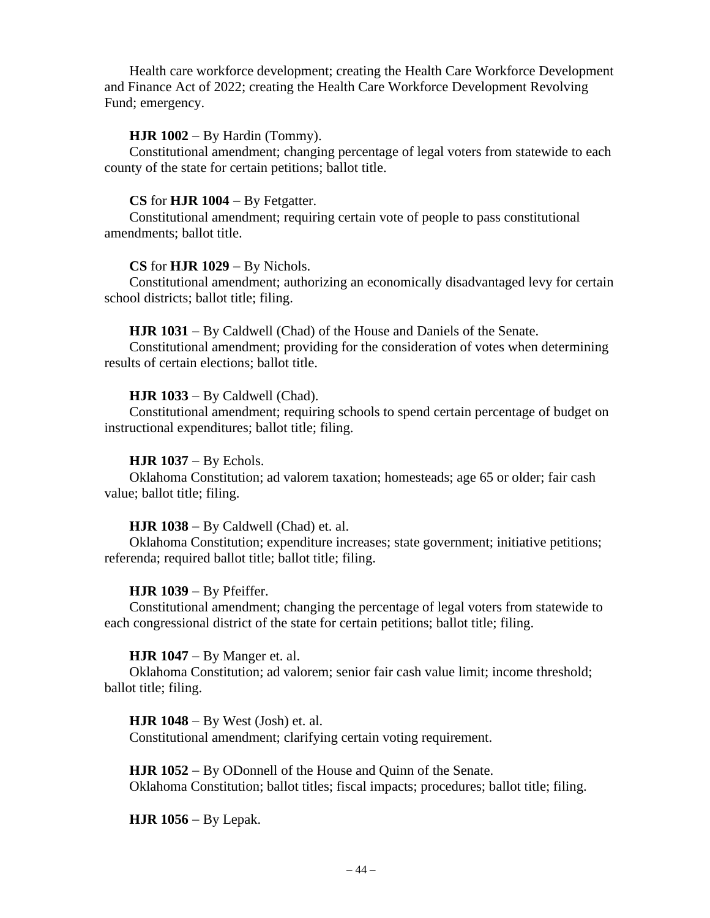Health care workforce development; creating the Health Care Workforce Development and Finance Act of 2022; creating the Health Care Workforce Development Revolving Fund; emergency.

**HJR 1002** – By Hardin (Tommy).
Constitutional amendment; changing percentage of legal voters from statewide to each county of the state for certain petitions; ballot title.

**CS** for **HJR 1004** – By Fetgatter.
Constitutional amendment; requiring certain vote of people to pass constitutional amendments; ballot title.

**CS** for **HJR 1029** – By Nichols.
Constitutional amendment; authorizing an economically disadvantaged levy for certain school districts; ballot title; filing.

**HJR 1031** – By Caldwell (Chad) of the House and Daniels of the Senate.
Constitutional amendment; providing for the consideration of votes when determining results of certain elections; ballot title.

**HJR 1033** – By Caldwell (Chad).
Constitutional amendment; requiring schools to spend certain percentage of budget on instructional expenditures; ballot title; filing.

**HJR 1037** – By Echols.
Oklahoma Constitution; ad valorem taxation; homesteads; age 65 or older; fair cash value; ballot title; filing.

**HJR 1038** – By Caldwell (Chad) et. al.
Oklahoma Constitution; expenditure increases; state government; initiative petitions; referenda; required ballot title; ballot title; filing.

**HJR 1039** – By Pfeiffer.
Constitutional amendment; changing the percentage of legal voters from statewide to each congressional district of the state for certain petitions; ballot title; filing.

**HJR 1047** – By Manger et. al.
Oklahoma Constitution; ad valorem; senior fair cash value limit; income threshold; ballot title; filing.

**HJR 1048** – By West (Josh) et. al.
Constitutional amendment; clarifying certain voting requirement.

**HJR 1052** – By ODonnell of the House and Quinn of the Senate.
Oklahoma Constitution; ballot titles; fiscal impacts; procedures; ballot title; filing.

**HJR 1056** – By Lepak.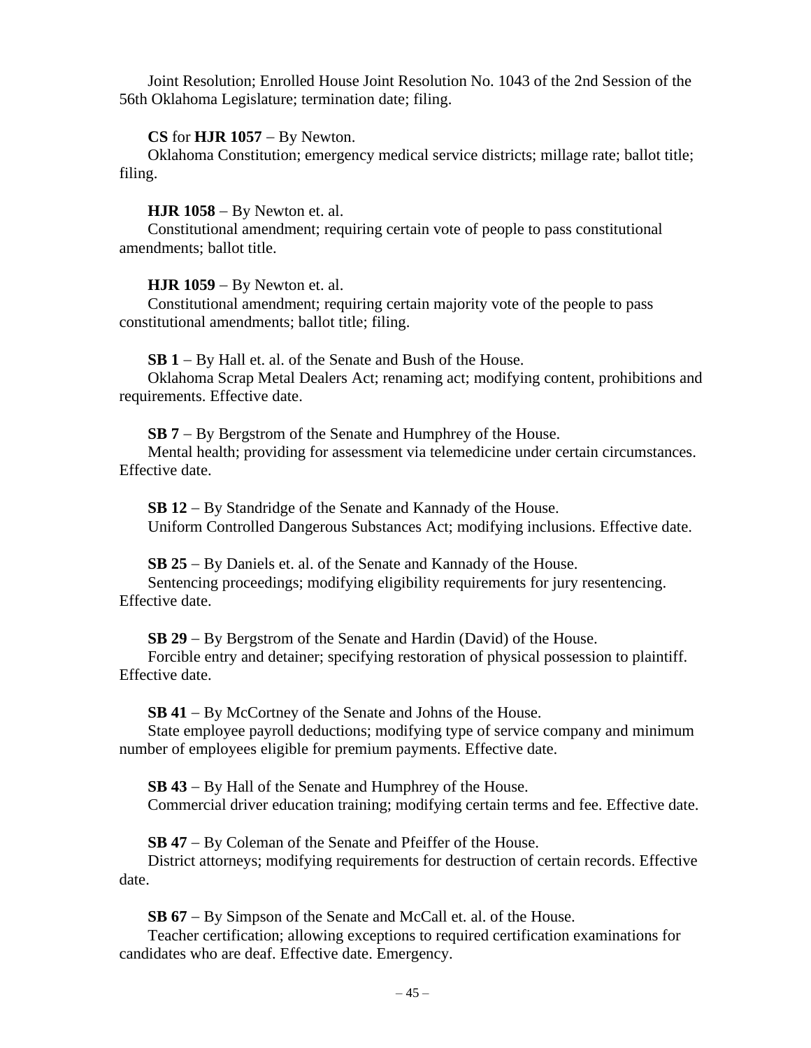Joint Resolution; Enrolled House Joint Resolution No. 1043 of the 2nd Session of the 56th Oklahoma Legislature; termination date; filing.

**CS** for **HJR 1057** – By Newton.
Oklahoma Constitution; emergency medical service districts; millage rate; ballot title; filing.

**HJR 1058** – By Newton et. al.
Constitutional amendment; requiring certain vote of people to pass constitutional amendments; ballot title.

**HJR 1059** – By Newton et. al.
Constitutional amendment; requiring certain majority vote of the people to pass constitutional amendments; ballot title; filing.

**SB 1** – By Hall et. al. of the Senate and Bush of the House.
Oklahoma Scrap Metal Dealers Act; renaming act; modifying content, prohibitions and requirements. Effective date.

**SB 7** – By Bergstrom of the Senate and Humphrey of the House.
Mental health; providing for assessment via telemedicine under certain circumstances. Effective date.

**SB 12** – By Standridge of the Senate and Kannady of the House.
Uniform Controlled Dangerous Substances Act; modifying inclusions. Effective date.

**SB 25** – By Daniels et. al. of the Senate and Kannady of the House.
Sentencing proceedings; modifying eligibility requirements for jury resentencing. Effective date.

**SB 29** – By Bergstrom of the Senate and Hardin (David) of the House.
Forcible entry and detainer; specifying restoration of physical possession to plaintiff. Effective date.

**SB 41** – By McCortney of the Senate and Johns of the House.
State employee payroll deductions; modifying type of service company and minimum number of employees eligible for premium payments. Effective date.

**SB 43** – By Hall of the Senate and Humphrey of the House.
Commercial driver education training; modifying certain terms and fee. Effective date.

**SB 47** – By Coleman of the Senate and Pfeiffer of the House.
District attorneys; modifying requirements for destruction of certain records. Effective date.

**SB 67** – By Simpson of the Senate and McCall et. al. of the House.
Teacher certification; allowing exceptions to required certification examinations for candidates who are deaf. Effective date. Emergency.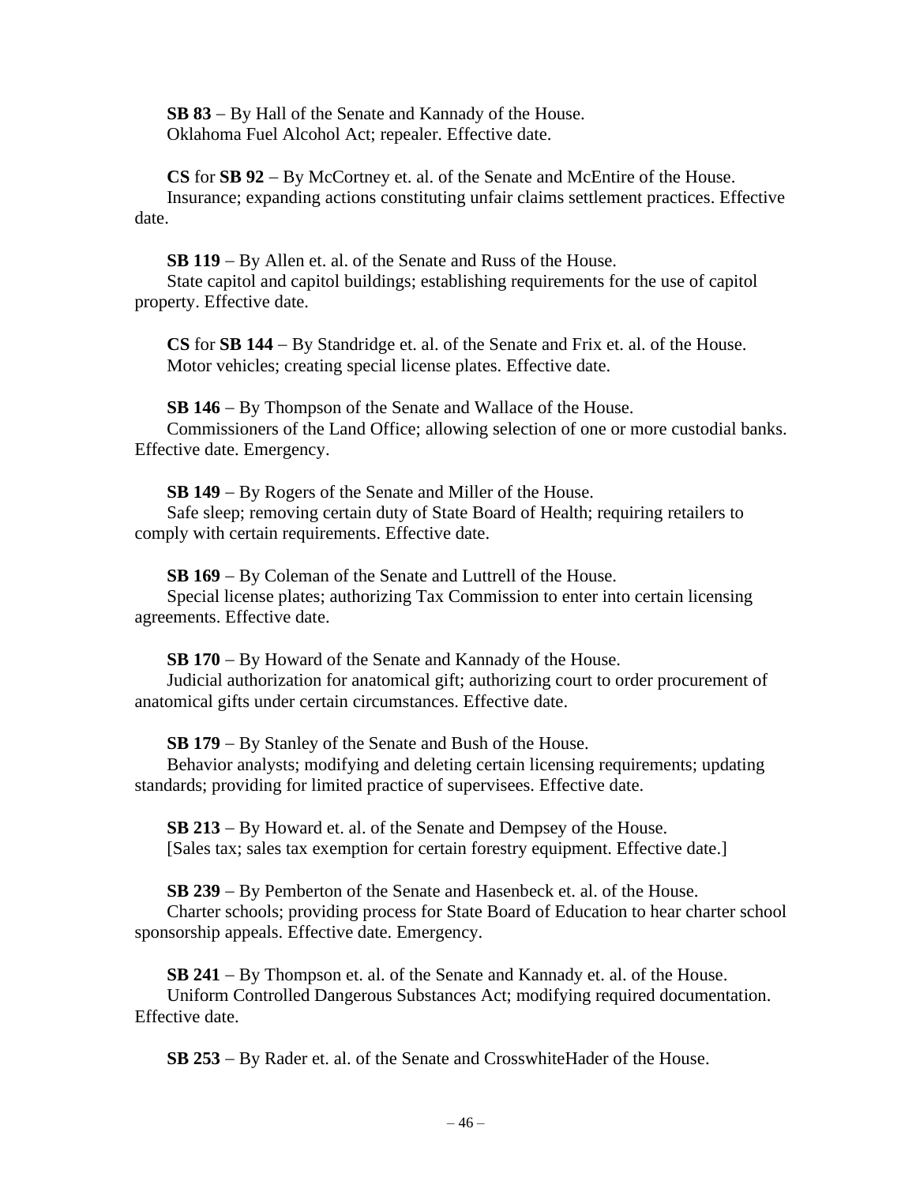**SB 83** – By Hall of the Senate and Kannady of the House.
Oklahoma Fuel Alcohol Act; repealer. Effective date.

**CS** for **SB 92** – By McCortney et. al. of the Senate and McEntire of the House.
Insurance; expanding actions constituting unfair claims settlement practices. Effective date.

**SB 119** – By Allen et. al. of the Senate and Russ of the House.
State capitol and capitol buildings; establishing requirements for the use of capitol property. Effective date.

**CS** for **SB 144** – By Standridge et. al. of the Senate and Frix et. al. of the House.
Motor vehicles; creating special license plates. Effective date.

**SB 146** – By Thompson of the Senate and Wallace of the House.
Commissioners of the Land Office; allowing selection of one or more custodial banks. Effective date. Emergency.

**SB 149** – By Rogers of the Senate and Miller of the House.
Safe sleep; removing certain duty of State Board of Health; requiring retailers to comply with certain requirements. Effective date.

**SB 169** – By Coleman of the Senate and Luttrell of the House.
Special license plates; authorizing Tax Commission to enter into certain licensing agreements. Effective date.

**SB 170** – By Howard of the Senate and Kannady of the House.
Judicial authorization for anatomical gift; authorizing court to order procurement of anatomical gifts under certain circumstances. Effective date.

**SB 179** – By Stanley of the Senate and Bush of the House.
Behavior analysts; modifying and deleting certain licensing requirements; updating standards; providing for limited practice of supervisees. Effective date.

**SB 213** – By Howard et. al. of the Senate and Dempsey of the House.
[Sales tax; sales tax exemption for certain forestry equipment. Effective date.]

**SB 239** – By Pemberton of the Senate and Hasenbeck et. al. of the House.
Charter schools; providing process for State Board of Education to hear charter school sponsorship appeals. Effective date. Emergency.

**SB 241** – By Thompson et. al. of the Senate and Kannady et. al. of the House.
Uniform Controlled Dangerous Substances Act; modifying required documentation. Effective date.

**SB 253** – By Rader et. al. of the Senate and CrosswhiteHader of the House.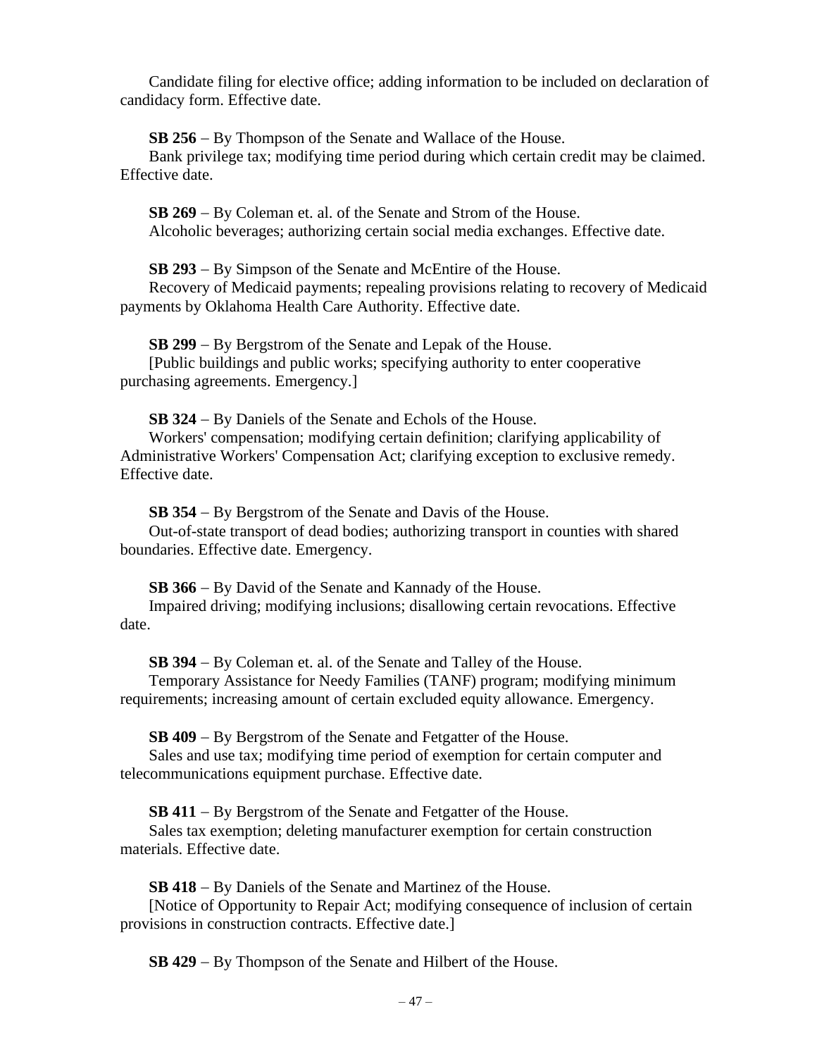Candidate filing for elective office; adding information to be included on declaration of candidacy form. Effective date.

**SB 256** – By Thompson of the Senate and Wallace of the House.
Bank privilege tax; modifying time period during which certain credit may be claimed. Effective date.

**SB 269** – By Coleman et. al. of the Senate and Strom of the House.
Alcoholic beverages; authorizing certain social media exchanges. Effective date.

**SB 293** – By Simpson of the Senate and McEntire of the House.
Recovery of Medicaid payments; repealing provisions relating to recovery of Medicaid payments by Oklahoma Health Care Authority. Effective date.

**SB 299** – By Bergstrom of the Senate and Lepak of the House.
[Public buildings and public works; specifying authority to enter cooperative purchasing agreements. Emergency.]

**SB 324** – By Daniels of the Senate and Echols of the House.
Workers' compensation; modifying certain definition; clarifying applicability of Administrative Workers' Compensation Act; clarifying exception to exclusive remedy. Effective date.

**SB 354** – By Bergstrom of the Senate and Davis of the House.
Out-of-state transport of dead bodies; authorizing transport in counties with shared boundaries. Effective date. Emergency.

**SB 366** – By David of the Senate and Kannady of the House.
Impaired driving; modifying inclusions; disallowing certain revocations. Effective date.

**SB 394** – By Coleman et. al. of the Senate and Talley of the House.
Temporary Assistance for Needy Families (TANF) program; modifying minimum requirements; increasing amount of certain excluded equity allowance. Emergency.

**SB 409** – By Bergstrom of the Senate and Fetgatter of the House.
Sales and use tax; modifying time period of exemption for certain computer and telecommunications equipment purchase. Effective date.

**SB 411** – By Bergstrom of the Senate and Fetgatter of the House.
Sales tax exemption; deleting manufacturer exemption for certain construction materials. Effective date.

**SB 418** – By Daniels of the Senate and Martinez of the House.
[Notice of Opportunity to Repair Act; modifying consequence of inclusion of certain provisions in construction contracts. Effective date.]

**SB 429** – By Thompson of the Senate and Hilbert of the House.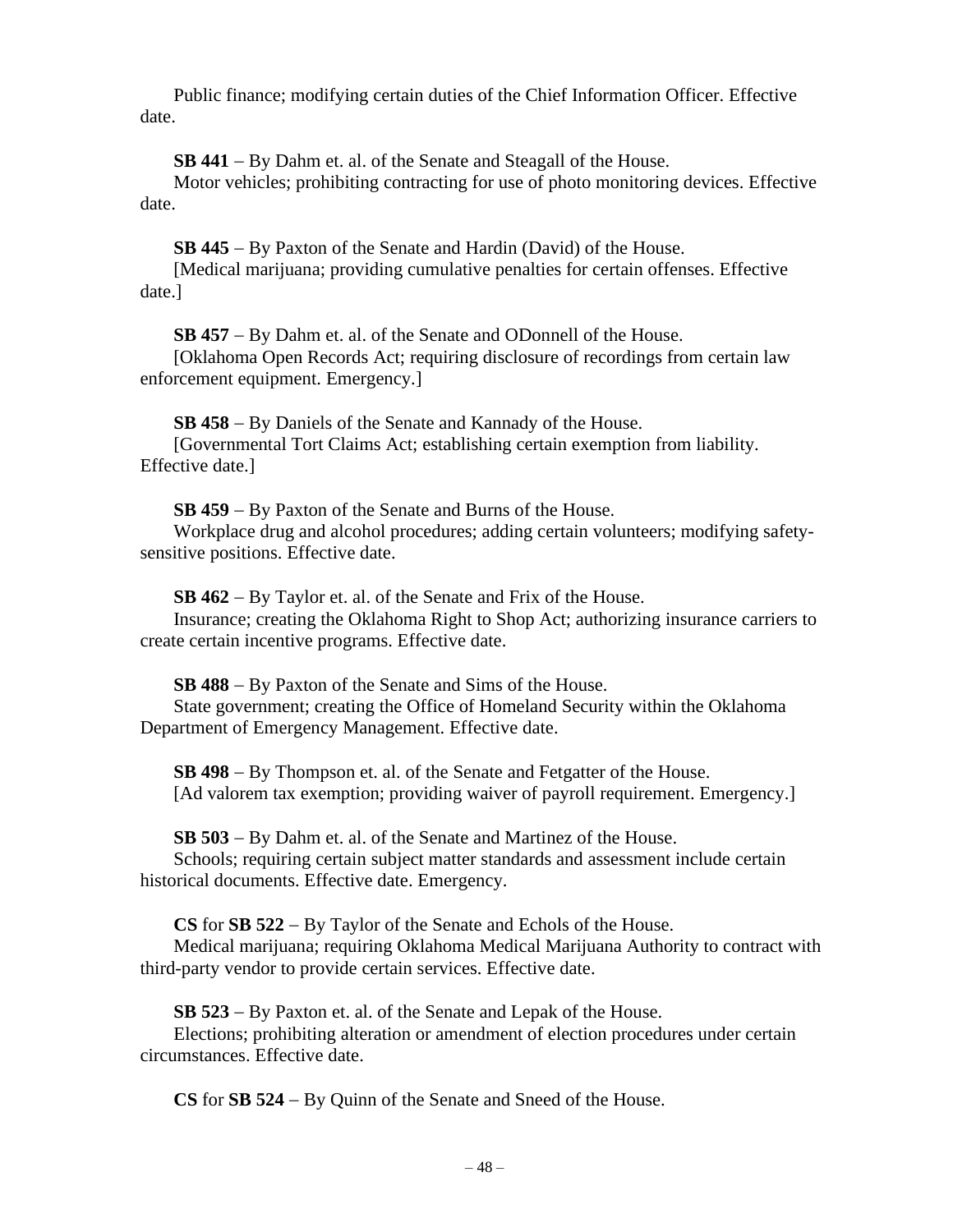Public finance; modifying certain duties of the Chief Information Officer. Effective date.

**SB 441** – By Dahm et. al. of the Senate and Steagall of the House.
Motor vehicles; prohibiting contracting for use of photo monitoring devices. Effective date.

**SB 445** – By Paxton of the Senate and Hardin (David) of the House.
[Medical marijuana; providing cumulative penalties for certain offenses. Effective date.]

**SB 457** – By Dahm et. al. of the Senate and ODonnell of the House.
[Oklahoma Open Records Act; requiring disclosure of recordings from certain law enforcement equipment. Emergency.]

**SB 458** – By Daniels of the Senate and Kannady of the House.
[Governmental Tort Claims Act; establishing certain exemption from liability. Effective date.]

**SB 459** – By Paxton of the Senate and Burns of the House.
Workplace drug and alcohol procedures; adding certain volunteers; modifying safety-sensitive positions. Effective date.

**SB 462** – By Taylor et. al. of the Senate and Frix of the House.
Insurance; creating the Oklahoma Right to Shop Act; authorizing insurance carriers to create certain incentive programs. Effective date.

**SB 488** – By Paxton of the Senate and Sims of the House.
State government; creating the Office of Homeland Security within the Oklahoma Department of Emergency Management. Effective date.

**SB 498** – By Thompson et. al. of the Senate and Fetgatter of the House.
[Ad valorem tax exemption; providing waiver of payroll requirement. Emergency.]

**SB 503** – By Dahm et. al. of the Senate and Martinez of the House.
Schools; requiring certain subject matter standards and assessment include certain historical documents. Effective date. Emergency.

**CS** for **SB 522** – By Taylor of the Senate and Echols of the House.
Medical marijuana; requiring Oklahoma Medical Marijuana Authority to contract with third-party vendor to provide certain services. Effective date.

**SB 523** – By Paxton et. al. of the Senate and Lepak of the House.
Elections; prohibiting alteration or amendment of election procedures under certain circumstances. Effective date.

**CS** for **SB 524** – By Quinn of the Senate and Sneed of the House.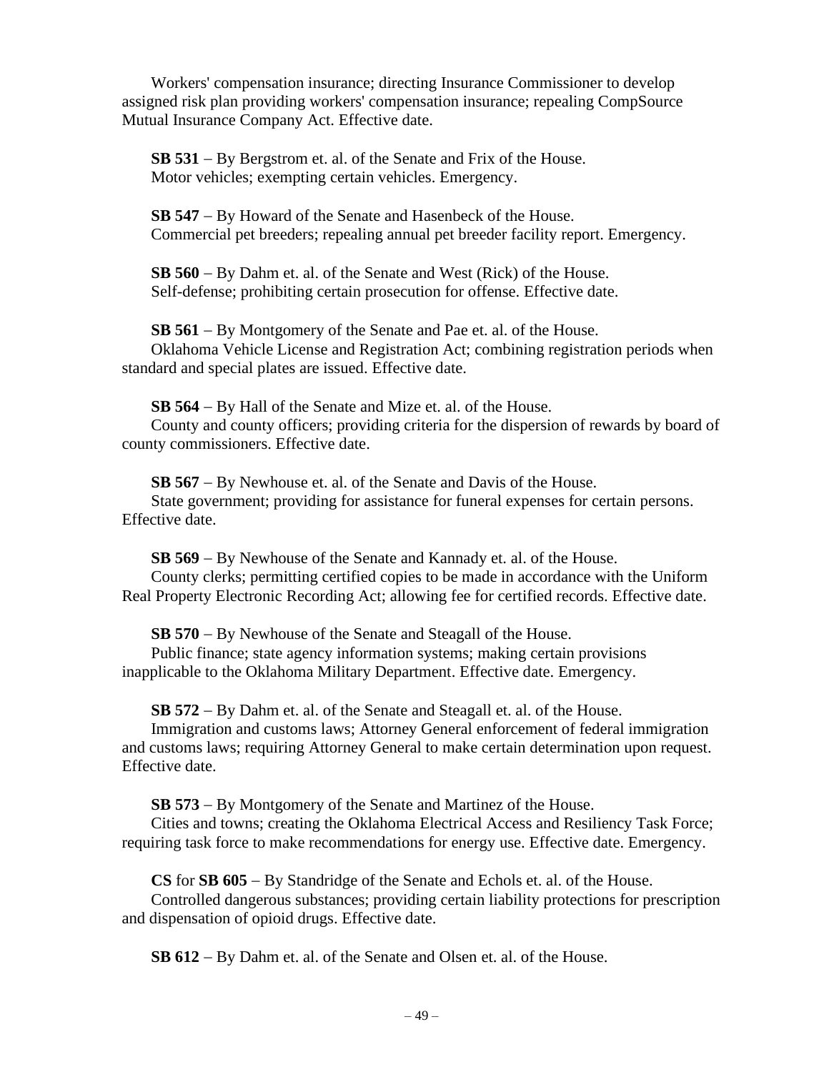Workers' compensation insurance; directing Insurance Commissioner to develop assigned risk plan providing workers' compensation insurance; repealing CompSource Mutual Insurance Company Act. Effective date.

**SB 531** – By Bergstrom et. al. of the Senate and Frix of the House.
Motor vehicles; exempting certain vehicles. Emergency.

**SB 547** – By Howard of the Senate and Hasenbeck of the House.
Commercial pet breeders; repealing annual pet breeder facility report. Emergency.

**SB 560** – By Dahm et. al. of the Senate and West (Rick) of the House.
Self-defense; prohibiting certain prosecution for offense. Effective date.

**SB 561** – By Montgomery of the Senate and Pae et. al. of the House.
Oklahoma Vehicle License and Registration Act; combining registration periods when standard and special plates are issued. Effective date.

**SB 564** – By Hall of the Senate and Mize et. al. of the House.
County and county officers; providing criteria for the dispersion of rewards by board of county commissioners. Effective date.

**SB 567** – By Newhouse et. al. of the Senate and Davis of the House.
State government; providing for assistance for funeral expenses for certain persons. Effective date.

**SB 569** – By Newhouse of the Senate and Kannady et. al. of the House.
County clerks; permitting certified copies to be made in accordance with the Uniform Real Property Electronic Recording Act; allowing fee for certified records. Effective date.

**SB 570** – By Newhouse of the Senate and Steagall of the House.
Public finance; state agency information systems; making certain provisions inapplicable to the Oklahoma Military Department. Effective date. Emergency.

**SB 572** – By Dahm et. al. of the Senate and Steagall et. al. of the House.
Immigration and customs laws; Attorney General enforcement of federal immigration and customs laws; requiring Attorney General to make certain determination upon request. Effective date.

**SB 573** – By Montgomery of the Senate and Martinez of the House.
Cities and towns; creating the Oklahoma Electrical Access and Resiliency Task Force; requiring task force to make recommendations for energy use. Effective date. Emergency.

**CS** for **SB 605** – By Standridge of the Senate and Echols et. al. of the House.
Controlled dangerous substances; providing certain liability protections for prescription and dispensation of opioid drugs. Effective date.

**SB 612** – By Dahm et. al. of the Senate and Olsen et. al. of the House.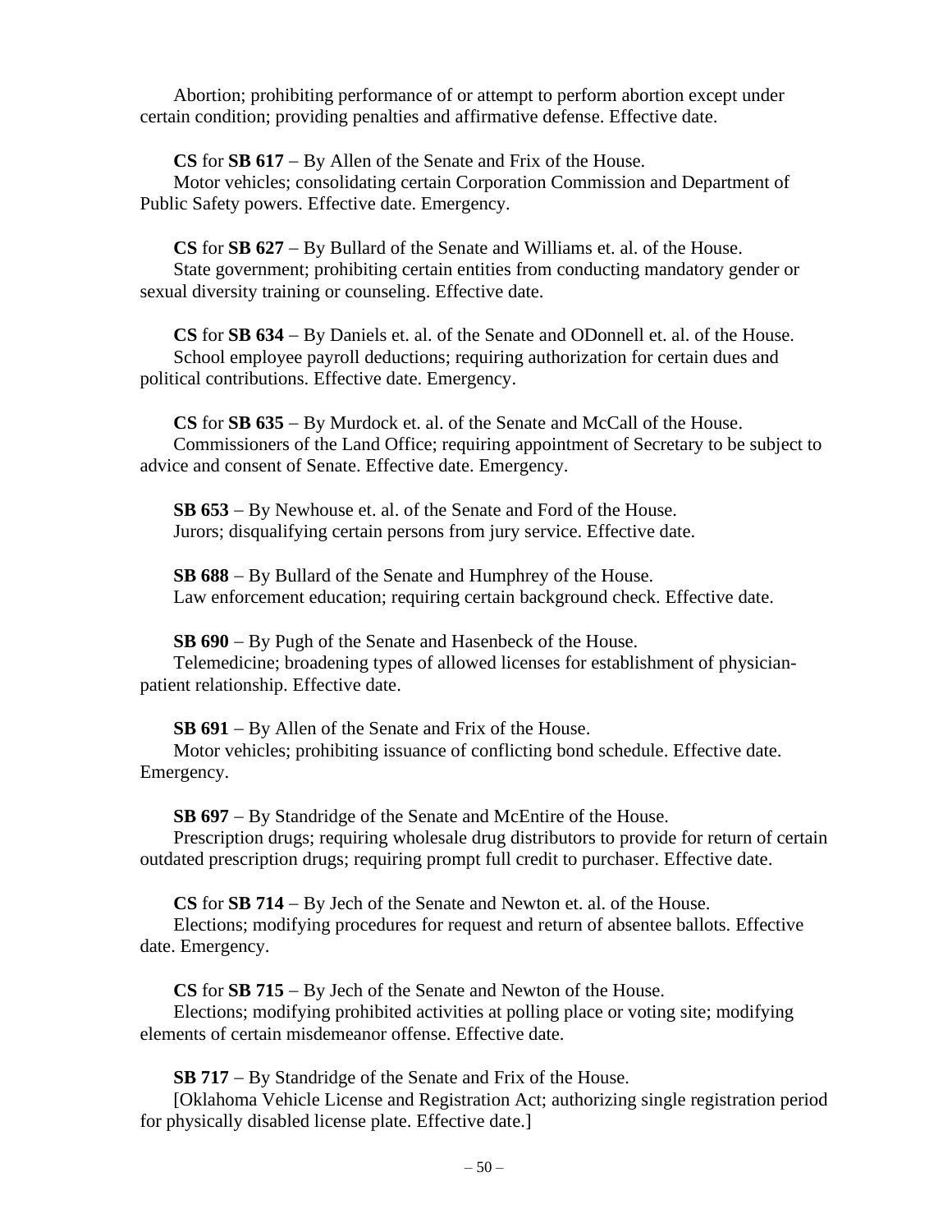Abortion; prohibiting performance of or attempt to perform abortion except under certain condition; providing penalties and affirmative defense. Effective date.

**CS** for **SB 617** – By Allen of the Senate and Frix of the House.
Motor vehicles; consolidating certain Corporation Commission and Department of Public Safety powers. Effective date. Emergency.

**CS** for **SB 627** – By Bullard of the Senate and Williams et. al. of the House.
State government; prohibiting certain entities from conducting mandatory gender or sexual diversity training or counseling. Effective date.

**CS** for **SB 634** – By Daniels et. al. of the Senate and ODonnell et. al. of the House.
School employee payroll deductions; requiring authorization for certain dues and political contributions. Effective date. Emergency.

**CS** for **SB 635** – By Murdock et. al. of the Senate and McCall of the House.
Commissioners of the Land Office; requiring appointment of Secretary to be subject to advice and consent of Senate. Effective date. Emergency.

**SB 653** – By Newhouse et. al. of the Senate and Ford of the House.
Jurors; disqualifying certain persons from jury service. Effective date.

**SB 688** – By Bullard of the Senate and Humphrey of the House.
Law enforcement education; requiring certain background check. Effective date.

**SB 690** – By Pugh of the Senate and Hasenbeck of the House.
Telemedicine; broadening types of allowed licenses for establishment of physician-patient relationship. Effective date.

**SB 691** – By Allen of the Senate and Frix of the House.
Motor vehicles; prohibiting issuance of conflicting bond schedule. Effective date. Emergency.

**SB 697** – By Standridge of the Senate and McEntire of the House.
Prescription drugs; requiring wholesale drug distributors to provide for return of certain outdated prescription drugs; requiring prompt full credit to purchaser. Effective date.

**CS** for **SB 714** – By Jech of the Senate and Newton et. al. of the House.
Elections; modifying procedures for request and return of absentee ballots. Effective date. Emergency.

**CS** for **SB 715** – By Jech of the Senate and Newton of the House.
Elections; modifying prohibited activities at polling place or voting site; modifying elements of certain misdemeanor offense. Effective date.

**SB 717** – By Standridge of the Senate and Frix of the House.
[Oklahoma Vehicle License and Registration Act; authorizing single registration period for physically disabled license plate. Effective date.]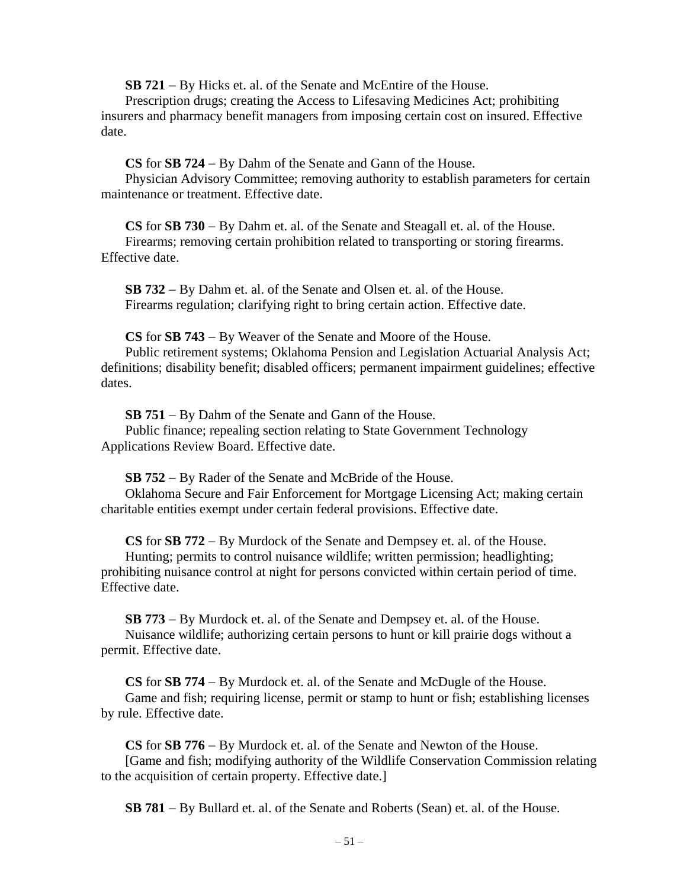**SB 721** – By Hicks et. al. of the Senate and McEntire of the House.
Prescription drugs; creating the Access to Lifesaving Medicines Act; prohibiting insurers and pharmacy benefit managers from imposing certain cost on insured. Effective date.

**CS** for **SB 724** – By Dahm of the Senate and Gann of the House.
Physician Advisory Committee; removing authority to establish parameters for certain maintenance or treatment. Effective date.

**CS** for **SB 730** – By Dahm et. al. of the Senate and Steagall et. al. of the House.
Firearms; removing certain prohibition related to transporting or storing firearms. Effective date.

**SB 732** – By Dahm et. al. of the Senate and Olsen et. al. of the House.
Firearms regulation; clarifying right to bring certain action. Effective date.

**CS** for **SB 743** – By Weaver of the Senate and Moore of the House.
Public retirement systems; Oklahoma Pension and Legislation Actuarial Analysis Act; definitions; disability benefit; disabled officers; permanent impairment guidelines; effective dates.

**SB 751** – By Dahm of the Senate and Gann of the House.
Public finance; repealing section relating to State Government Technology Applications Review Board. Effective date.

**SB 752** – By Rader of the Senate and McBride of the House.
Oklahoma Secure and Fair Enforcement for Mortgage Licensing Act; making certain charitable entities exempt under certain federal provisions. Effective date.

**CS** for **SB 772** – By Murdock of the Senate and Dempsey et. al. of the House.
Hunting; permits to control nuisance wildlife; written permission; headlighting; prohibiting nuisance control at night for persons convicted within certain period of time. Effective date.

**SB 773** – By Murdock et. al. of the Senate and Dempsey et. al. of the House.
Nuisance wildlife; authorizing certain persons to hunt or kill prairie dogs without a permit. Effective date.

**CS** for **SB 774** – By Murdock et. al. of the Senate and McDugle of the House.
Game and fish; requiring license, permit or stamp to hunt or fish; establishing licenses by rule. Effective date.

**CS** for **SB 776** – By Murdock et. al. of the Senate and Newton of the House.
[Game and fish; modifying authority of the Wildlife Conservation Commission relating to the acquisition of certain property. Effective date.]

**SB 781** – By Bullard et. al. of the Senate and Roberts (Sean) et. al. of the House.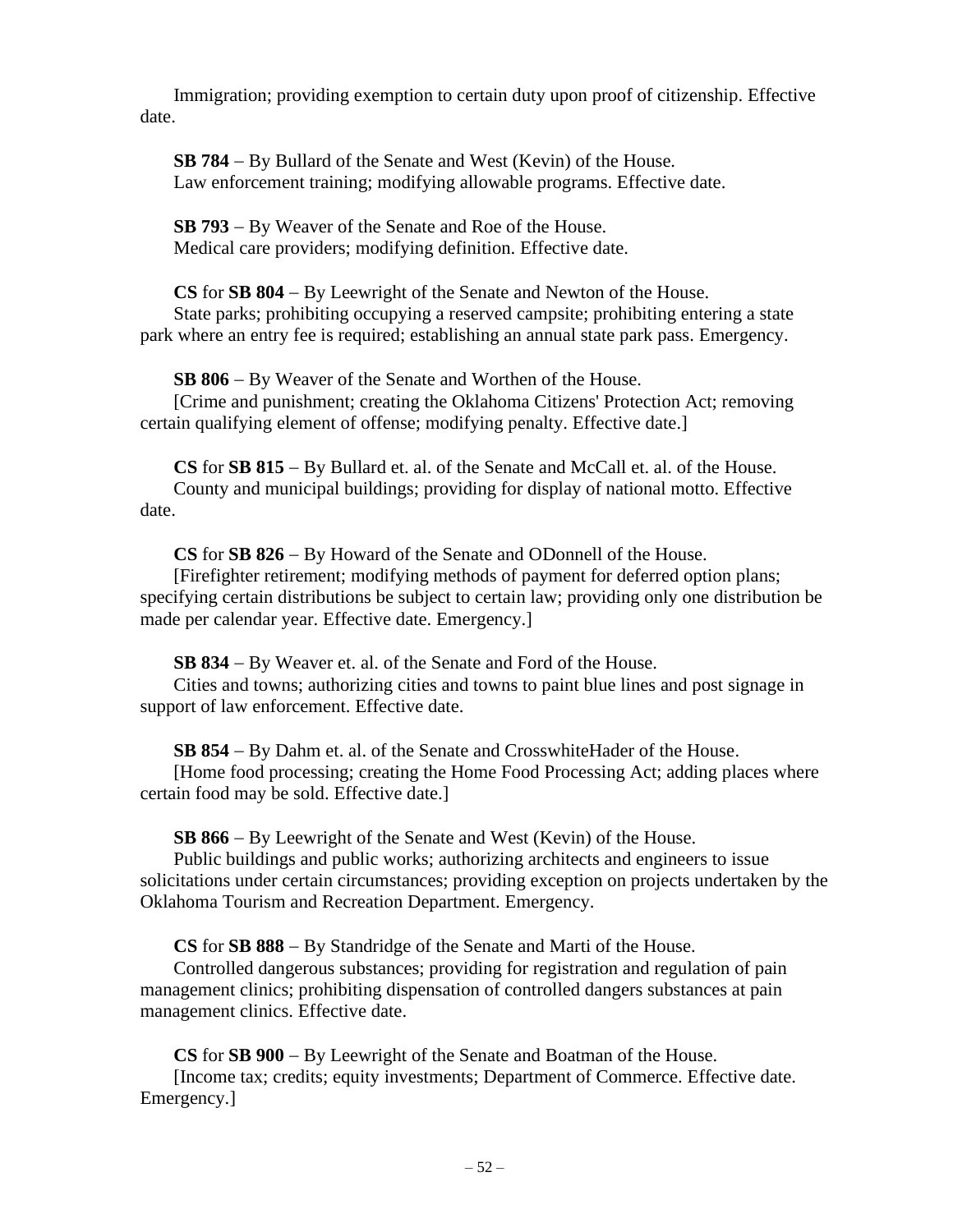Immigration; providing exemption to certain duty upon proof of citizenship. Effective date.

**SB 784** – By Bullard of the Senate and West (Kevin) of the House.
Law enforcement training; modifying allowable programs. Effective date.

**SB 793** – By Weaver of the Senate and Roe of the House.
Medical care providers; modifying definition. Effective date.

**CS** for **SB 804** – By Leewright of the Senate and Newton of the House.
State parks; prohibiting occupying a reserved campsite; prohibiting entering a state park where an entry fee is required; establishing an annual state park pass. Emergency.

**SB 806** – By Weaver of the Senate and Worthen of the House.
[Crime and punishment; creating the Oklahoma Citizens' Protection Act; removing certain qualifying element of offense; modifying penalty. Effective date.]

**CS** for **SB 815** – By Bullard et. al. of the Senate and McCall et. al. of the House.
County and municipal buildings; providing for display of national motto. Effective date.

**CS** for **SB 826** – By Howard of the Senate and ODonnell of the House.
[Firefighter retirement; modifying methods of payment for deferred option plans; specifying certain distributions be subject to certain law; providing only one distribution be made per calendar year. Effective date. Emergency.]

**SB 834** – By Weaver et. al. of the Senate and Ford of the House.
Cities and towns; authorizing cities and towns to paint blue lines and post signage in support of law enforcement. Effective date.

**SB 854** – By Dahm et. al. of the Senate and CrosswhiteHader of the House.
[Home food processing; creating the Home Food Processing Act; adding places where certain food may be sold. Effective date.]

**SB 866** – By Leewright of the Senate and West (Kevin) of the House.
Public buildings and public works; authorizing architects and engineers to issue solicitations under certain circumstances; providing exception on projects undertaken by the Oklahoma Tourism and Recreation Department. Emergency.

**CS** for **SB 888** – By Standridge of the Senate and Marti of the House.
Controlled dangerous substances; providing for registration and regulation of pain management clinics; prohibiting dispensation of controlled dangers substances at pain management clinics. Effective date.

**CS** for **SB 900** – By Leewright of the Senate and Boatman of the House.
[Income tax; credits; equity investments; Department of Commerce. Effective date. Emergency.]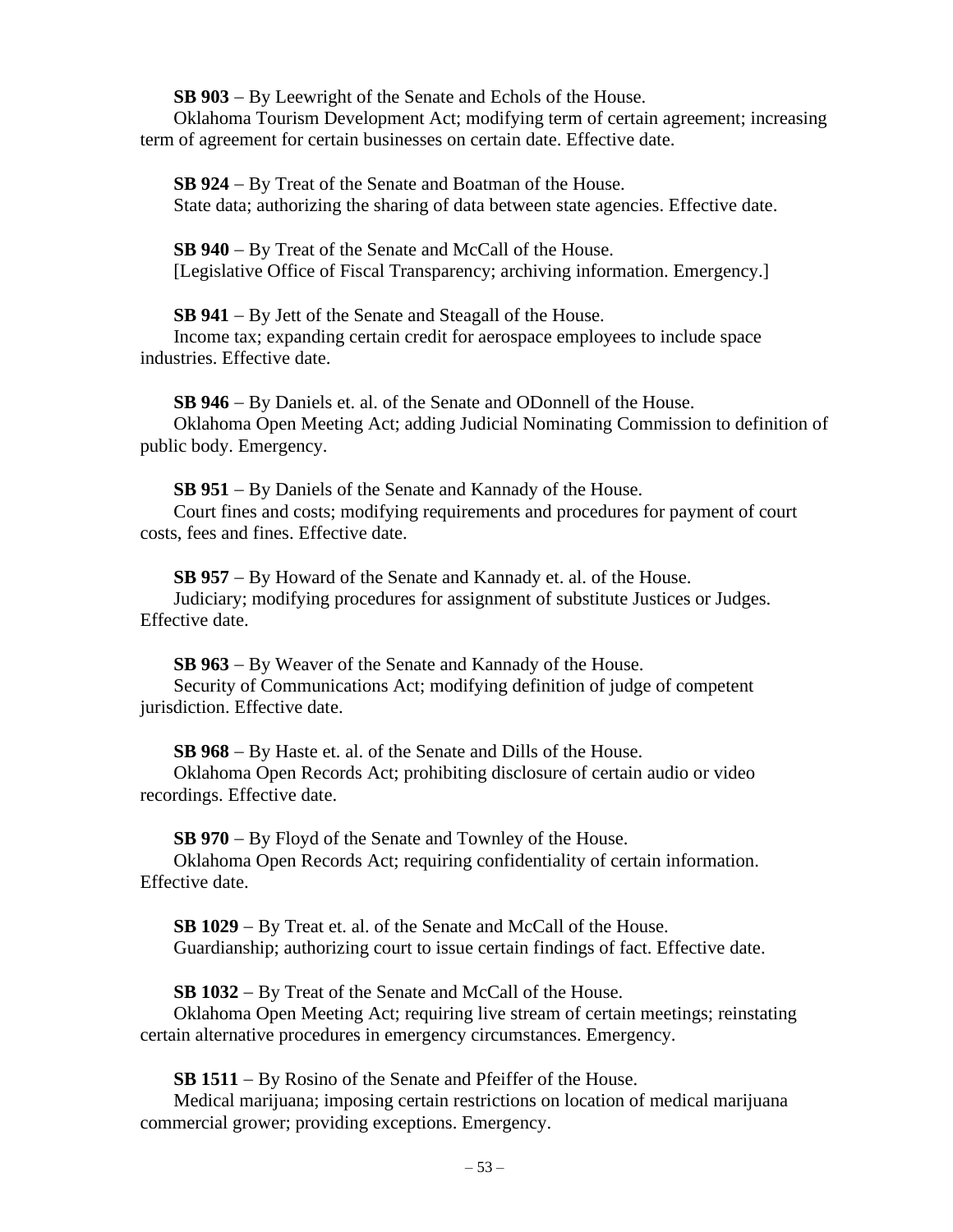**SB 903** – By Leewright of the Senate and Echols of the House.
Oklahoma Tourism Development Act; modifying term of certain agreement; increasing term of agreement for certain businesses on certain date. Effective date.

**SB 924** – By Treat of the Senate and Boatman of the House.
State data; authorizing the sharing of data between state agencies. Effective date.

**SB 940** – By Treat of the Senate and McCall of the House.
[Legislative Office of Fiscal Transparency; archiving information. Emergency.]

**SB 941** – By Jett of the Senate and Steagall of the House.
Income tax; expanding certain credit for aerospace employees to include space industries. Effective date.

**SB 946** – By Daniels et. al. of the Senate and ODonnell of the House.
Oklahoma Open Meeting Act; adding Judicial Nominating Commission to definition of public body. Emergency.

**SB 951** – By Daniels of the Senate and Kannady of the House.
Court fines and costs; modifying requirements and procedures for payment of court costs, fees and fines. Effective date.

**SB 957** – By Howard of the Senate and Kannady et. al. of the House.
Judiciary; modifying procedures for assignment of substitute Justices or Judges. Effective date.

**SB 963** – By Weaver of the Senate and Kannady of the House.
Security of Communications Act; modifying definition of judge of competent jurisdiction. Effective date.

**SB 968** – By Haste et. al. of the Senate and Dills of the House.
Oklahoma Open Records Act; prohibiting disclosure of certain audio or video recordings. Effective date.

**SB 970** – By Floyd of the Senate and Townley of the House.
Oklahoma Open Records Act; requiring confidentiality of certain information. Effective date.

**SB 1029** – By Treat et. al. of the Senate and McCall of the House.
Guardianship; authorizing court to issue certain findings of fact. Effective date.

**SB 1032** – By Treat of the Senate and McCall of the House.
Oklahoma Open Meeting Act; requiring live stream of certain meetings; reinstating certain alternative procedures in emergency circumstances. Emergency.

**SB 1511** – By Rosino of the Senate and Pfeiffer of the House.
Medical marijuana; imposing certain restrictions on location of medical marijuana commercial grower; providing exceptions. Emergency.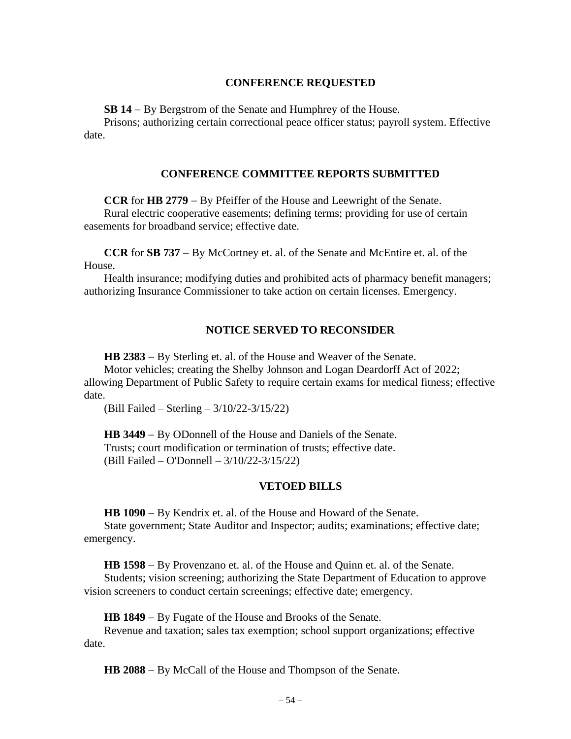## CONFERENCE REQUESTED

**SB 14** – By Bergstrom of the Senate and Humphrey of the House.
Prisons; authorizing certain correctional peace officer status; payroll system. Effective date.

## CONFERENCE COMMITTEE REPORTS SUBMITTED

**CCR** for **HB 2779** – By Pfeiffer of the House and Leewright of the Senate.
Rural electric cooperative easements; defining terms; providing for use of certain easements for broadband service; effective date.

**CCR** for **SB 737** – By McCortney et. al. of the Senate and McEntire et. al. of the House.
Health insurance; modifying duties and prohibited acts of pharmacy benefit managers; authorizing Insurance Commissioner to take action on certain licenses. Emergency.

## NOTICE SERVED TO RECONSIDER

**HB 2383** – By Sterling et. al. of the House and Weaver of the Senate.
Motor vehicles; creating the Shelby Johnson and Logan Deardorff Act of 2022; allowing Department of Public Safety to require certain exams for medical fitness; effective date.
(Bill Failed – Sterling – 3/10/22-3/15/22)

**HB 3449** – By ODonnell of the House and Daniels of the Senate.
Trusts; court modification or termination of trusts; effective date.
(Bill Failed – O'Donnell – 3/10/22-3/15/22)

## VETOED BILLS

**HB 1090** – By Kendrix et. al. of the House and Howard of the Senate.
State government; State Auditor and Inspector; audits; examinations; effective date; emergency.

**HB 1598** – By Provenzano et. al. of the House and Quinn et. al. of the Senate.
Students; vision screening; authorizing the State Department of Education to approve vision screeners to conduct certain screenings; effective date; emergency.

**HB 1849** – By Fugate of the House and Brooks of the Senate.
Revenue and taxation; sales tax exemption; school support organizations; effective date.

**HB 2088** – By McCall of the House and Thompson of the Senate.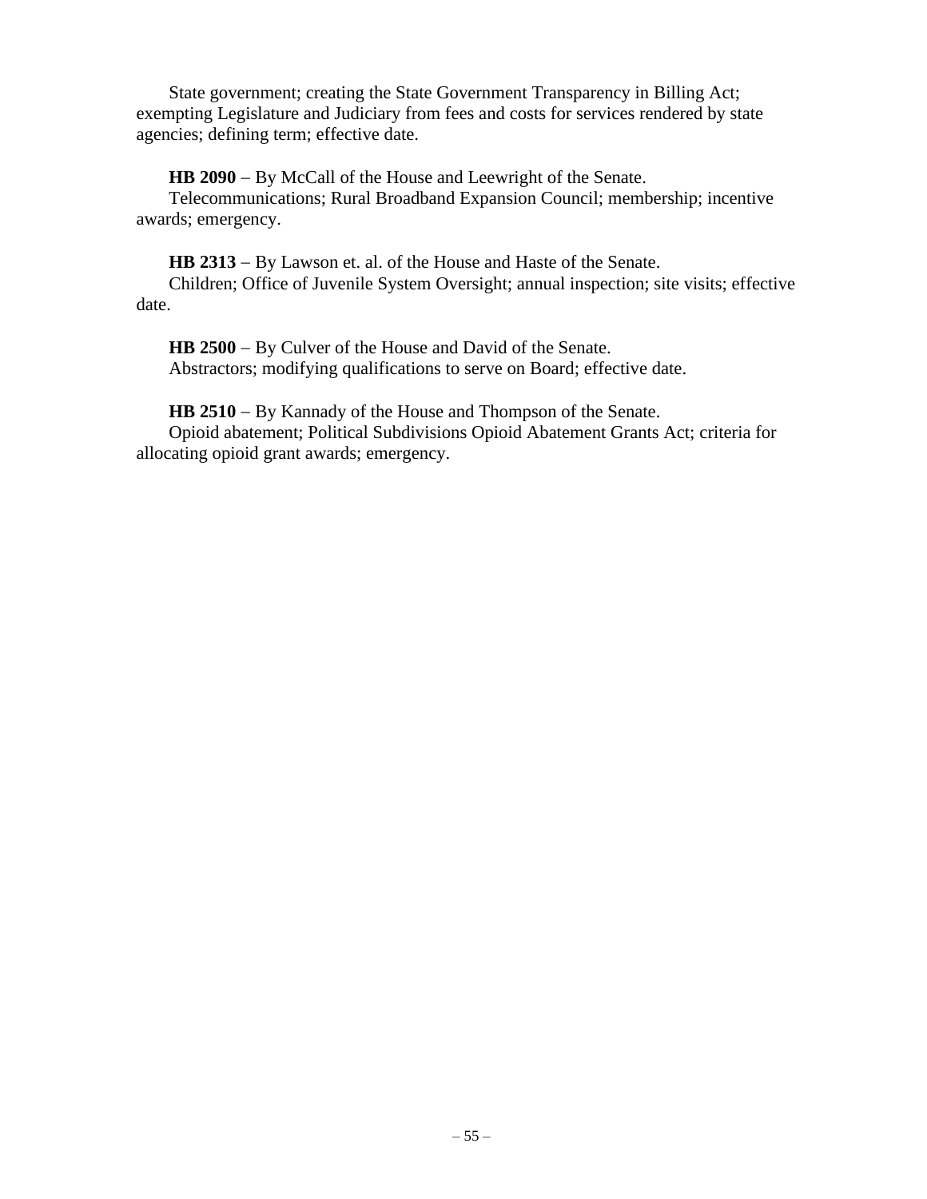State government; creating the State Government Transparency in Billing Act; exempting Legislature and Judiciary from fees and costs for services rendered by state agencies; defining term; effective date.

**HB 2090** – By McCall of the House and Leewright of the Senate.
Telecommunications; Rural Broadband Expansion Council; membership; incentive awards; emergency.

**HB 2313** – By Lawson et. al. of the House and Haste of the Senate.
Children; Office of Juvenile System Oversight; annual inspection; site visits; effective date.

**HB 2500** – By Culver of the House and David of the Senate.
Abstractors; modifying qualifications to serve on Board; effective date.

**HB 2510** – By Kannady of the House and Thompson of the Senate.
Opioid abatement; Political Subdivisions Opioid Abatement Grants Act; criteria for allocating opioid grant awards; emergency.